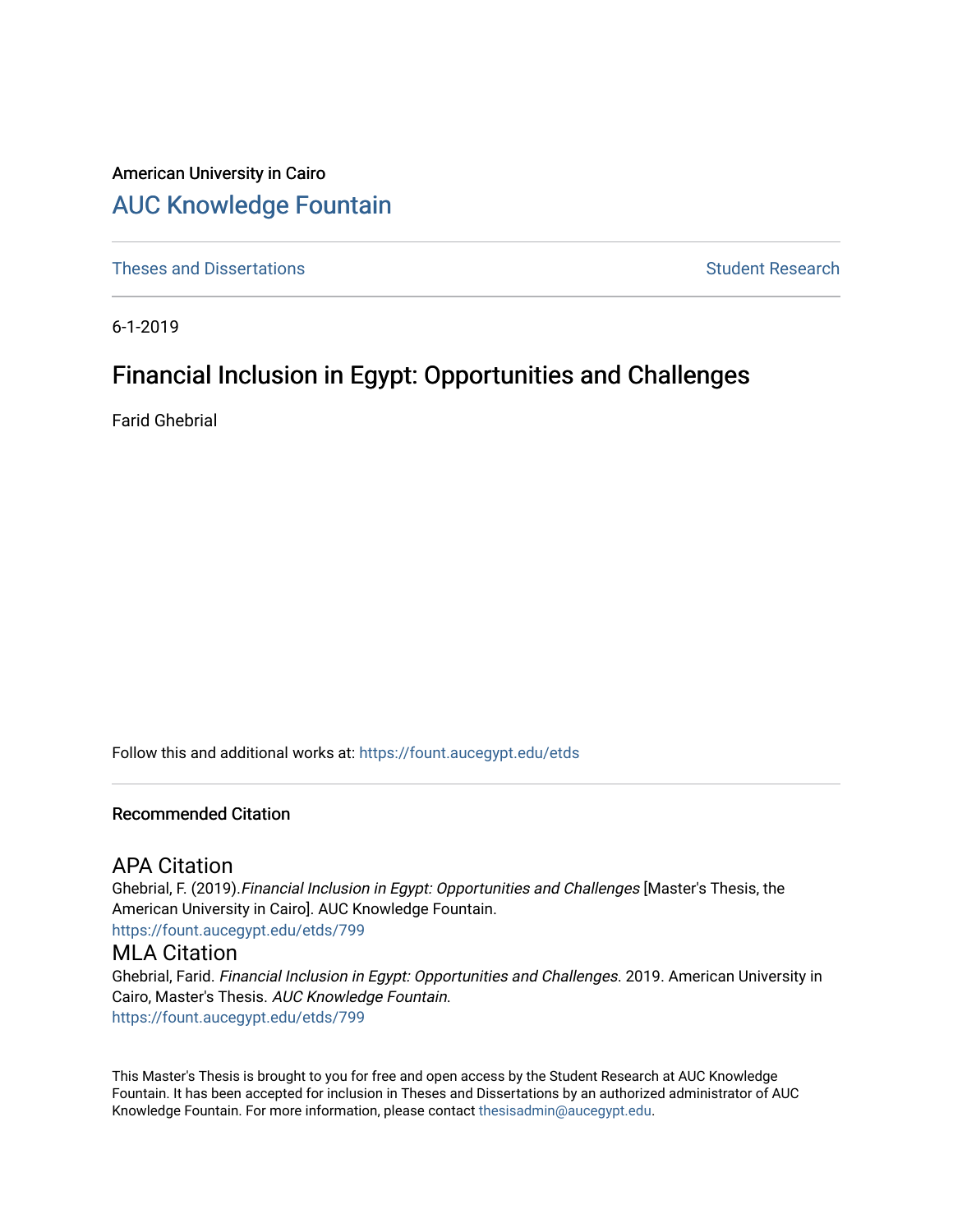American University in Cairo

# AUC Knowledge Fountain

Theses and Dissertations | Student Research

6-1-2019

## Financial Inclusion in Egypt: Opportunities and Challenges

Farid Ghebrial

Follow this and additional works at: https://fount.aucegypt.edu/etds

### Recommended Citation

#### APA Citation

Ghebrial, F. (2019).*Financial Inclusion in Egypt: Opportunities and Challenges* [Master's Thesis, the American University in Cairo]. AUC Knowledge Fountain.
https://fount.aucegypt.edu/etds/799

#### MLA Citation

Ghebrial, Farid. *Financial Inclusion in Egypt: Opportunities and Challenges*. 2019. American University in Cairo, Master's Thesis. *AUC Knowledge Fountain*.
https://fount.aucegypt.edu/etds/799

This Master's Thesis is brought to you for free and open access by the Student Research at AUC Knowledge Fountain. It has been accepted for inclusion in Theses and Dissertations by an authorized administrator of AUC Knowledge Fountain. For more information, please contact thesisadmin@aucegypt.edu.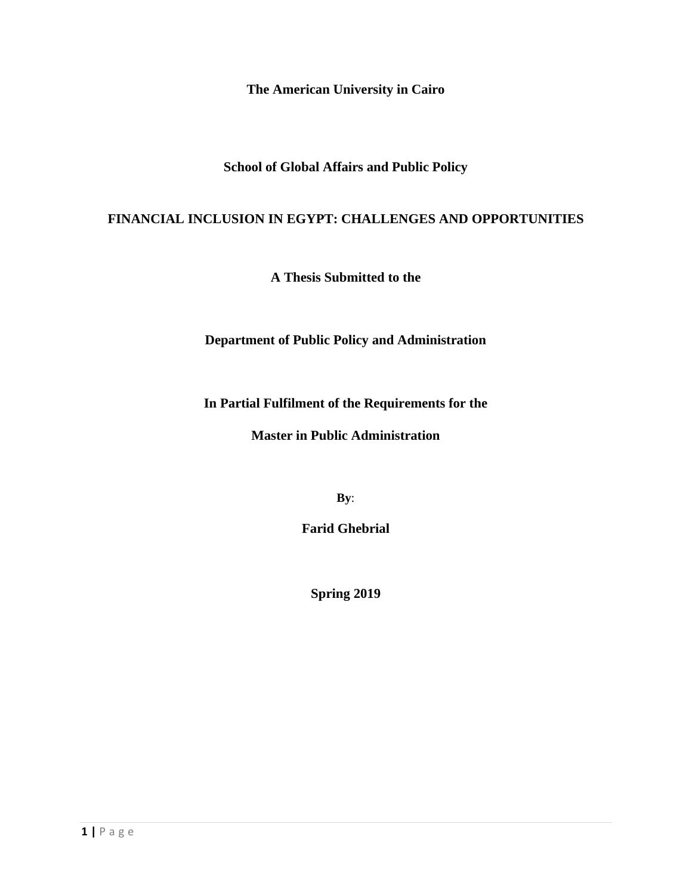**The American University in Cairo**

**School of Global Affairs and Public Policy**

**FINANCIAL INCLUSION IN EGYPT: CHALLENGES AND OPPORTUNITIES**

**A Thesis Submitted to the**

**Department of Public Policy and Administration**

**In Partial Fulfilment of the Requirements for the**

**Master in Public Administration**

**By**:

**Farid Ghebrial**

**Spring 2019**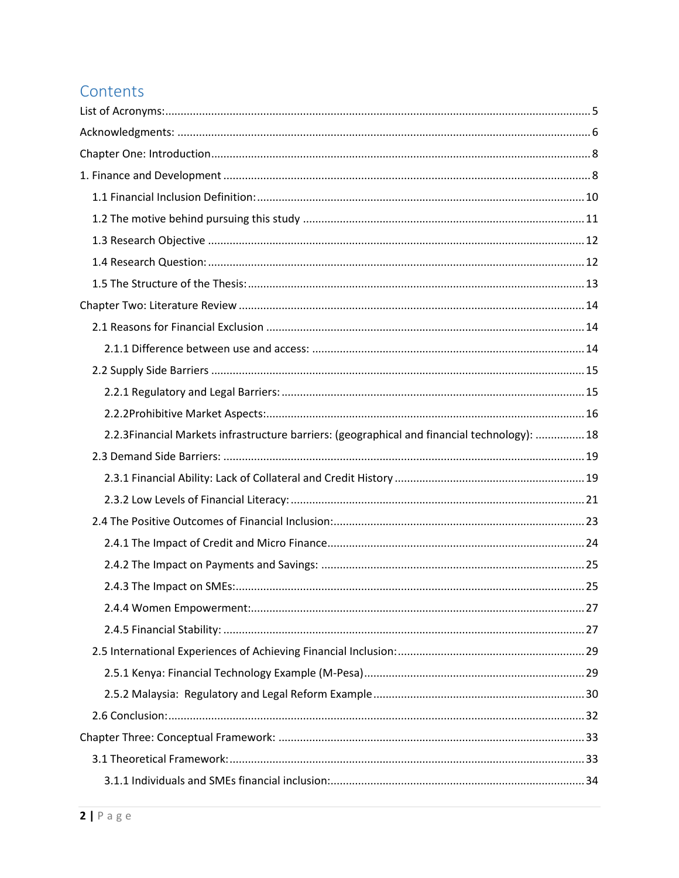# Contents

List of Acronyms: 5
Acknowledgments: 6
Chapter One: Introduction 8
1. Finance and Development 8
- 1.1 Financial Inclusion Definition: 10
- 1.2 The motive behind pursuing this study 11
- 1.3 Research Objective 12
- 1.4 Research Question: 12
- 1.5 The Structure of the Thesis: 13

Chapter Two: Literature Review 14
- 2.1 Reasons for Financial Exclusion 14
  - 2.1.1 Difference between use and access: 14
- 2.2 Supply Side Barriers 15
  - 2.2.1 Regulatory and Legal Barriers: 15
  - 2.2.2Prohibitive Market Aspects: 16
  - 2.2.3Financial Markets infrastructure barriers: (geographical and financial technology): 18
- 2.3 Demand Side Barriers: 19
  - 2.3.1 Financial Ability: Lack of Collateral and Credit History 19
  - 2.3.2 Low Levels of Financial Literacy: 21
- 2.4 The Positive Outcomes of Financial Inclusion: 23
  - 2.4.1 The Impact of Credit and Micro Finance 24
  - 2.4.2 The Impact on Payments and Savings: 25
  - 2.4.3 The Impact on SMEs: 25
  - 2.4.4 Women Empowerment: 27
  - 2.4.5 Financial Stability: 27
- 2.5 International Experiences of Achieving Financial Inclusion: 29
  - 2.5.1 Kenya: Financial Technology Example (M-Pesa) 29
  - 2.5.2 Malaysia: Regulatory and Legal Reform Example 30
- 2.6 Conclusion: 32

Chapter Three: Conceptual Framework: 33
- 3.1 Theoretical Framework: 33
  - 3.1.1 Individuals and SMEs financial inclusion: 34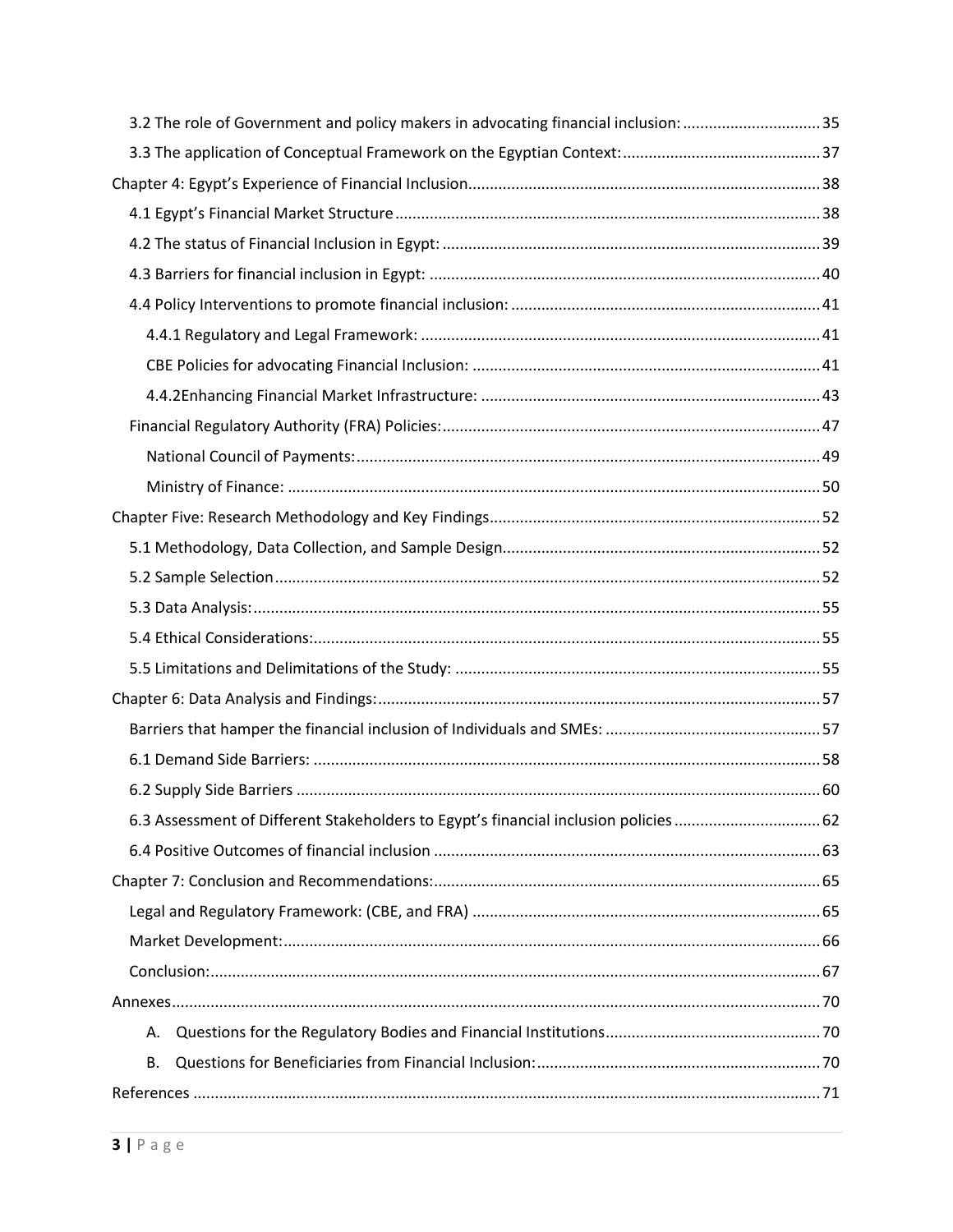3.2 The role of Government and policy makers in advocating financial inclusion: ............................... 35

3.3 The application of Conceptual Framework on the Egyptian Context: ............................................. 37

Chapter 4: Egypt's Experience of Financial Inclusion................................................................................ 38

4.1 Egypt's Financial Market Structure .................................................................................................. 38

4.2 The status of Financial Inclusion in Egypt: ....................................................................................... 39

4.3 Barriers for financial inclusion in Egypt: .......................................................................................... 40

4.4 Policy Interventions to promote financial inclusion: ....................................................................... 41

4.4.1 Regulatory and Legal Framework: ............................................................................................ 41

CBE Policies for advocating Financial Inclusion: ................................................................................ 41

4.4.2Enhancing Financial Market Infrastructure: .............................................................................. 43

Financial Regulatory Authority (FRA) Policies: ...................................................................................... 47

National Council of Payments: ........................................................................................................... 49

Ministry of Finance: ........................................................................................................................... 50

Chapter Five: Research Methodology and Key Findings............................................................................ 52

5.1 Methodology, Data Collection, and Sample Design......................................................................... 52

5.2 Sample Selection ............................................................................................................................. 52

5.3 Data Analysis: .................................................................................................................................. 55

5.4 Ethical Considerations: .................................................................................................................... 55

5.5 Limitations and Delimitations of the Study: .................................................................................... 55

Chapter 6: Data Analysis and Findings: ..................................................................................................... 57

Barriers that hamper the financial inclusion of Individuals and SMEs: ................................................. 57

6.1 Demand Side Barriers: ..................................................................................................................... 58

6.2 Supply Side Barriers ......................................................................................................................... 60

6.3 Assessment of Different Stakeholders to Egypt's financial inclusion policies ................................. 62

6.4 Positive Outcomes of financial inclusion ......................................................................................... 63

Chapter 7: Conclusion and Recommendations: ......................................................................................... 65

Legal and Regulatory Framework: (CBE, and FRA) ................................................................................ 65

Market Development: ........................................................................................................................... 66

Conclusion: ............................................................................................................................................ 67

Annexes ..................................................................................................................................................... 70

A. Questions for the Regulatory Bodies and Financial Institutions ................................................. 70

B. Questions for Beneficiaries from Financial Inclusion: ................................................................. 70

References ................................................................................................................................................ 71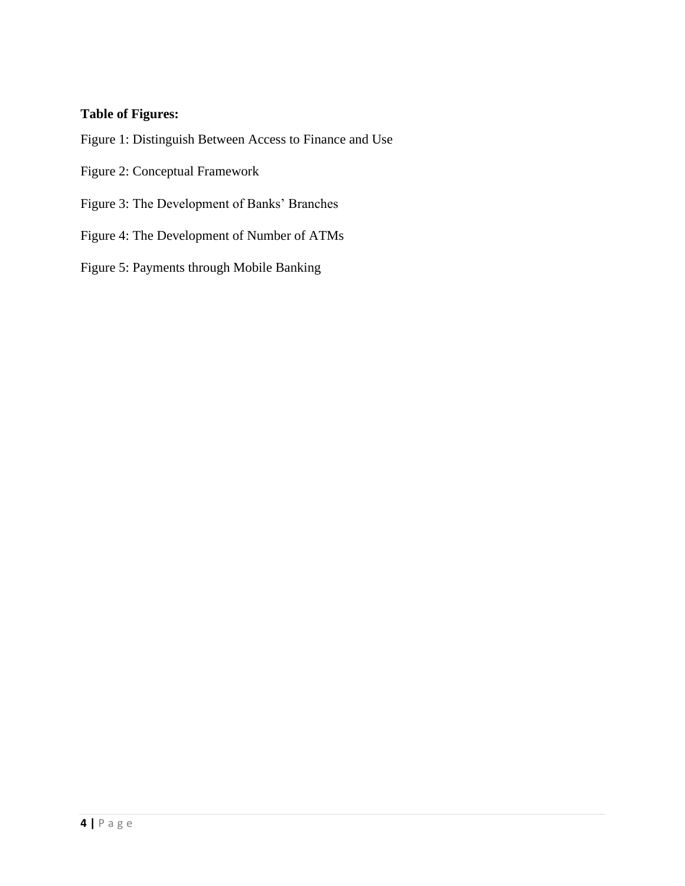**Table of Figures:**

Figure 1: Distinguish Between Access to Finance and Use

Figure 2: Conceptual Framework

Figure 3: The Development of Banks' Branches

Figure 4: The Development of Number of ATMs

Figure 5: Payments through Mobile Banking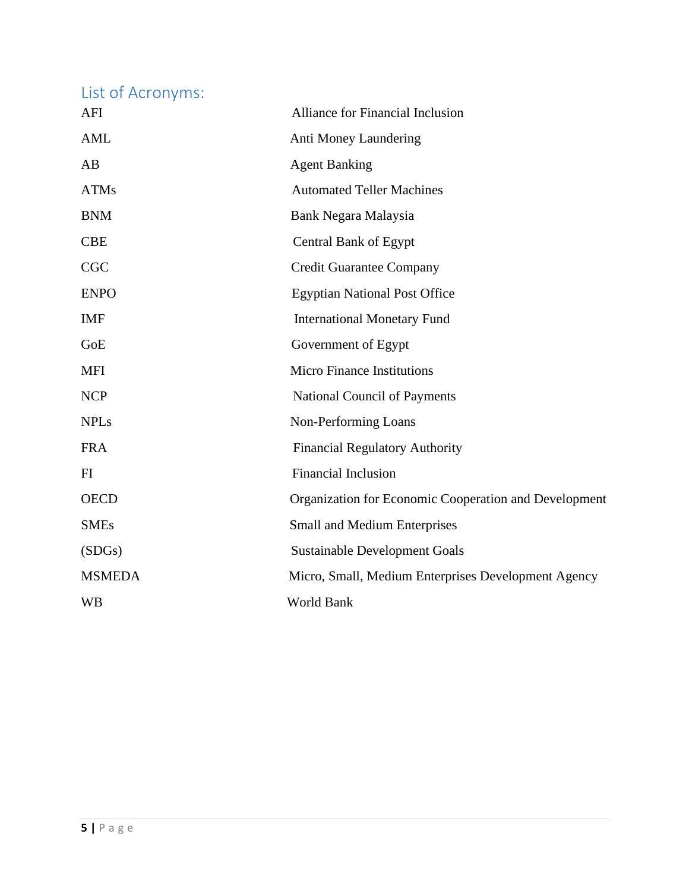## List of Acronyms:

| | |
|---|---|
| AFI | Alliance for Financial Inclusion |
| AML | Anti Money Laundering |
| AB | Agent Banking |
| ATMs | Automated Teller Machines |
| BNM | Bank Negara Malaysia |
| CBE | Central Bank of Egypt |
| CGC | Credit Guarantee Company |
| ENPO | Egyptian National Post Office |
| IMF | International Monetary Fund |
| GoE | Government of Egypt |
| MFI | Micro Finance Institutions |
| NCP | National Council of Payments |
| NPLs | Non-Performing Loans |
| FRA | Financial Regulatory Authority |
| FI | Financial Inclusion |
| OECD | Organization for Economic Cooperation and Development |
| SMEs | Small and Medium Enterprises |
| (SDGs) | Sustainable Development Goals |
| MSMEDA | Micro, Small, Medium Enterprises Development Agency |
| WB | World Bank |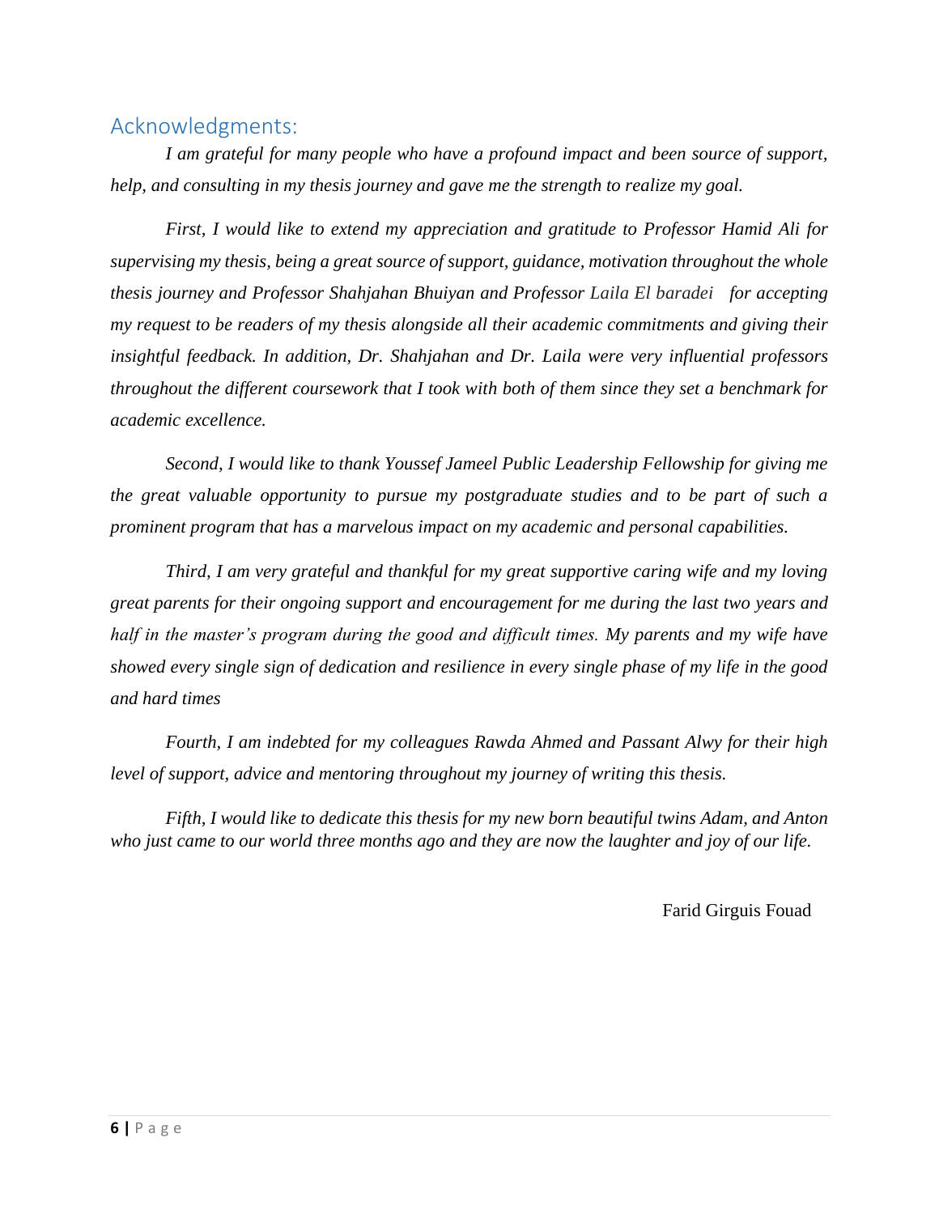## Acknowledgments:

*I am grateful for many people who have a profound impact and been source of support, help, and consulting in my thesis journey and gave me the strength to realize my goal.*

*First, I would like to extend my appreciation and gratitude to Professor Hamid Ali for supervising my thesis, being a great source of support, guidance, motivation throughout the whole thesis journey and Professor Shahjahan Bhuiyan and Professor Laila El baradei for accepting my request to be readers of my thesis alongside all their academic commitments and giving their insightful feedback. In addition, Dr. Shahjahan and Dr. Laila were very influential professors throughout the different coursework that I took with both of them since they set a benchmark for academic excellence.*

*Second, I would like to thank Youssef Jameel Public Leadership Fellowship for giving me the great valuable opportunity to pursue my postgraduate studies and to be part of such a prominent program that has a marvelous impact on my academic and personal capabilities.*

*Third, I am very grateful and thankful for my great supportive caring wife and my loving great parents for their ongoing support and encouragement for me during the last two years and half in the master's program during the good and difficult times. My parents and my wife have showed every single sign of dedication and resilience in every single phase of my life in the good and hard times*

*Fourth, I am indebted for my colleagues Rawda Ahmed and Passant Alwy for their high level of support, advice and mentoring throughout my journey of writing this thesis.*

*Fifth, I would like to dedicate this thesis for my new born beautiful twins Adam, and Anton who just came to our world three months ago and they are now the laughter and joy of our life.*

Farid Girguis Fouad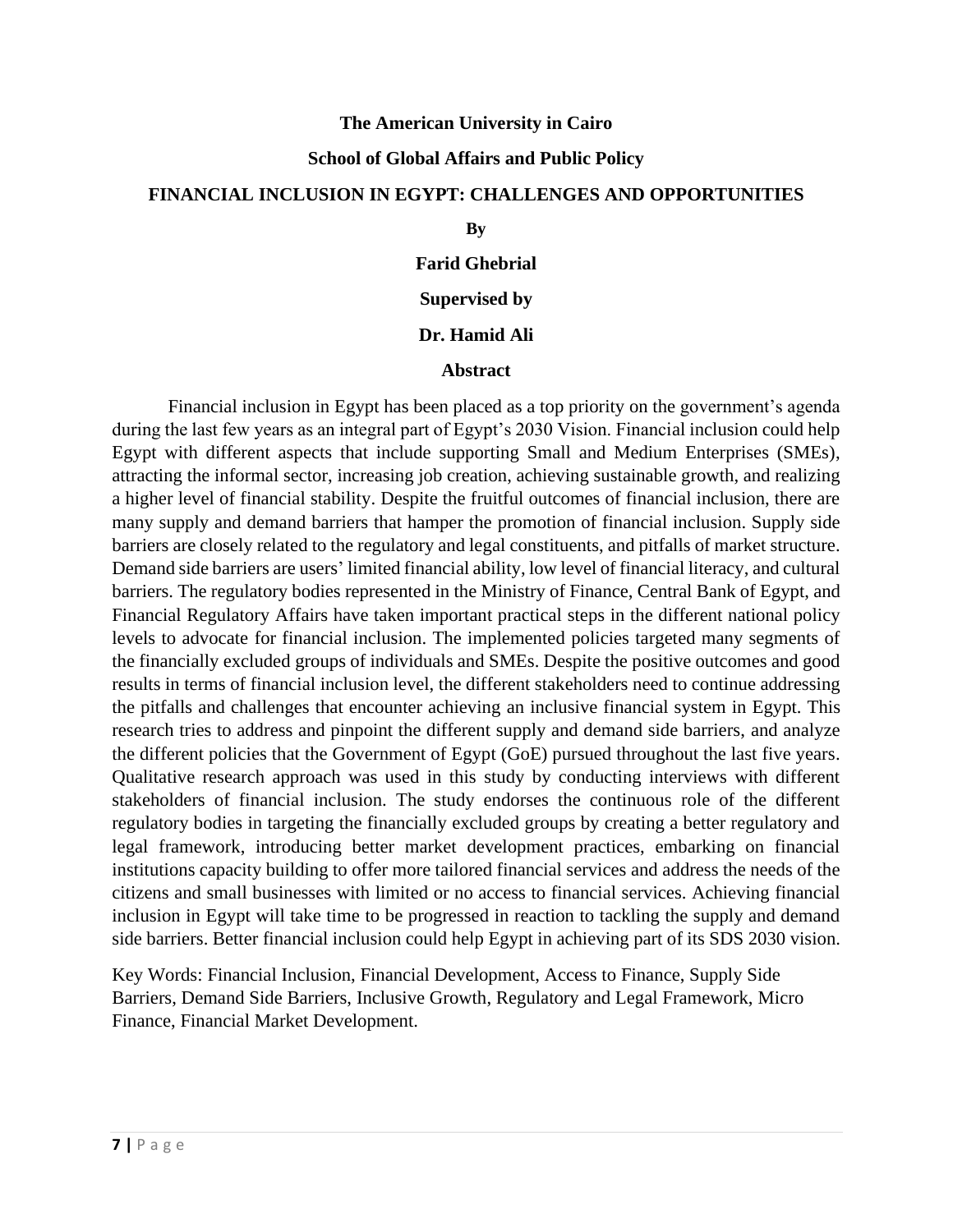**The American University in Cairo**

**School of Global Affairs and Public Policy**

**FINANCIAL INCLUSION IN EGYPT: CHALLENGES AND OPPORTUNITIES**

**By**

**Farid Ghebrial**

**Supervised by**

**Dr. Hamid Ali**

## Abstract

Financial inclusion in Egypt has been placed as a top priority on the government's agenda during the last few years as an integral part of Egypt's 2030 Vision. Financial inclusion could help Egypt with different aspects that include supporting Small and Medium Enterprises (SMEs), attracting the informal sector, increasing job creation, achieving sustainable growth, and realizing a higher level of financial stability. Despite the fruitful outcomes of financial inclusion, there are many supply and demand barriers that hamper the promotion of financial inclusion. Supply side barriers are closely related to the regulatory and legal constituents, and pitfalls of market structure. Demand side barriers are users' limited financial ability, low level of financial literacy, and cultural barriers. The regulatory bodies represented in the Ministry of Finance, Central Bank of Egypt, and Financial Regulatory Affairs have taken important practical steps in the different national policy levels to advocate for financial inclusion. The implemented policies targeted many segments of the financially excluded groups of individuals and SMEs. Despite the positive outcomes and good results in terms of financial inclusion level, the different stakeholders need to continue addressing the pitfalls and challenges that encounter achieving an inclusive financial system in Egypt. This research tries to address and pinpoint the different supply and demand side barriers, and analyze the different policies that the Government of Egypt (GoE) pursued throughout the last five years. Qualitative research approach was used in this study by conducting interviews with different stakeholders of financial inclusion. The study endorses the continuous role of the different regulatory bodies in targeting the financially excluded groups by creating a better regulatory and legal framework, introducing better market development practices, embarking on financial institutions capacity building to offer more tailored financial services and address the needs of the citizens and small businesses with limited or no access to financial services. Achieving financial inclusion in Egypt will take time to be progressed in reaction to tackling the supply and demand side barriers. Better financial inclusion could help Egypt in achieving part of its SDS 2030 vision.

Key Words: Financial Inclusion, Financial Development, Access to Finance, Supply Side Barriers, Demand Side Barriers, Inclusive Growth, Regulatory and Legal Framework, Micro Finance, Financial Market Development.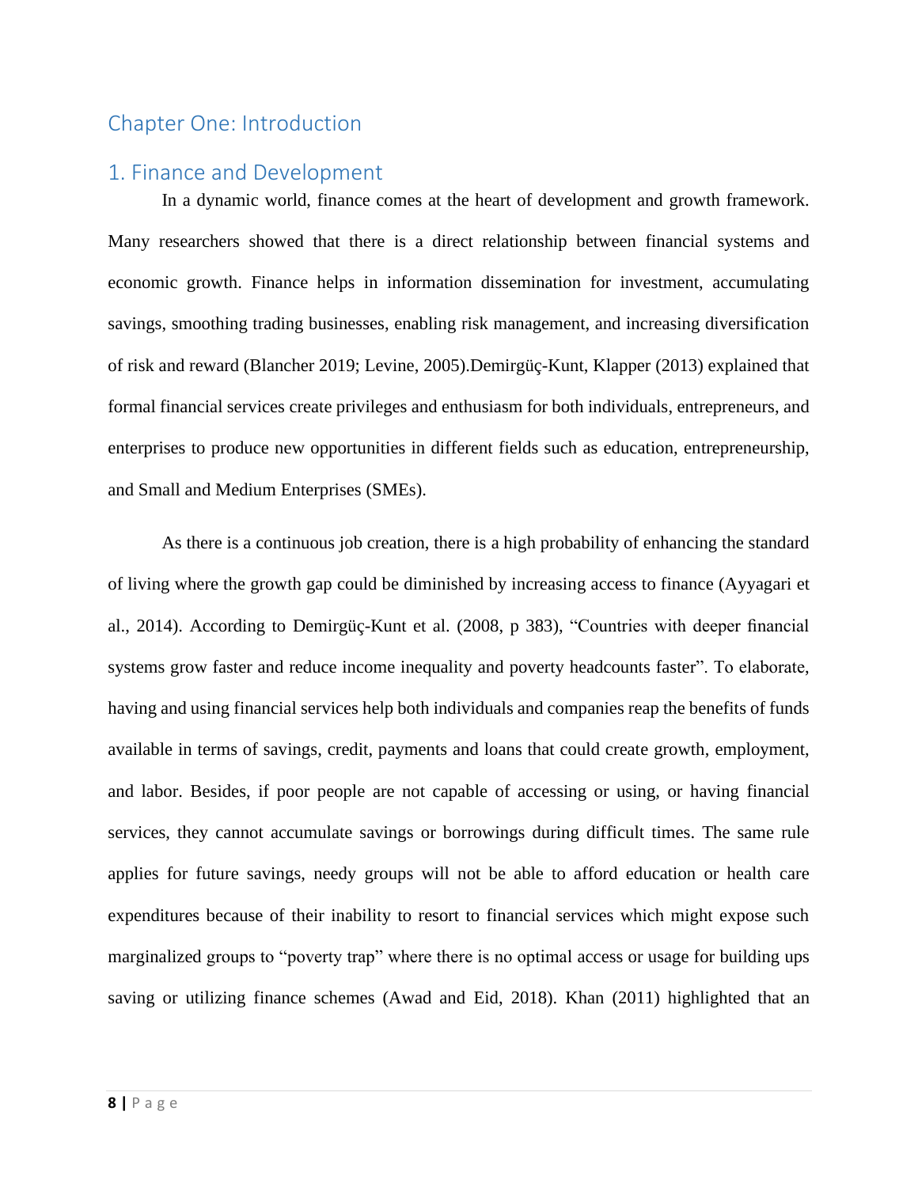# Chapter One: Introduction

## 1. Finance and Development

In a dynamic world, finance comes at the heart of development and growth framework. Many researchers showed that there is a direct relationship between financial systems and economic growth. Finance helps in information dissemination for investment, accumulating savings, smoothing trading businesses, enabling risk management, and increasing diversification of risk and reward (Blancher 2019; Levine, 2005).Demirgüç-Kunt, Klapper (2013) explained that formal financial services create privileges and enthusiasm for both individuals, entrepreneurs, and enterprises to produce new opportunities in different fields such as education, entrepreneurship, and Small and Medium Enterprises (SMEs).

As there is a continuous job creation, there is a high probability of enhancing the standard of living where the growth gap could be diminished by increasing access to finance (Ayyagari et al., 2014). According to Demirgüç-Kunt et al. (2008, p 383), "Countries with deeper financial systems grow faster and reduce income inequality and poverty headcounts faster". To elaborate, having and using financial services help both individuals and companies reap the benefits of funds available in terms of savings, credit, payments and loans that could create growth, employment, and labor. Besides, if poor people are not capable of accessing or using, or having financial services, they cannot accumulate savings or borrowings during difficult times. The same rule applies for future savings, needy groups will not be able to afford education or health care expenditures because of their inability to resort to financial services which might expose such marginalized groups to "poverty trap" where there is no optimal access or usage for building ups saving or utilizing finance schemes (Awad and Eid, 2018). Khan (2011) highlighted that an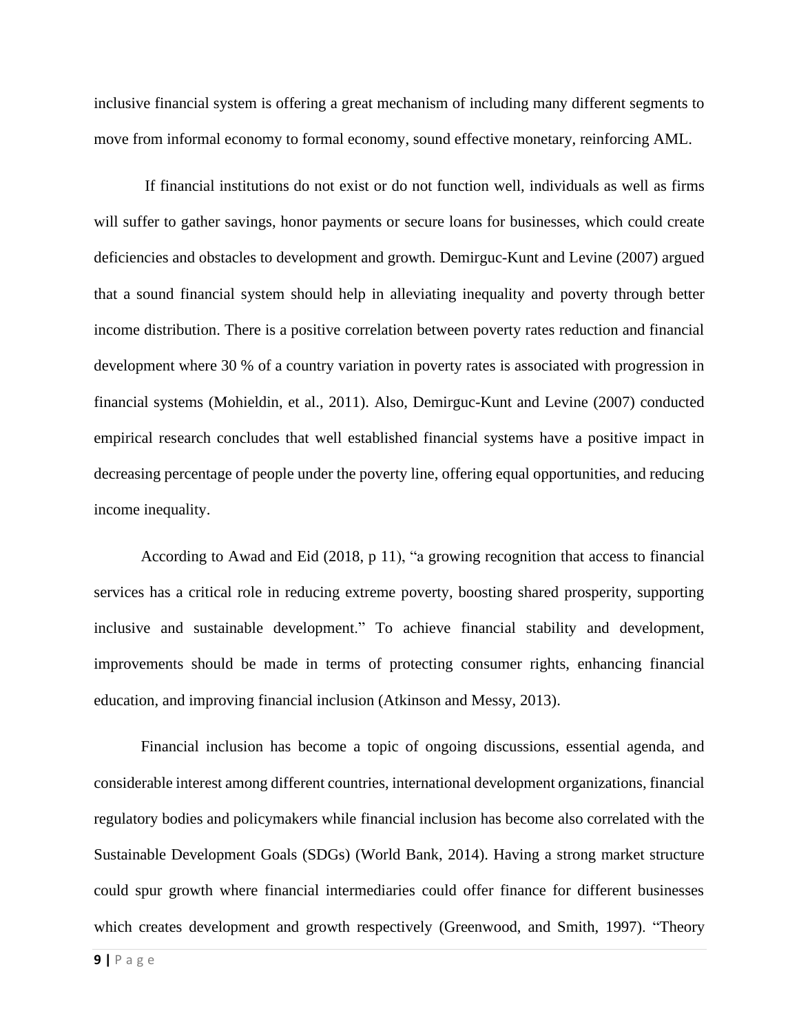inclusive financial system is offering a great mechanism of including many different segments to move from informal economy to formal economy, sound effective monetary, reinforcing AML.

If financial institutions do not exist or do not function well, individuals as well as firms will suffer to gather savings, honor payments or secure loans for businesses, which could create deficiencies and obstacles to development and growth. Demirguc-Kunt and Levine (2007) argued that a sound financial system should help in alleviating inequality and poverty through better income distribution. There is a positive correlation between poverty rates reduction and financial development where 30 % of a country variation in poverty rates is associated with progression in financial systems (Mohieldin, et al., 2011). Also, Demirguc-Kunt and Levine (2007) conducted empirical research concludes that well established financial systems have a positive impact in decreasing percentage of people under the poverty line, offering equal opportunities, and reducing income inequality.

According to Awad and Eid (2018, p 11), "a growing recognition that access to financial services has a critical role in reducing extreme poverty, boosting shared prosperity, supporting inclusive and sustainable development." To achieve financial stability and development, improvements should be made in terms of protecting consumer rights, enhancing financial education, and improving financial inclusion (Atkinson and Messy, 2013).

Financial inclusion has become a topic of ongoing discussions, essential agenda, and considerable interest among different countries, international development organizations, financial regulatory bodies and policymakers while financial inclusion has become also correlated with the Sustainable Development Goals (SDGs) (World Bank, 2014). Having a strong market structure could spur growth where financial intermediaries could offer finance for different businesses which creates development and growth respectively (Greenwood, and Smith, 1997). "Theory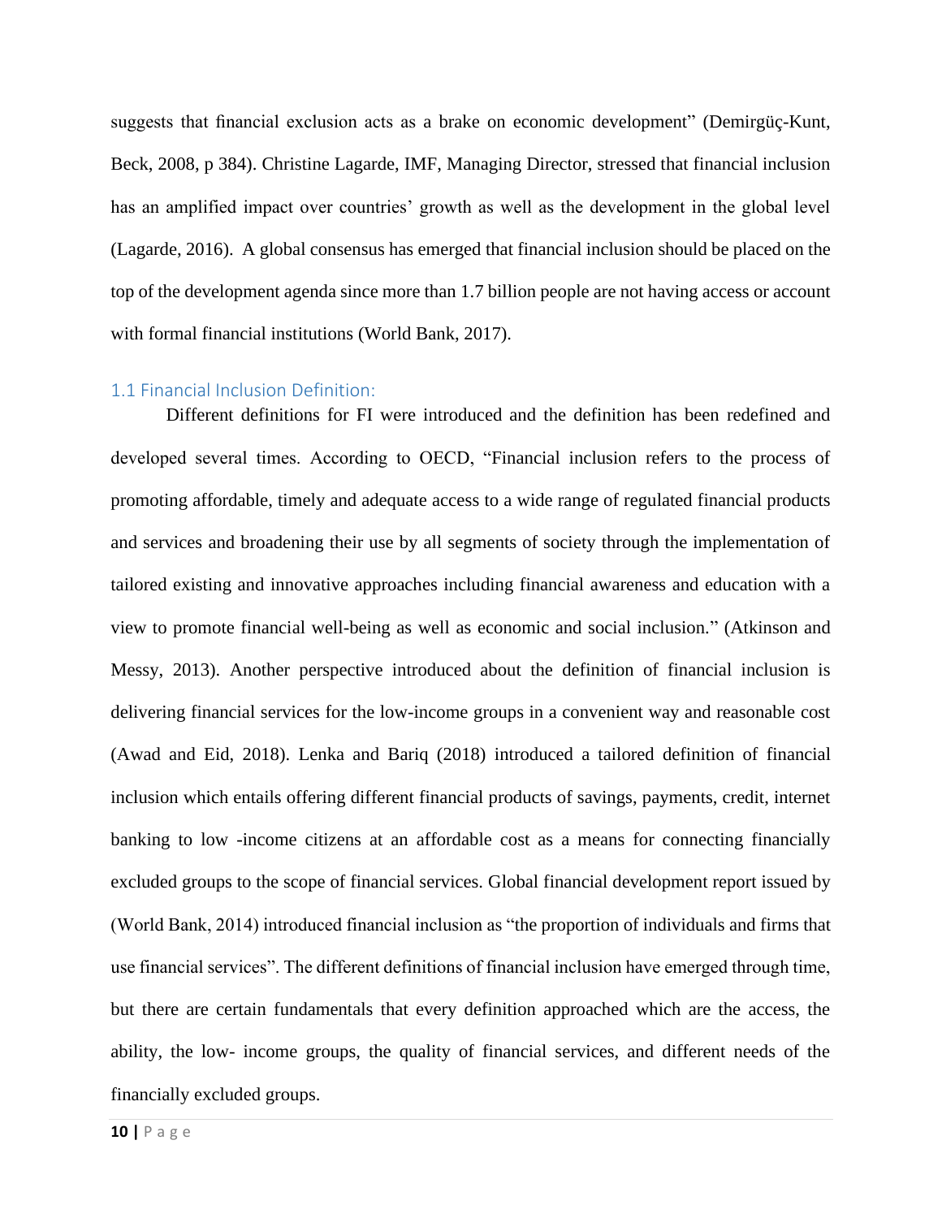suggests that financial exclusion acts as a brake on economic development" (Demirgüç-Kunt, Beck, 2008, p 384). Christine Lagarde, IMF, Managing Director, stressed that financial inclusion has an amplified impact over countries' growth as well as the development in the global level (Lagarde, 2016). A global consensus has emerged that financial inclusion should be placed on the top of the development agenda since more than 1.7 billion people are not having access or account with formal financial institutions (World Bank, 2017).

### 1.1 Financial Inclusion Definition:

Different definitions for FI were introduced and the definition has been redefined and developed several times. According to OECD, "Financial inclusion refers to the process of promoting affordable, timely and adequate access to a wide range of regulated financial products and services and broadening their use by all segments of society through the implementation of tailored existing and innovative approaches including financial awareness and education with a view to promote financial well-being as well as economic and social inclusion." (Atkinson and Messy, 2013). Another perspective introduced about the definition of financial inclusion is delivering financial services for the low-income groups in a convenient way and reasonable cost (Awad and Eid, 2018). Lenka and Bariq (2018) introduced a tailored definition of financial inclusion which entails offering different financial products of savings, payments, credit, internet banking to low -income citizens at an affordable cost as a means for connecting financially excluded groups to the scope of financial services. Global financial development report issued by (World Bank, 2014) introduced financial inclusion as "the proportion of individuals and firms that use financial services". The different definitions of financial inclusion have emerged through time, but there are certain fundamentals that every definition approached which are the access, the ability, the low- income groups, the quality of financial services, and different needs of the financially excluded groups.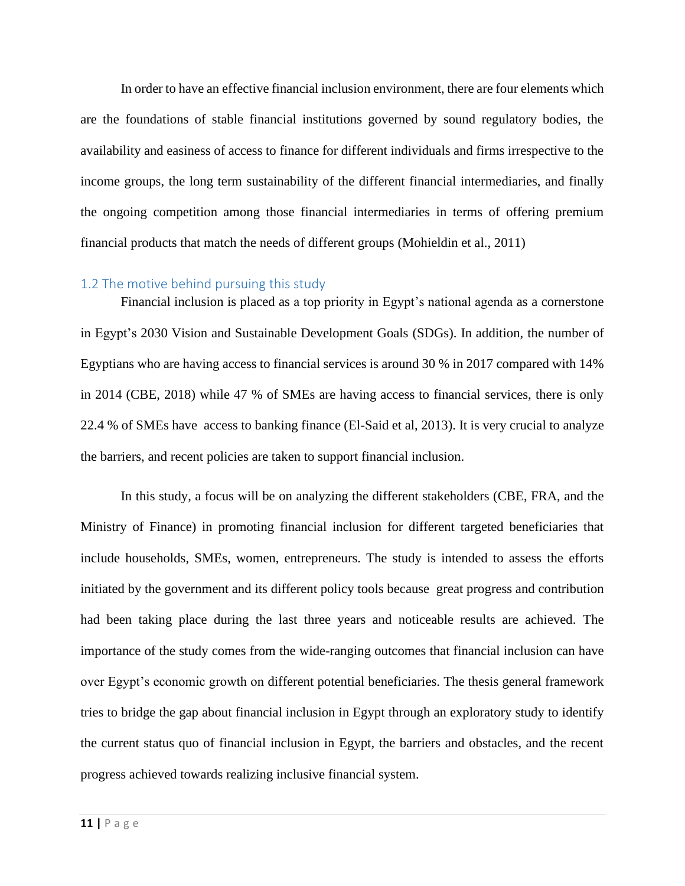In order to have an effective financial inclusion environment, there are four elements which are the foundations of stable financial institutions governed by sound regulatory bodies, the availability and easiness of access to finance for different individuals and firms irrespective to the income groups, the long term sustainability of the different financial intermediaries, and finally the ongoing competition among those financial intermediaries in terms of offering premium financial products that match the needs of different groups (Mohieldin et al., 2011)

## 1.2 The motive behind pursuing this study

Financial inclusion is placed as a top priority in Egypt's national agenda as a cornerstone in Egypt's 2030 Vision and Sustainable Development Goals (SDGs). In addition, the number of Egyptians who are having access to financial services is around 30 % in 2017 compared with 14% in 2014 (CBE, 2018) while 47 % of SMEs are having access to financial services, there is only 22.4 % of SMEs have access to banking finance (El-Said et al, 2013). It is very crucial to analyze the barriers, and recent policies are taken to support financial inclusion.

In this study, a focus will be on analyzing the different stakeholders (CBE, FRA, and the Ministry of Finance) in promoting financial inclusion for different targeted beneficiaries that include households, SMEs, women, entrepreneurs. The study is intended to assess the efforts initiated by the government and its different policy tools because great progress and contribution had been taking place during the last three years and noticeable results are achieved. The importance of the study comes from the wide-ranging outcomes that financial inclusion can have over Egypt's economic growth on different potential beneficiaries. The thesis general framework tries to bridge the gap about financial inclusion in Egypt through an exploratory study to identify the current status quo of financial inclusion in Egypt, the barriers and obstacles, and the recent progress achieved towards realizing inclusive financial system.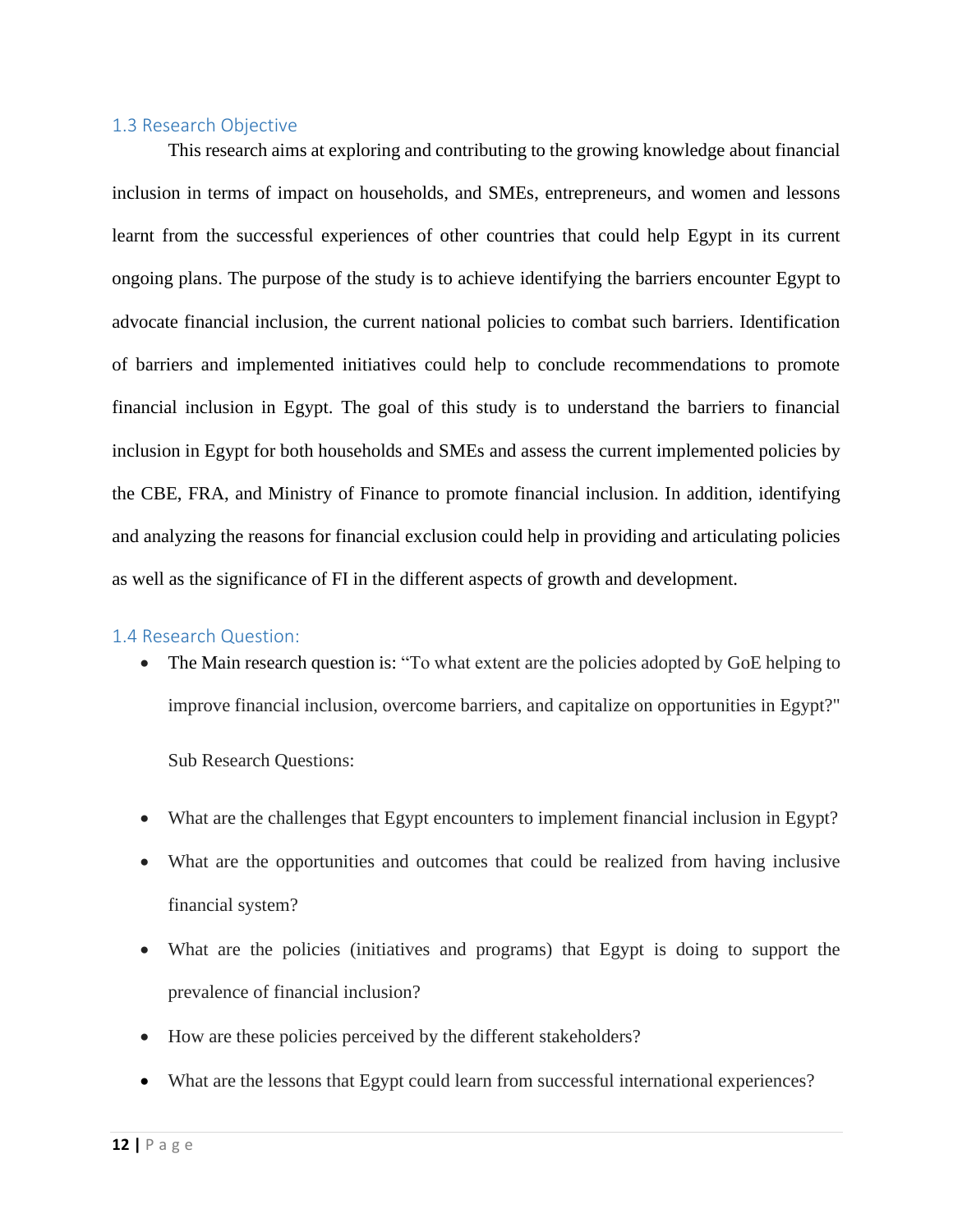## 1.3 Research Objective

This research aims at exploring and contributing to the growing knowledge about financial inclusion in terms of impact on households, and SMEs, entrepreneurs, and women and lessons learnt from the successful experiences of other countries that could help Egypt in its current ongoing plans. The purpose of the study is to achieve identifying the barriers encounter Egypt to advocate financial inclusion, the current national policies to combat such barriers. Identification of barriers and implemented initiatives could help to conclude recommendations to promote financial inclusion in Egypt. The goal of this study is to understand the barriers to financial inclusion in Egypt for both households and SMEs and assess the current implemented policies by the CBE, FRA, and Ministry of Finance to promote financial inclusion. In addition, identifying and analyzing the reasons for financial exclusion could help in providing and articulating policies as well as the significance of FI in the different aspects of growth and development.

## 1.4 Research Question:

- The Main research question is: "To what extent are the policies adopted by GoE helping to improve financial inclusion, overcome barriers, and capitalize on opportunities in Egypt?"

  Sub Research Questions:

- What are the challenges that Egypt encounters to implement financial inclusion in Egypt?
- What are the opportunities and outcomes that could be realized from having inclusive financial system?
- What are the policies (initiatives and programs) that Egypt is doing to support the prevalence of financial inclusion?
- How are these policies perceived by the different stakeholders?
- What are the lessons that Egypt could learn from successful international experiences?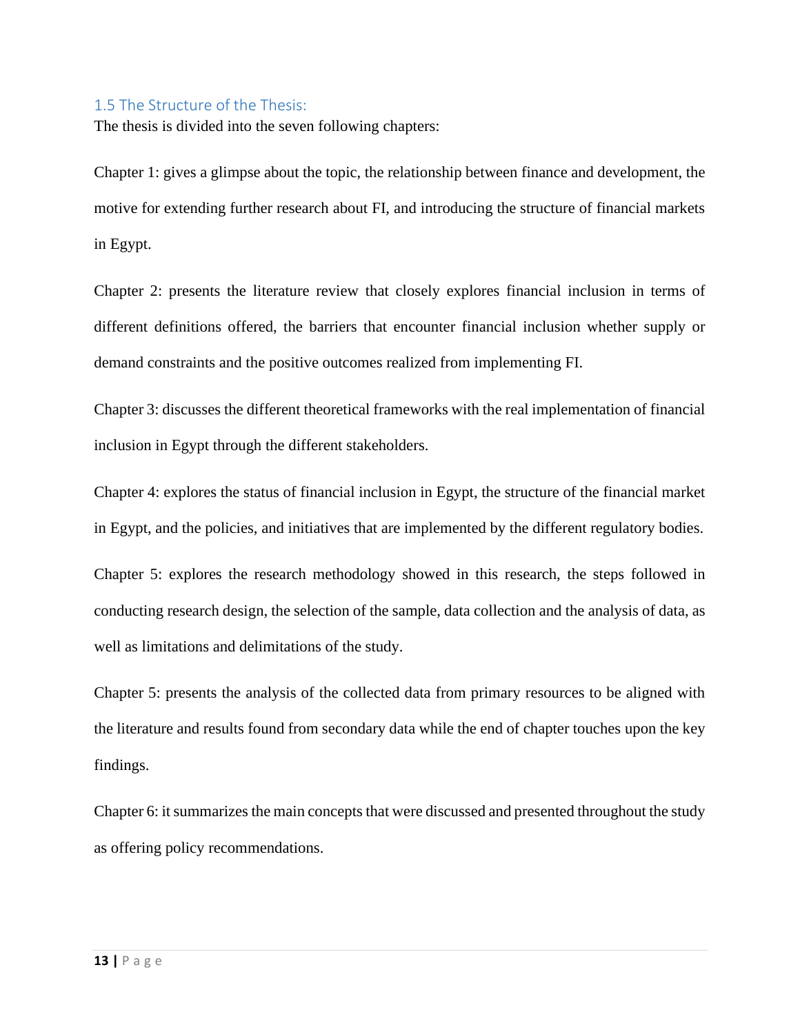## 1.5 The Structure of the Thesis:

The thesis is divided into the seven following chapters:

Chapter 1: gives a glimpse about the topic, the relationship between finance and development, the motive for extending further research about FI, and introducing the structure of financial markets in Egypt.

Chapter 2: presents the literature review that closely explores financial inclusion in terms of different definitions offered, the barriers that encounter financial inclusion whether supply or demand constraints and the positive outcomes realized from implementing FI.

Chapter 3: discusses the different theoretical frameworks with the real implementation of financial inclusion in Egypt through the different stakeholders.

Chapter 4: explores the status of financial inclusion in Egypt, the structure of the financial market in Egypt, and the policies, and initiatives that are implemented by the different regulatory bodies.

Chapter 5: explores the research methodology showed in this research, the steps followed in conducting research design, the selection of the sample, data collection and the analysis of data, as well as limitations and delimitations of the study.

Chapter 5: presents the analysis of the collected data from primary resources to be aligned with the literature and results found from secondary data while the end of chapter touches upon the key findings.

Chapter 6: it summarizes the main concepts that were discussed and presented throughout the study as offering policy recommendations.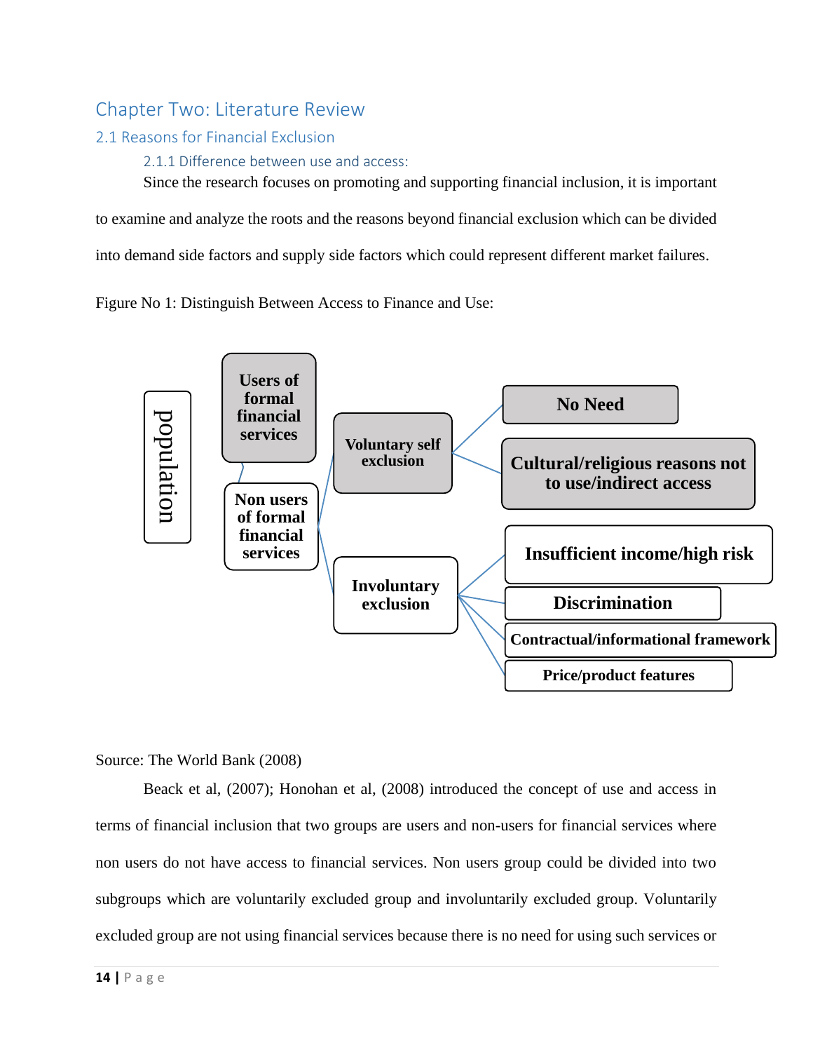# Chapter Two: Literature Review

## 2.1 Reasons for Financial Exclusion

### 2.1.1 Difference between use and access:

Since the research focuses on promoting and supporting financial inclusion, it is important to examine and analyze the roots and the reasons beyond financial exclusion which can be divided into demand side factors and supply side factors which could represent different market failures.

Figure No 1: Distinguish Between Access to Finance and Use:

- population
  - Users of formal financial services
  - Non users of formal financial services
    - Voluntary self exclusion
      - No Need
      - Cultural/religious reasons not to use/indirect access
    - Involuntary exclusion
      - Insufficient income/high risk
      - Discrimination
      - Contractual/informational framework
      - Price/product features

Source: The World Bank (2008)

Beack et al, (2007); Honohan et al, (2008) introduced the concept of use and access in terms of financial inclusion that two groups are users and non-users for financial services where non users do not have access to financial services. Non users group could be divided into two subgroups which are voluntarily excluded group and involuntarily excluded group. Voluntarily excluded group are not using financial services because there is no need for using such services or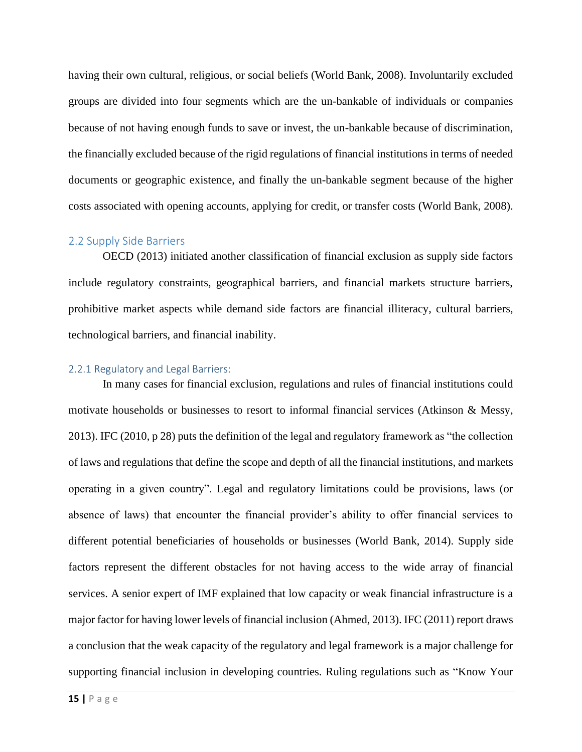having their own cultural, religious, or social beliefs (World Bank, 2008). Involuntarily excluded groups are divided into four segments which are the un-bankable of individuals or companies because of not having enough funds to save or invest, the un-bankable because of discrimination, the financially excluded because of the rigid regulations of financial institutions in terms of needed documents or geographic existence, and finally the un-bankable segment because of the higher costs associated with opening accounts, applying for credit, or transfer costs (World Bank, 2008).

## 2.2 Supply Side Barriers

OECD (2013) initiated another classification of financial exclusion as supply side factors include regulatory constraints, geographical barriers, and financial markets structure barriers, prohibitive market aspects while demand side factors are financial illiteracy, cultural barriers, technological barriers, and financial inability.

### 2.2.1 Regulatory and Legal Barriers:

In many cases for financial exclusion, regulations and rules of financial institutions could motivate households or businesses to resort to informal financial services (Atkinson & Messy, 2013). IFC (2010, p 28) puts the definition of the legal and regulatory framework as "the collection of laws and regulations that define the scope and depth of all the financial institutions, and markets operating in a given country". Legal and regulatory limitations could be provisions, laws (or absence of laws) that encounter the financial provider's ability to offer financial services to different potential beneficiaries of households or businesses (World Bank, 2014). Supply side factors represent the different obstacles for not having access to the wide array of financial services. A senior expert of IMF explained that low capacity or weak financial infrastructure is a major factor for having lower levels of financial inclusion (Ahmed, 2013). IFC (2011) report draws a conclusion that the weak capacity of the regulatory and legal framework is a major challenge for supporting financial inclusion in developing countries. Ruling regulations such as "Know Your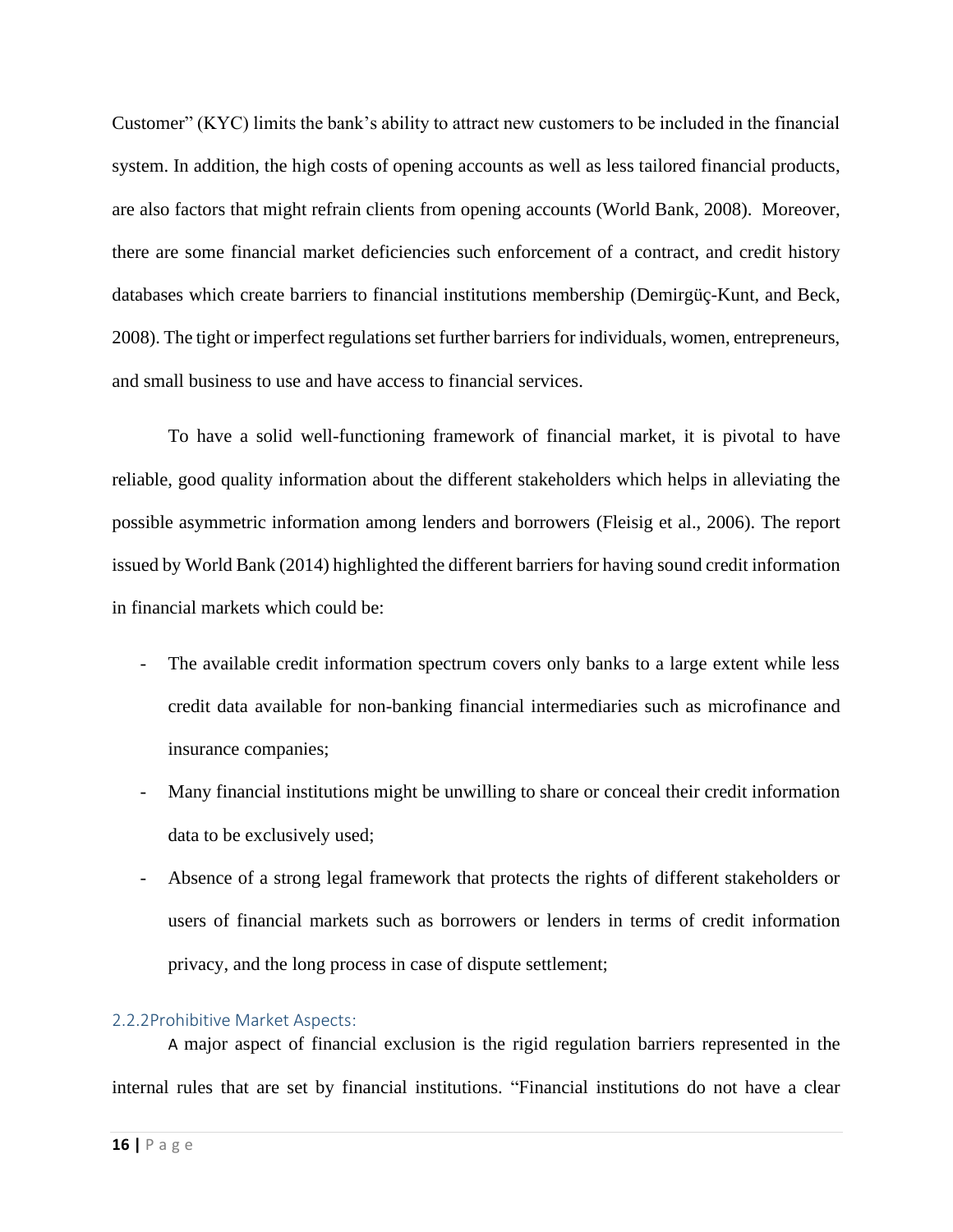Customer" (KYC) limits the bank's ability to attract new customers to be included in the financial system. In addition, the high costs of opening accounts as well as less tailored financial products, are also factors that might refrain clients from opening accounts (World Bank, 2008). Moreover, there are some financial market deficiencies such enforcement of a contract, and credit history databases which create barriers to financial institutions membership (Demirgüç-Kunt, and Beck, 2008). The tight or imperfect regulations set further barriers for individuals, women, entrepreneurs, and small business to use and have access to financial services.

To have a solid well-functioning framework of financial market, it is pivotal to have reliable, good quality information about the different stakeholders which helps in alleviating the possible asymmetric information among lenders and borrowers (Fleisig et al., 2006). The report issued by World Bank (2014) highlighted the different barriers for having sound credit information in financial markets which could be:

- The available credit information spectrum covers only banks to a large extent while less credit data available for non-banking financial intermediaries such as microfinance and insurance companies;
- Many financial institutions might be unwilling to share or conceal their credit information data to be exclusively used;
- Absence of a strong legal framework that protects the rights of different stakeholders or users of financial markets such as borrowers or lenders in terms of credit information privacy, and the long process in case of dispute settlement;

### 2.2.2Prohibitive Market Aspects:

A major aspect of financial exclusion is the rigid regulation barriers represented in the internal rules that are set by financial institutions. "Financial institutions do not have a clear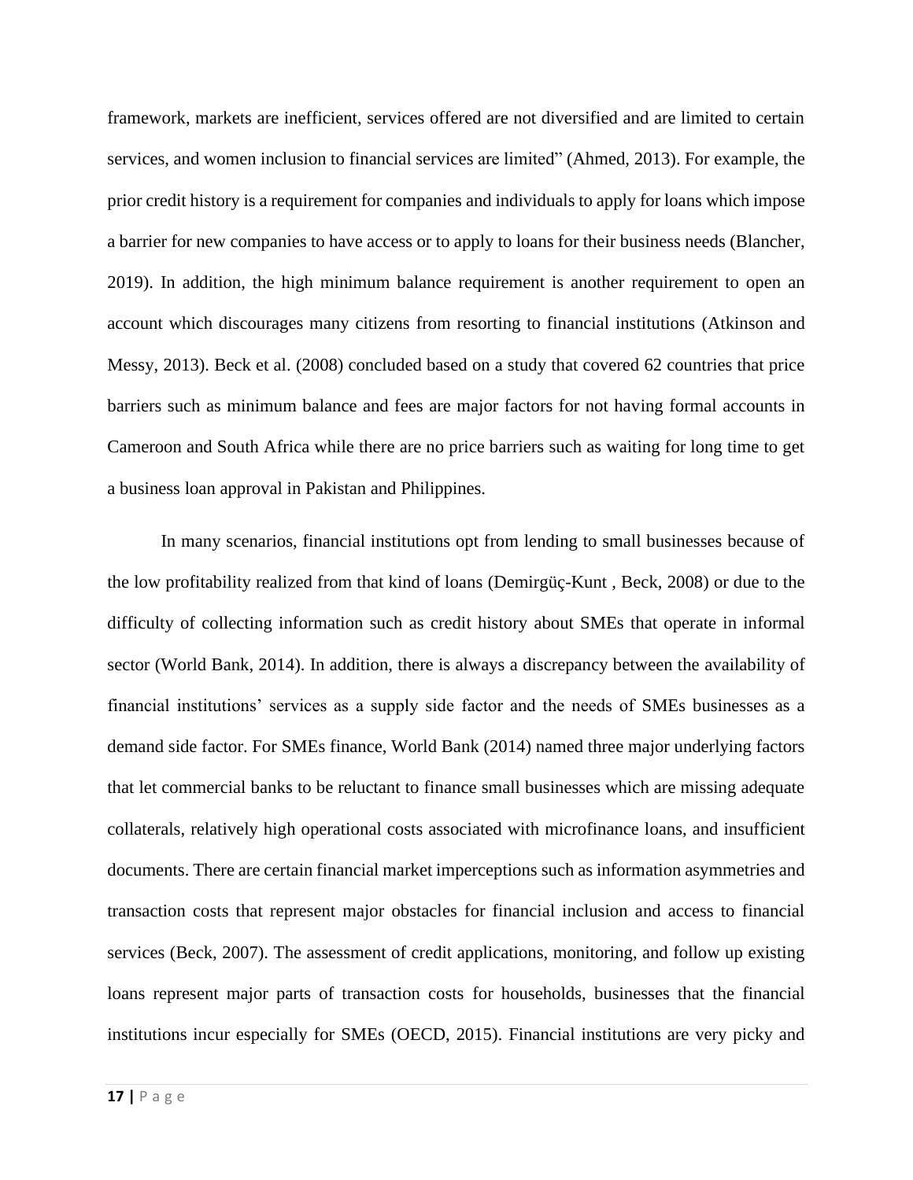framework, markets are inefficient, services offered are not diversified and are limited to certain services, and women inclusion to financial services are limited" (Ahmed, 2013). For example, the prior credit history is a requirement for companies and individuals to apply for loans which impose a barrier for new companies to have access or to apply to loans for their business needs (Blancher, 2019). In addition, the high minimum balance requirement is another requirement to open an account which discourages many citizens from resorting to financial institutions (Atkinson and Messy, 2013). Beck et al. (2008) concluded based on a study that covered 62 countries that price barriers such as minimum balance and fees are major factors for not having formal accounts in Cameroon and South Africa while there are no price barriers such as waiting for long time to get a business loan approval in Pakistan and Philippines.

In many scenarios, financial institutions opt from lending to small businesses because of the low profitability realized from that kind of loans (Demirgüç-Kunt , Beck, 2008) or due to the difficulty of collecting information such as credit history about SMEs that operate in informal sector (World Bank, 2014). In addition, there is always a discrepancy between the availability of financial institutions' services as a supply side factor and the needs of SMEs businesses as a demand side factor. For SMEs finance, World Bank (2014) named three major underlying factors that let commercial banks to be reluctant to finance small businesses which are missing adequate collaterals, relatively high operational costs associated with microfinance loans, and insufficient documents. There are certain financial market imperceptions such as information asymmetries and transaction costs that represent major obstacles for financial inclusion and access to financial services (Beck, 2007). The assessment of credit applications, monitoring, and follow up existing loans represent major parts of transaction costs for households, businesses that the financial institutions incur especially for SMEs (OECD, 2015). Financial institutions are very picky and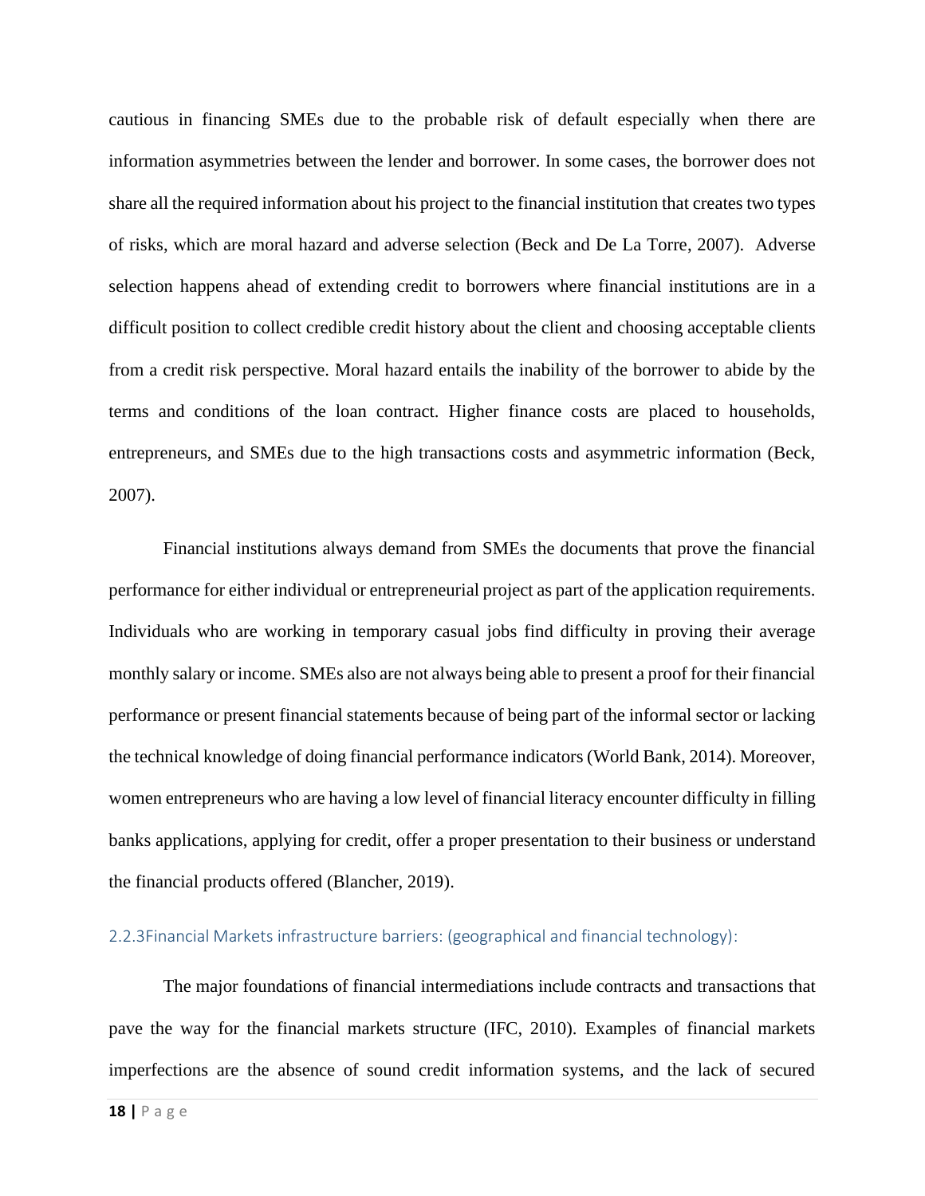cautious in financing SMEs due to the probable risk of default especially when there are information asymmetries between the lender and borrower. In some cases, the borrower does not share all the required information about his project to the financial institution that creates two types of risks, which are moral hazard and adverse selection (Beck and De La Torre, 2007). Adverse selection happens ahead of extending credit to borrowers where financial institutions are in a difficult position to collect credible credit history about the client and choosing acceptable clients from a credit risk perspective. Moral hazard entails the inability of the borrower to abide by the terms and conditions of the loan contract. Higher finance costs are placed to households, entrepreneurs, and SMEs due to the high transactions costs and asymmetric information (Beck, 2007).

Financial institutions always demand from SMEs the documents that prove the financial performance for either individual or entrepreneurial project as part of the application requirements. Individuals who are working in temporary casual jobs find difficulty in proving their average monthly salary or income. SMEs also are not always being able to present a proof for their financial performance or present financial statements because of being part of the informal sector or lacking the technical knowledge of doing financial performance indicators (World Bank, 2014). Moreover, women entrepreneurs who are having a low level of financial literacy encounter difficulty in filling banks applications, applying for credit, offer a proper presentation to their business or understand the financial products offered (Blancher, 2019).

### 2.2.3Financial Markets infrastructure barriers: (geographical and financial technology):

The major foundations of financial intermediations include contracts and transactions that pave the way for the financial markets structure (IFC, 2010). Examples of financial markets imperfections are the absence of sound credit information systems, and the lack of secured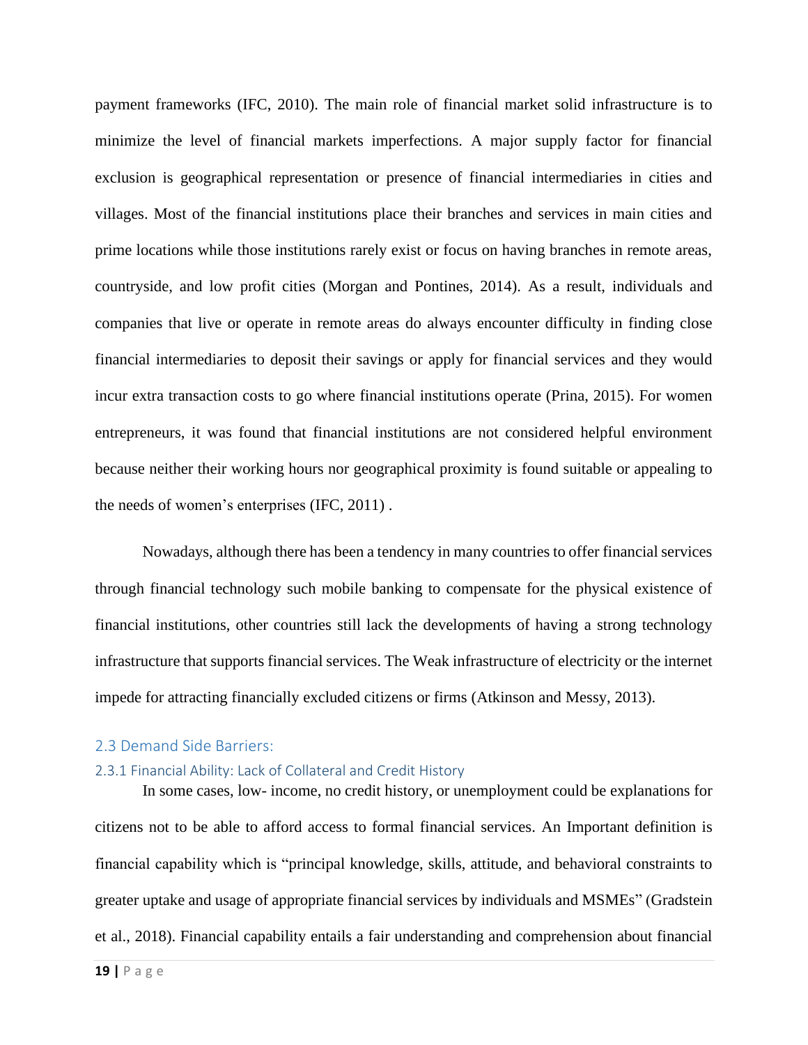payment frameworks (IFC, 2010). The main role of financial market solid infrastructure is to minimize the level of financial markets imperfections. A major supply factor for financial exclusion is geographical representation or presence of financial intermediaries in cities and villages. Most of the financial institutions place their branches and services in main cities and prime locations while those institutions rarely exist or focus on having branches in remote areas, countryside, and low profit cities (Morgan and Pontines, 2014). As a result, individuals and companies that live or operate in remote areas do always encounter difficulty in finding close financial intermediaries to deposit their savings or apply for financial services and they would incur extra transaction costs to go where financial institutions operate (Prina, 2015). For women entrepreneurs, it was found that financial institutions are not considered helpful environment because neither their working hours nor geographical proximity is found suitable or appealing to the needs of women's enterprises (IFC, 2011) .

Nowadays, although there has been a tendency in many countries to offer financial services through financial technology such mobile banking to compensate for the physical existence of financial institutions, other countries still lack the developments of having a strong technology infrastructure that supports financial services. The Weak infrastructure of electricity or the internet impede for attracting financially excluded citizens or firms (Atkinson and Messy, 2013).

## 2.3 Demand Side Barriers:

### 2.3.1 Financial Ability: Lack of Collateral and Credit History

In some cases, low- income, no credit history, or unemployment could be explanations for citizens not to be able to afford access to formal financial services. An Important definition is financial capability which is "principal knowledge, skills, attitude, and behavioral constraints to greater uptake and usage of appropriate financial services by individuals and MSMEs" (Gradstein et al., 2018). Financial capability entails a fair understanding and comprehension about financial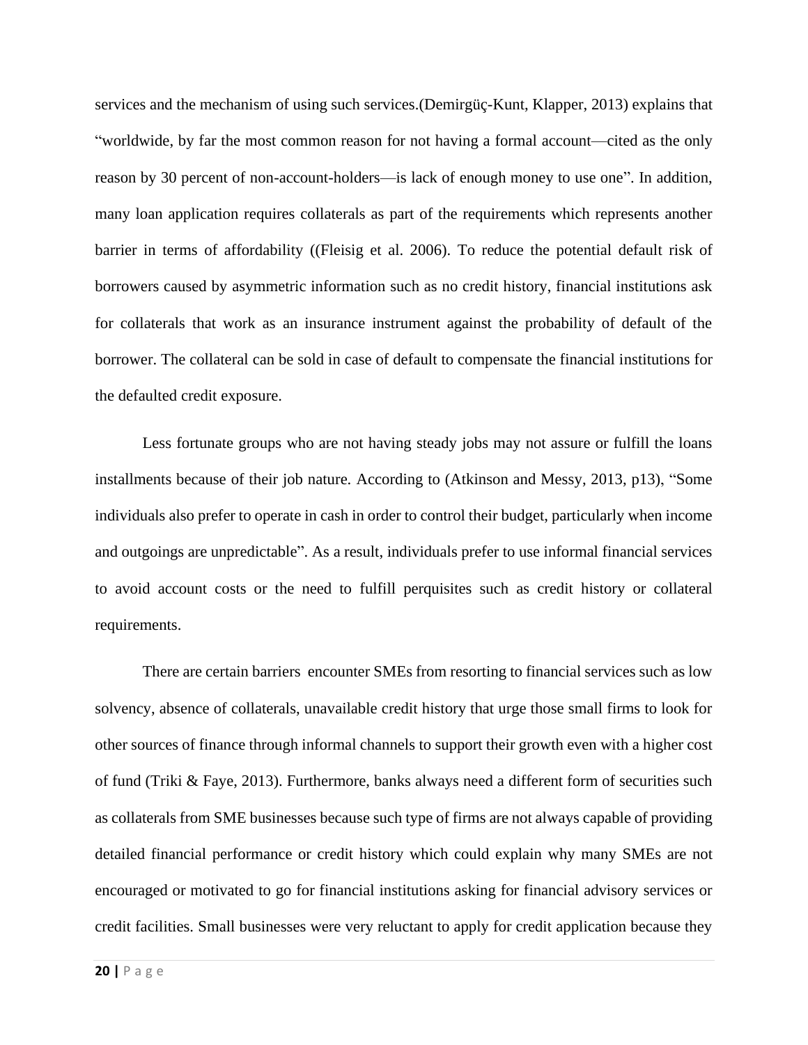services and the mechanism of using such services.(Demirgüç-Kunt, Klapper, 2013) explains that "worldwide, by far the most common reason for not having a formal account—cited as the only reason by 30 percent of non-account-holders—is lack of enough money to use one". In addition, many loan application requires collaterals as part of the requirements which represents another barrier in terms of affordability ((Fleisig et al. 2006). To reduce the potential default risk of borrowers caused by asymmetric information such as no credit history, financial institutions ask for collaterals that work as an insurance instrument against the probability of default of the borrower. The collateral can be sold in case of default to compensate the financial institutions for the defaulted credit exposure.

Less fortunate groups who are not having steady jobs may not assure or fulfill the loans installments because of their job nature. According to (Atkinson and Messy, 2013, p13), "Some individuals also prefer to operate in cash in order to control their budget, particularly when income and outgoings are unpredictable". As a result, individuals prefer to use informal financial services to avoid account costs or the need to fulfill perquisites such as credit history or collateral requirements.

There are certain barriers encounter SMEs from resorting to financial services such as low solvency, absence of collaterals, unavailable credit history that urge those small firms to look for other sources of finance through informal channels to support their growth even with a higher cost of fund (Triki & Faye, 2013). Furthermore, banks always need a different form of securities such as collaterals from SME businesses because such type of firms are not always capable of providing detailed financial performance or credit history which could explain why many SMEs are not encouraged or motivated to go for financial institutions asking for financial advisory services or credit facilities. Small businesses were very reluctant to apply for credit application because they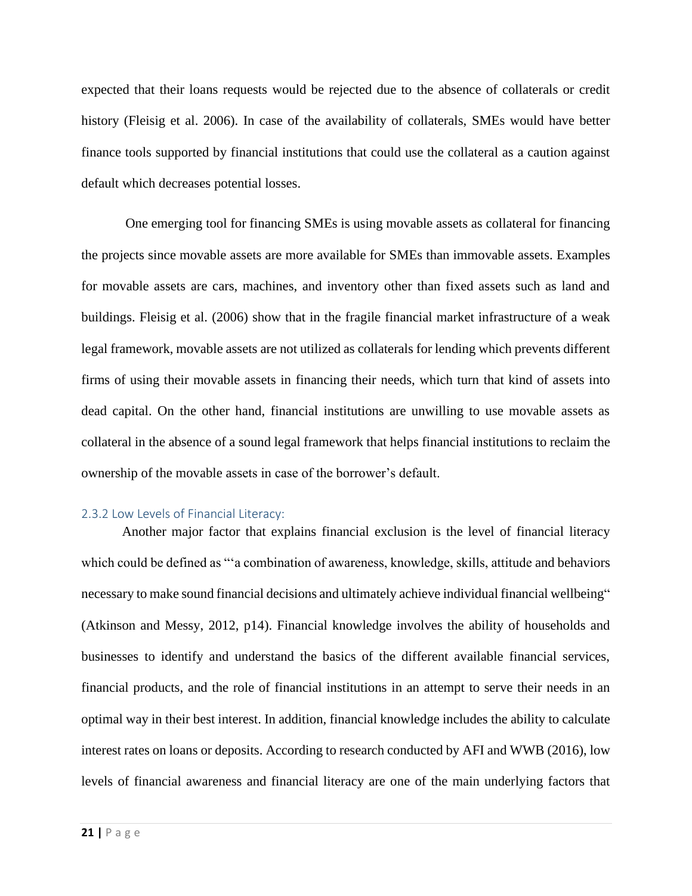expected that their loans requests would be rejected due to the absence of collaterals or credit history (Fleisig et al. 2006). In case of the availability of collaterals, SMEs would have better finance tools supported by financial institutions that could use the collateral as a caution against default which decreases potential losses.

One emerging tool for financing SMEs is using movable assets as collateral for financing the projects since movable assets are more available for SMEs than immovable assets. Examples for movable assets are cars, machines, and inventory other than fixed assets such as land and buildings. Fleisig et al. (2006) show that in the fragile financial market infrastructure of a weak legal framework, movable assets are not utilized as collaterals for lending which prevents different firms of using their movable assets in financing their needs, which turn that kind of assets into dead capital. On the other hand, financial institutions are unwilling to use movable assets as collateral in the absence of a sound legal framework that helps financial institutions to reclaim the ownership of the movable assets in case of the borrower's default.

### 2.3.2 Low Levels of Financial Literacy:

Another major factor that explains financial exclusion is the level of financial literacy which could be defined as "'a combination of awareness, knowledge, skills, attitude and behaviors necessary to make sound financial decisions and ultimately achieve individual financial wellbeing" (Atkinson and Messy, 2012, p14). Financial knowledge involves the ability of households and businesses to identify and understand the basics of the different available financial services, financial products, and the role of financial institutions in an attempt to serve their needs in an optimal way in their best interest. In addition, financial knowledge includes the ability to calculate interest rates on loans or deposits. According to research conducted by AFI and WWB (2016), low levels of financial awareness and financial literacy are one of the main underlying factors that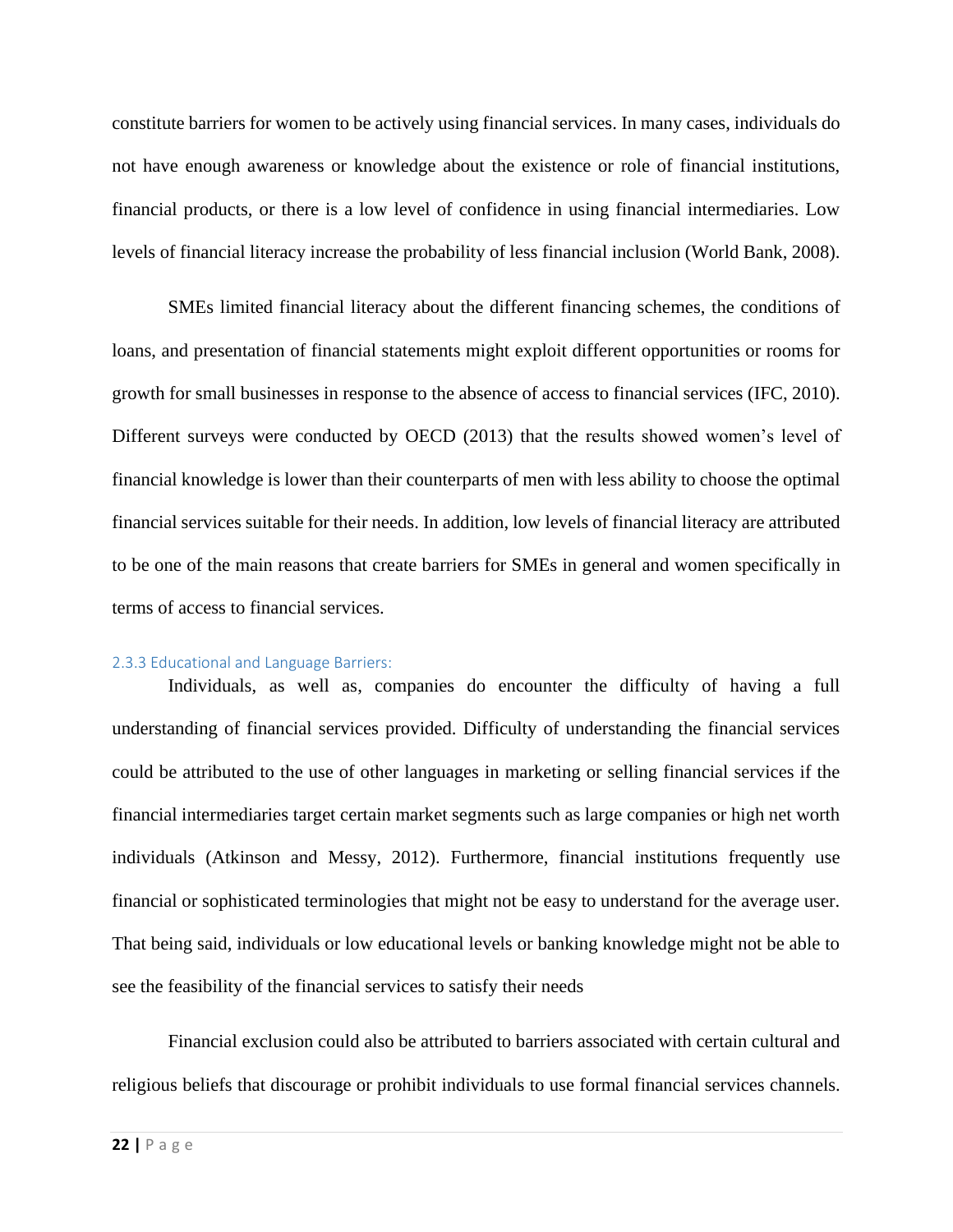constitute barriers for women to be actively using financial services. In many cases, individuals do not have enough awareness or knowledge about the existence or role of financial institutions, financial products, or there is a low level of confidence in using financial intermediaries. Low levels of financial literacy increase the probability of less financial inclusion (World Bank, 2008).

SMEs limited financial literacy about the different financing schemes, the conditions of loans, and presentation of financial statements might exploit different opportunities or rooms for growth for small businesses in response to the absence of access to financial services (IFC, 2010). Different surveys were conducted by OECD (2013) that the results showed women's level of financial knowledge is lower than their counterparts of men with less ability to choose the optimal financial services suitable for their needs. In addition, low levels of financial literacy are attributed to be one of the main reasons that create barriers for SMEs in general and women specifically in terms of access to financial services.

### 2.3.3 Educational and Language Barriers:

Individuals, as well as, companies do encounter the difficulty of having a full understanding of financial services provided. Difficulty of understanding the financial services could be attributed to the use of other languages in marketing or selling financial services if the financial intermediaries target certain market segments such as large companies or high net worth individuals (Atkinson and Messy, 2012). Furthermore, financial institutions frequently use financial or sophisticated terminologies that might not be easy to understand for the average user. That being said, individuals or low educational levels or banking knowledge might not be able to see the feasibility of the financial services to satisfy their needs

Financial exclusion could also be attributed to barriers associated with certain cultural and religious beliefs that discourage or prohibit individuals to use formal financial services channels.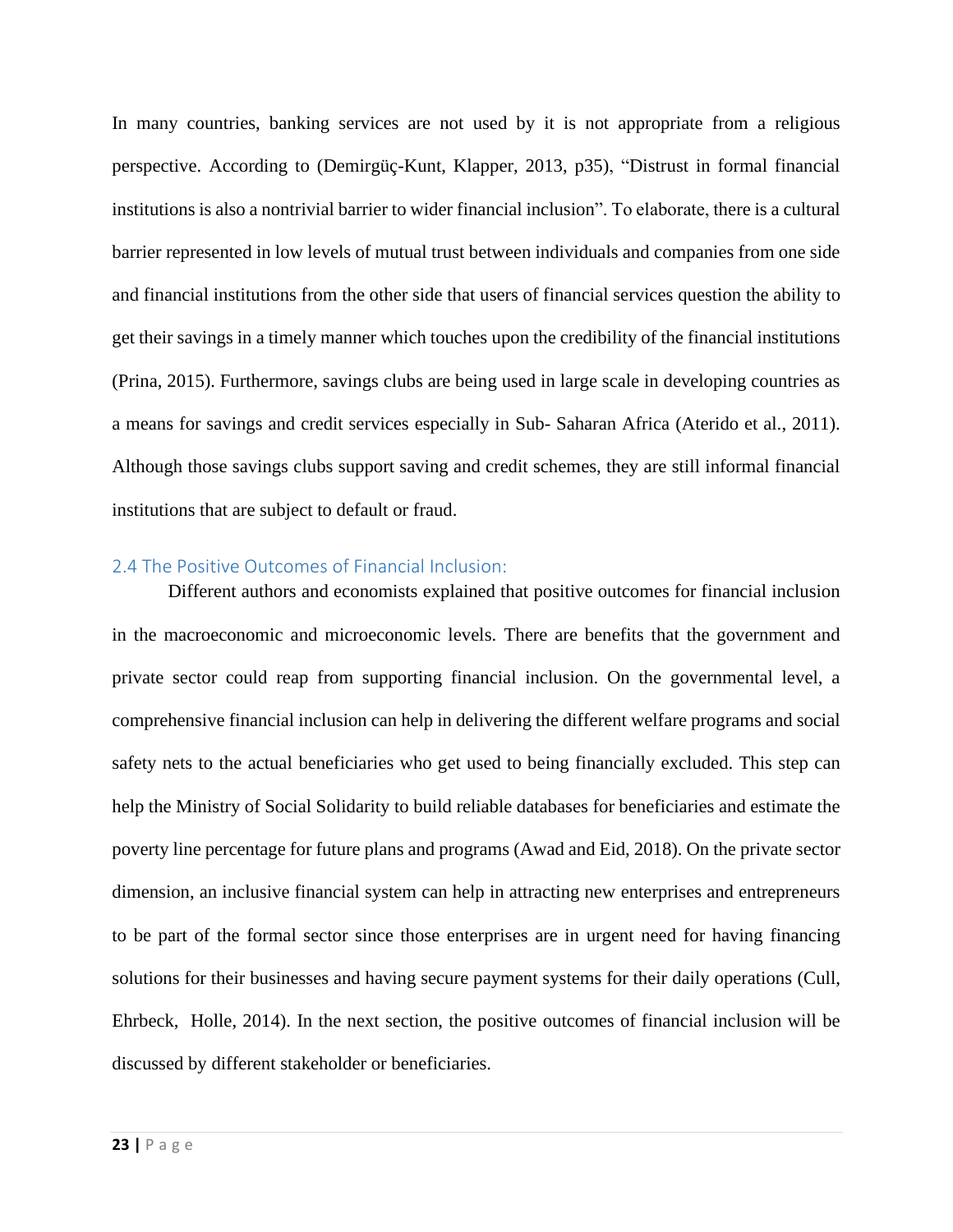In many countries, banking services are not used by it is not appropriate from a religious perspective. According to (Demirgüç-Kunt, Klapper, 2013, p35), “Distrust in formal financial institutions is also a nontrivial barrier to wider financial inclusion”. To elaborate, there is a cultural barrier represented in low levels of mutual trust between individuals and companies from one side and financial institutions from the other side that users of financial services question the ability to get their savings in a timely manner which touches upon the credibility of the financial institutions (Prina, 2015). Furthermore, savings clubs are being used in large scale in developing countries as a means for savings and credit services especially in Sub- Saharan Africa (Aterido et al., 2011). Although those savings clubs support saving and credit schemes, they are still informal financial institutions that are subject to default or fraud.

### 2.4 The Positive Outcomes of Financial Inclusion:

Different authors and economists explained that positive outcomes for financial inclusion in the macroeconomic and microeconomic levels. There are benefits that the government and private sector could reap from supporting financial inclusion. On the governmental level, a comprehensive financial inclusion can help in delivering the different welfare programs and social safety nets to the actual beneficiaries who get used to being financially excluded. This step can help the Ministry of Social Solidarity to build reliable databases for beneficiaries and estimate the poverty line percentage for future plans and programs (Awad and Eid, 2018). On the private sector dimension, an inclusive financial system can help in attracting new enterprises and entrepreneurs to be part of the formal sector since those enterprises are in urgent need for having financing solutions for their businesses and having secure payment systems for their daily operations (Cull, Ehrbeck, Holle, 2014). In the next section, the positive outcomes of financial inclusion will be discussed by different stakeholder or beneficiaries.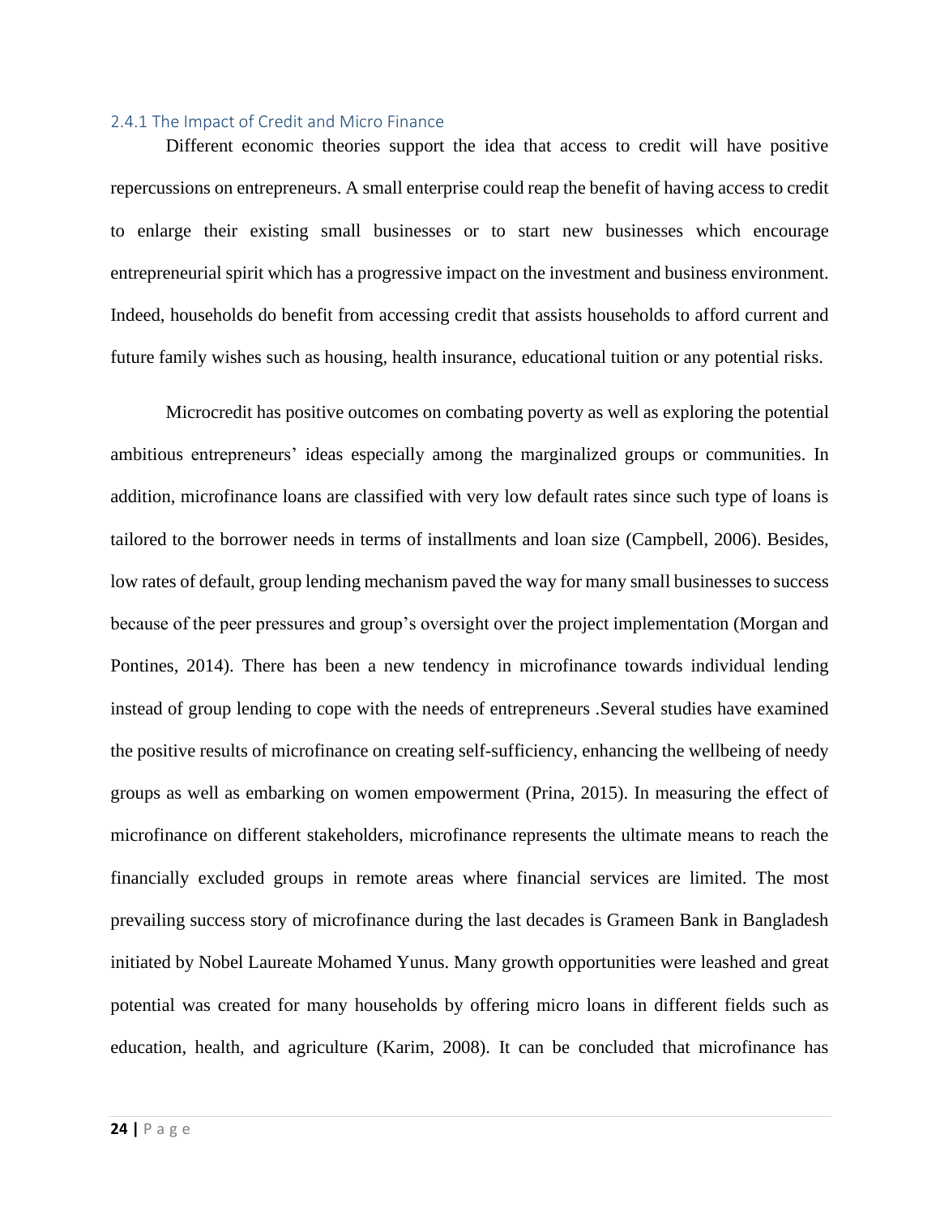### 2.4.1 The Impact of Credit and Micro Finance

Different economic theories support the idea that access to credit will have positive repercussions on entrepreneurs. A small enterprise could reap the benefit of having access to credit to enlarge their existing small businesses or to start new businesses which encourage entrepreneurial spirit which has a progressive impact on the investment and business environment. Indeed, households do benefit from accessing credit that assists households to afford current and future family wishes such as housing, health insurance, educational tuition or any potential risks.

Microcredit has positive outcomes on combating poverty as well as exploring the potential ambitious entrepreneurs' ideas especially among the marginalized groups or communities. In addition, microfinance loans are classified with very low default rates since such type of loans is tailored to the borrower needs in terms of installments and loan size (Campbell, 2006). Besides, low rates of default, group lending mechanism paved the way for many small businesses to success because of the peer pressures and group's oversight over the project implementation (Morgan and Pontines, 2014). There has been a new tendency in microfinance towards individual lending instead of group lending to cope with the needs of entrepreneurs .Several studies have examined the positive results of microfinance on creating self-sufficiency, enhancing the wellbeing of needy groups as well as embarking on women empowerment (Prina, 2015). In measuring the effect of microfinance on different stakeholders, microfinance represents the ultimate means to reach the financially excluded groups in remote areas where financial services are limited. The most prevailing success story of microfinance during the last decades is Grameen Bank in Bangladesh initiated by Nobel Laureate Mohamed Yunus. Many growth opportunities were leashed and great potential was created for many households by offering micro loans in different fields such as education, health, and agriculture (Karim, 2008). It can be concluded that microfinance has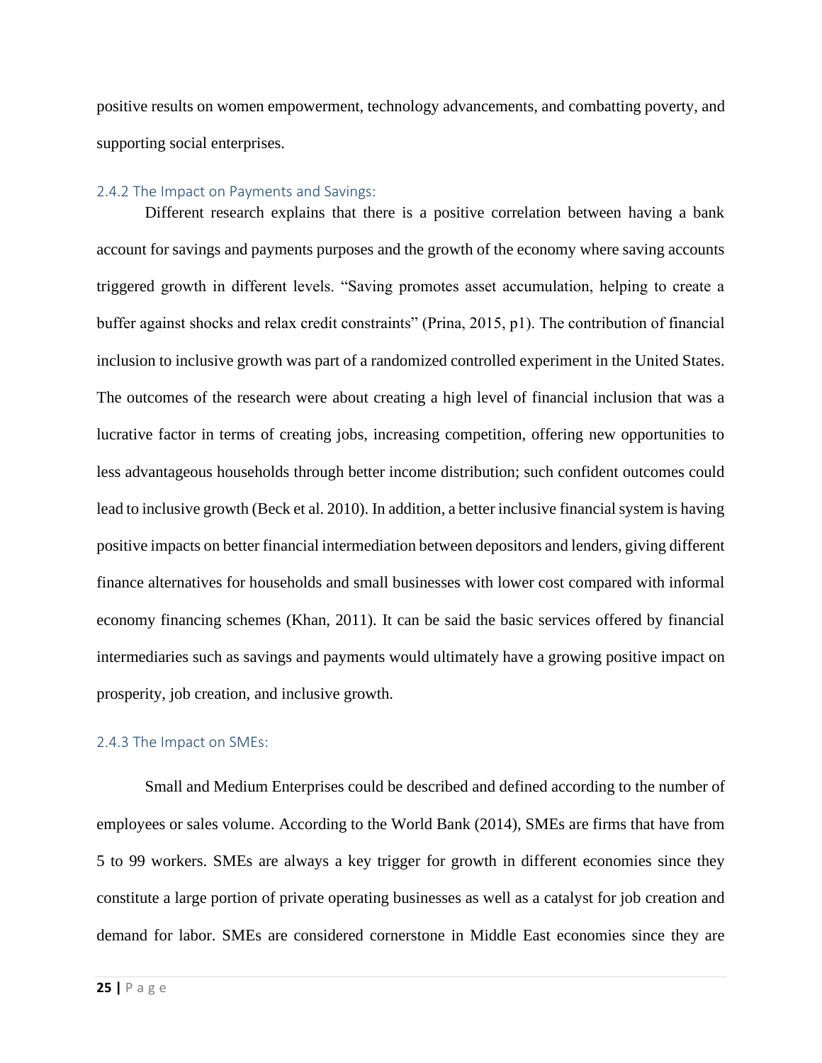positive results on women empowerment, technology advancements, and combatting poverty, and supporting social enterprises.

### 2.4.2 The Impact on Payments and Savings:

Different research explains that there is a positive correlation between having a bank account for savings and payments purposes and the growth of the economy where saving accounts triggered growth in different levels. "Saving promotes asset accumulation, helping to create a buffer against shocks and relax credit constraints" (Prina, 2015, p1). The contribution of financial inclusion to inclusive growth was part of a randomized controlled experiment in the United States. The outcomes of the research were about creating a high level of financial inclusion that was a lucrative factor in terms of creating jobs, increasing competition, offering new opportunities to less advantageous households through better income distribution; such confident outcomes could lead to inclusive growth (Beck et al. 2010). In addition, a better inclusive financial system is having positive impacts on better financial intermediation between depositors and lenders, giving different finance alternatives for households and small businesses with lower cost compared with informal economy financing schemes (Khan, 2011). It can be said the basic services offered by financial intermediaries such as savings and payments would ultimately have a growing positive impact on prosperity, job creation, and inclusive growth.

### 2.4.3 The Impact on SMEs:

Small and Medium Enterprises could be described and defined according to the number of employees or sales volume. According to the World Bank (2014), SMEs are firms that have from 5 to 99 workers. SMEs are always a key trigger for growth in different economies since they constitute a large portion of private operating businesses as well as a catalyst for job creation and demand for labor. SMEs are considered cornerstone in Middle East economies since they are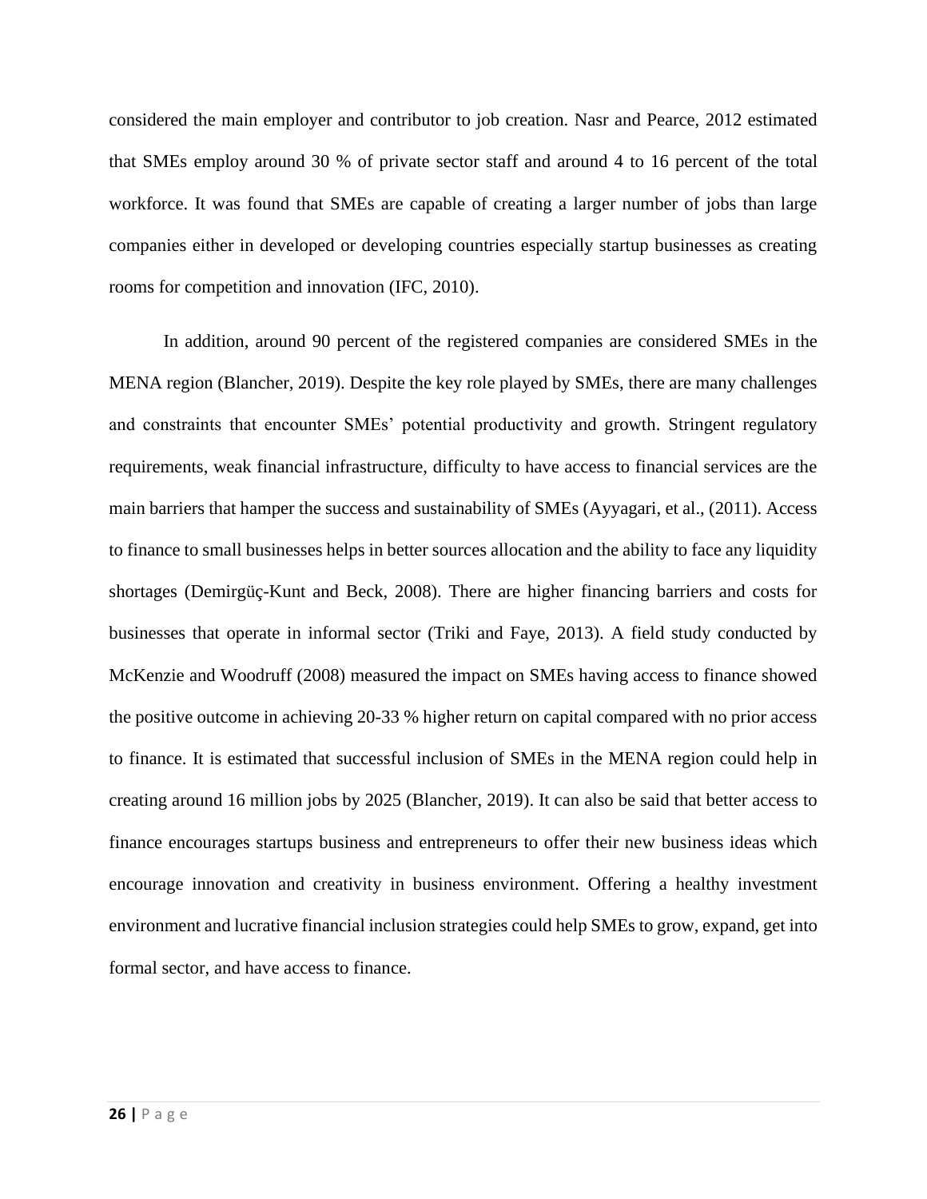considered the main employer and contributor to job creation. Nasr and Pearce, 2012 estimated that SMEs employ around 30 % of private sector staff and around 4 to 16 percent of the total workforce. It was found that SMEs are capable of creating a larger number of jobs than large companies either in developed or developing countries especially startup businesses as creating rooms for competition and innovation (IFC, 2010).

In addition, around 90 percent of the registered companies are considered SMEs in the MENA region (Blancher, 2019). Despite the key role played by SMEs, there are many challenges and constraints that encounter SMEs' potential productivity and growth. Stringent regulatory requirements, weak financial infrastructure, difficulty to have access to financial services are the main barriers that hamper the success and sustainability of SMEs (Ayyagari, et al., (2011). Access to finance to small businesses helps in better sources allocation and the ability to face any liquidity shortages (Demirgüç-Kunt and Beck, 2008). There are higher financing barriers and costs for businesses that operate in informal sector (Triki and Faye, 2013). A field study conducted by McKenzie and Woodruff (2008) measured the impact on SMEs having access to finance showed the positive outcome in achieving 20-33 % higher return on capital compared with no prior access to finance. It is estimated that successful inclusion of SMEs in the MENA region could help in creating around 16 million jobs by 2025 (Blancher, 2019). It can also be said that better access to finance encourages startups business and entrepreneurs to offer their new business ideas which encourage innovation and creativity in business environment. Offering a healthy investment environment and lucrative financial inclusion strategies could help SMEs to grow, expand, get into formal sector, and have access to finance.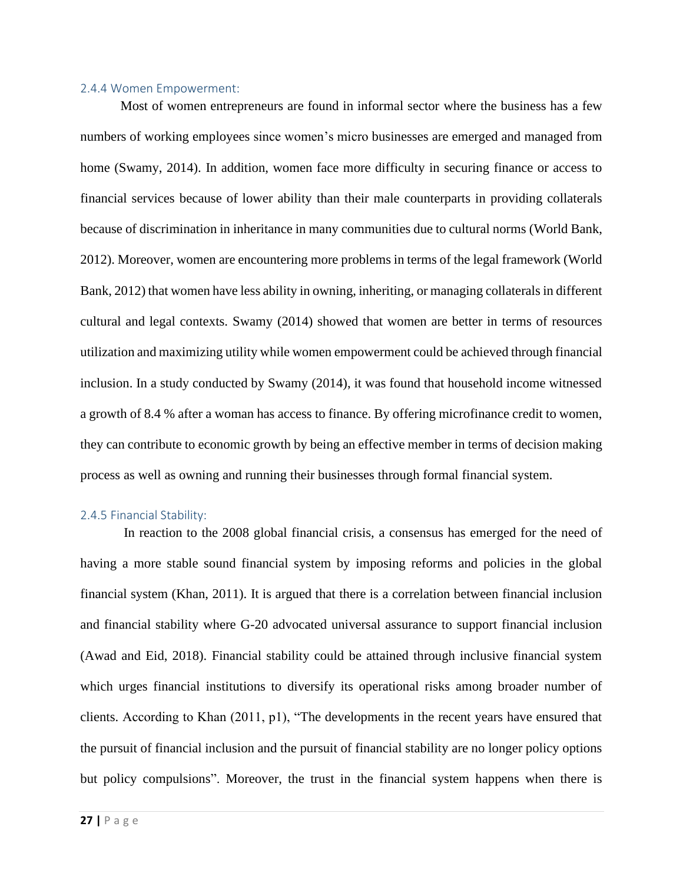### 2.4.4 Women Empowerment:

Most of women entrepreneurs are found in informal sector where the business has a few numbers of working employees since women's micro businesses are emerged and managed from home (Swamy, 2014). In addition, women face more difficulty in securing finance or access to financial services because of lower ability than their male counterparts in providing collaterals because of discrimination in inheritance in many communities due to cultural norms (World Bank, 2012). Moreover, women are encountering more problems in terms of the legal framework (World Bank, 2012) that women have less ability in owning, inheriting, or managing collaterals in different cultural and legal contexts. Swamy (2014) showed that women are better in terms of resources utilization and maximizing utility while women empowerment could be achieved through financial inclusion. In a study conducted by Swamy (2014), it was found that household income witnessed a growth of 8.4 % after a woman has access to finance. By offering microfinance credit to women, they can contribute to economic growth by being an effective member in terms of decision making process as well as owning and running their businesses through formal financial system.

### 2.4.5 Financial Stability:

In reaction to the 2008 global financial crisis, a consensus has emerged for the need of having a more stable sound financial system by imposing reforms and policies in the global financial system (Khan, 2011). It is argued that there is a correlation between financial inclusion and financial stability where G-20 advocated universal assurance to support financial inclusion (Awad and Eid, 2018). Financial stability could be attained through inclusive financial system which urges financial institutions to diversify its operational risks among broader number of clients. According to Khan (2011, p1), "The developments in the recent years have ensured that the pursuit of financial inclusion and the pursuit of financial stability are no longer policy options but policy compulsions". Moreover, the trust in the financial system happens when there is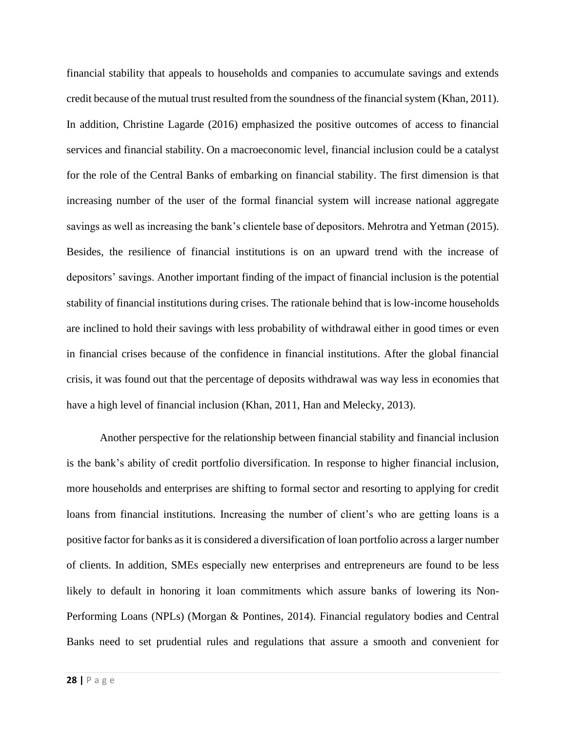financial stability that appeals to households and companies to accumulate savings and extends credit because of the mutual trust resulted from the soundness of the financial system (Khan, 2011). In addition, Christine Lagarde (2016) emphasized the positive outcomes of access to financial services and financial stability. On a macroeconomic level, financial inclusion could be a catalyst for the role of the Central Banks of embarking on financial stability. The first dimension is that increasing number of the user of the formal financial system will increase national aggregate savings as well as increasing the bank's clientele base of depositors. Mehrotra and Yetman (2015). Besides, the resilience of financial institutions is on an upward trend with the increase of depositors' savings. Another important finding of the impact of financial inclusion is the potential stability of financial institutions during crises. The rationale behind that is low-income households are inclined to hold their savings with less probability of withdrawal either in good times or even in financial crises because of the confidence in financial institutions. After the global financial crisis, it was found out that the percentage of deposits withdrawal was way less in economies that have a high level of financial inclusion (Khan, 2011, Han and Melecky, 2013).

Another perspective for the relationship between financial stability and financial inclusion is the bank's ability of credit portfolio diversification. In response to higher financial inclusion, more households and enterprises are shifting to formal sector and resorting to applying for credit loans from financial institutions. Increasing the number of client's who are getting loans is a positive factor for banks as it is considered a diversification of loan portfolio across a larger number of clients. In addition, SMEs especially new enterprises and entrepreneurs are found to be less likely to default in honoring it loan commitments which assure banks of lowering its Non-Performing Loans (NPLs) (Morgan & Pontines, 2014). Financial regulatory bodies and Central Banks need to set prudential rules and regulations that assure a smooth and convenient for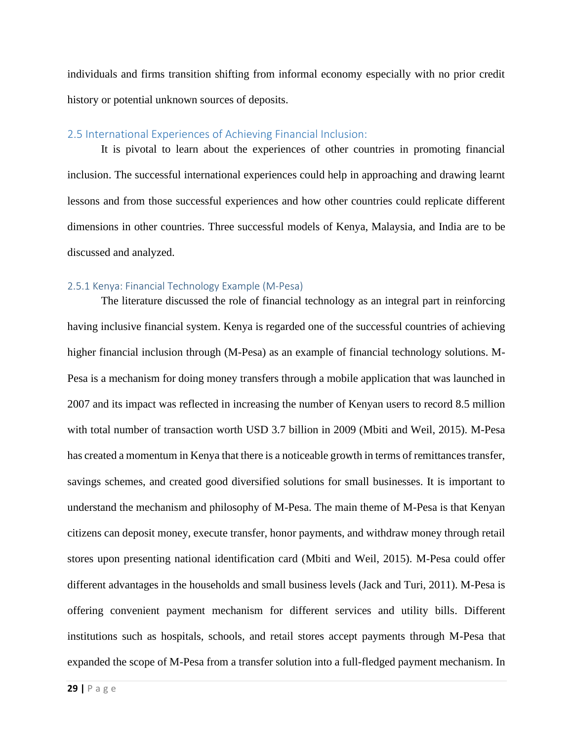individuals and firms transition shifting from informal economy especially with no prior credit history or potential unknown sources of deposits.

## 2.5 International Experiences of Achieving Financial Inclusion:

It is pivotal to learn about the experiences of other countries in promoting financial inclusion. The successful international experiences could help in approaching and drawing learnt lessons and from those successful experiences and how other countries could replicate different dimensions in other countries. Three successful models of Kenya, Malaysia, and India are to be discussed and analyzed.

### 2.5.1 Kenya: Financial Technology Example (M-Pesa)

The literature discussed the role of financial technology as an integral part in reinforcing having inclusive financial system. Kenya is regarded one of the successful countries of achieving higher financial inclusion through (M-Pesa) as an example of financial technology solutions. M-Pesa is a mechanism for doing money transfers through a mobile application that was launched in 2007 and its impact was reflected in increasing the number of Kenyan users to record 8.5 million with total number of transaction worth USD 3.7 billion in 2009 (Mbiti and Weil, 2015). M-Pesa has created a momentum in Kenya that there is a noticeable growth in terms of remittances transfer, savings schemes, and created good diversified solutions for small businesses. It is important to understand the mechanism and philosophy of M-Pesa. The main theme of M-Pesa is that Kenyan citizens can deposit money, execute transfer, honor payments, and withdraw money through retail stores upon presenting national identification card (Mbiti and Weil, 2015). M-Pesa could offer different advantages in the households and small business levels (Jack and Turi, 2011). M-Pesa is offering convenient payment mechanism for different services and utility bills. Different institutions such as hospitals, schools, and retail stores accept payments through M-Pesa that expanded the scope of M-Pesa from a transfer solution into a full-fledged payment mechanism. In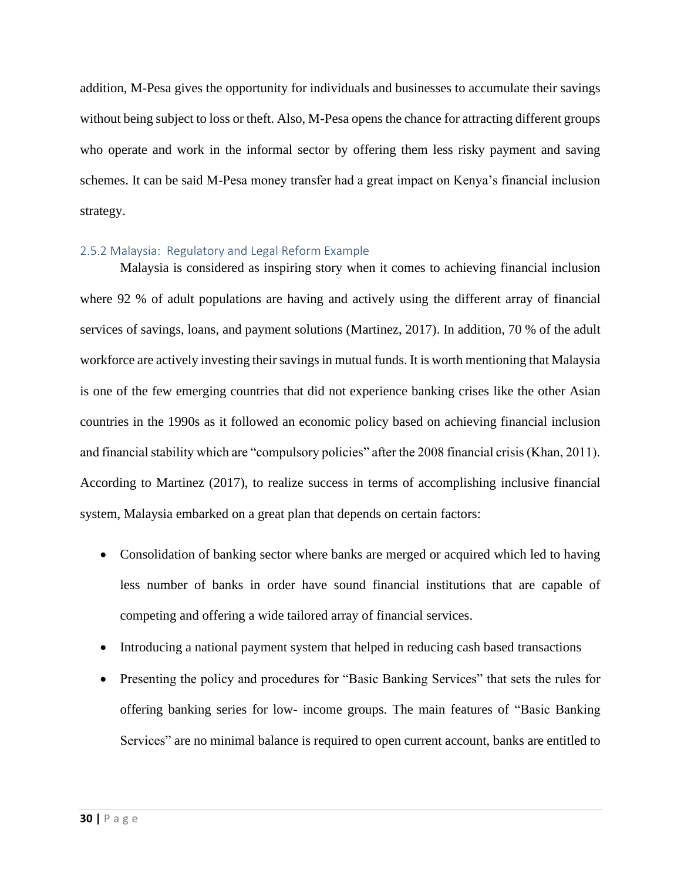addition, M-Pesa gives the opportunity for individuals and businesses to accumulate their savings without being subject to loss or theft. Also, M-Pesa opens the chance for attracting different groups who operate and work in the informal sector by offering them less risky payment and saving schemes. It can be said M-Pesa money transfer had a great impact on Kenya's financial inclusion strategy.

### 2.5.2 Malaysia: Regulatory and Legal Reform Example

Malaysia is considered as inspiring story when it comes to achieving financial inclusion where 92 % of adult populations are having and actively using the different array of financial services of savings, loans, and payment solutions (Martinez, 2017). In addition, 70 % of the adult workforce are actively investing their savings in mutual funds. It is worth mentioning that Malaysia is one of the few emerging countries that did not experience banking crises like the other Asian countries in the 1990s as it followed an economic policy based on achieving financial inclusion and financial stability which are "compulsory policies" after the 2008 financial crisis (Khan, 2011). According to Martinez (2017), to realize success in terms of accomplishing inclusive financial system, Malaysia embarked on a great plan that depends on certain factors:

- Consolidation of banking sector where banks are merged or acquired which led to having less number of banks in order have sound financial institutions that are capable of competing and offering a wide tailored array of financial services.
- Introducing a national payment system that helped in reducing cash based transactions
- Presenting the policy and procedures for "Basic Banking Services" that sets the rules for offering banking series for low- income groups. The main features of "Basic Banking Services" are no minimal balance is required to open current account, banks are entitled to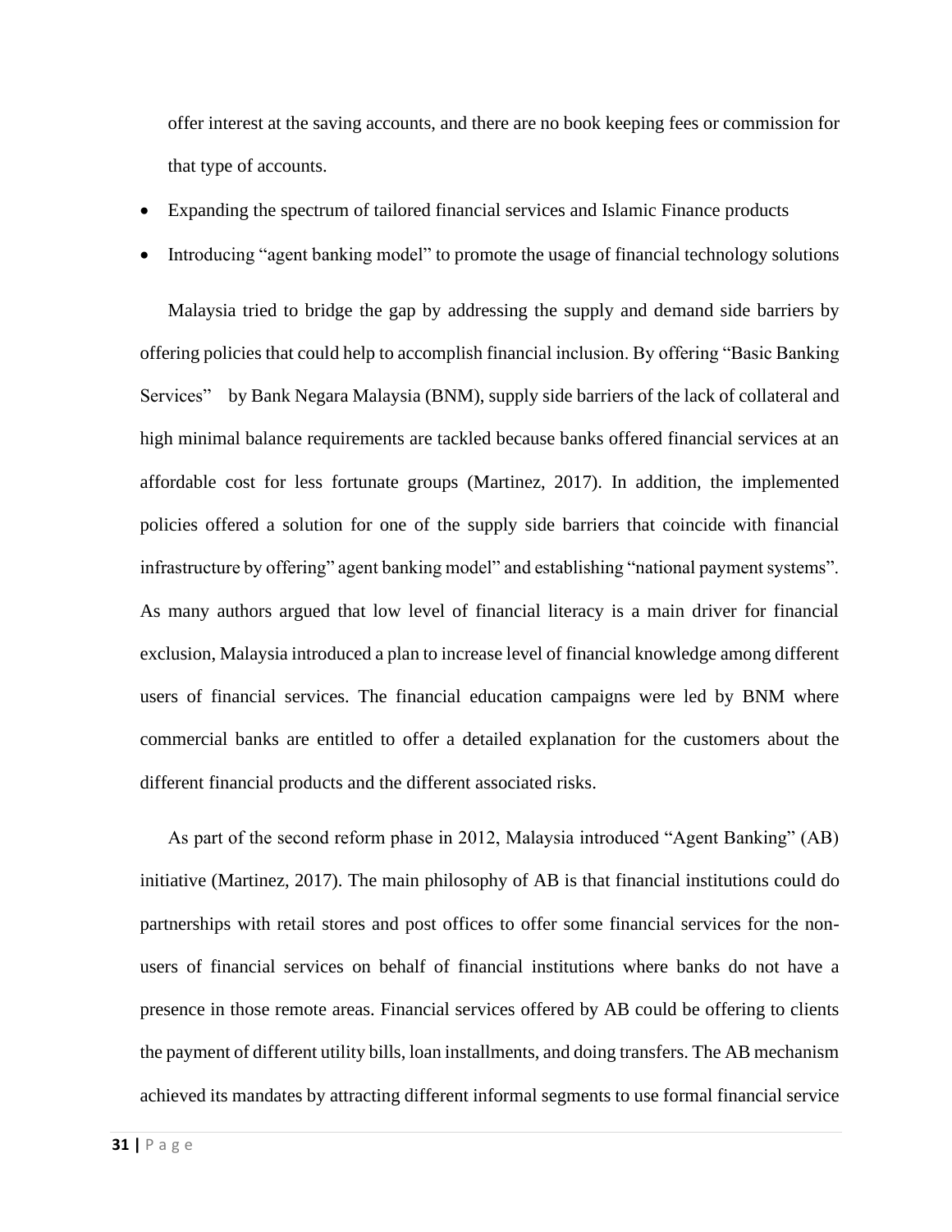offer interest at the saving accounts, and there are no book keeping fees or commission for that type of accounts.

- Expanding the spectrum of tailored financial services and Islamic Finance products
- Introducing “agent banking model” to promote the usage of financial technology solutions

Malaysia tried to bridge the gap by addressing the supply and demand side barriers by offering policies that could help to accomplish financial inclusion. By offering “Basic Banking Services” by Bank Negara Malaysia (BNM), supply side barriers of the lack of collateral and high minimal balance requirements are tackled because banks offered financial services at an affordable cost for less fortunate groups (Martinez, 2017). In addition, the implemented policies offered a solution for one of the supply side barriers that coincide with financial infrastructure by offering” agent banking model” and establishing “national payment systems”. As many authors argued that low level of financial literacy is a main driver for financial exclusion, Malaysia introduced a plan to increase level of financial knowledge among different users of financial services. The financial education campaigns were led by BNM where commercial banks are entitled to offer a detailed explanation for the customers about the different financial products and the different associated risks.

As part of the second reform phase in 2012, Malaysia introduced “Agent Banking” (AB) initiative (Martinez, 2017). The main philosophy of AB is that financial institutions could do partnerships with retail stores and post offices to offer some financial services for the non-users of financial services on behalf of financial institutions where banks do not have a presence in those remote areas. Financial services offered by AB could be offering to clients the payment of different utility bills, loan installments, and doing transfers. The AB mechanism achieved its mandates by attracting different informal segments to use formal financial service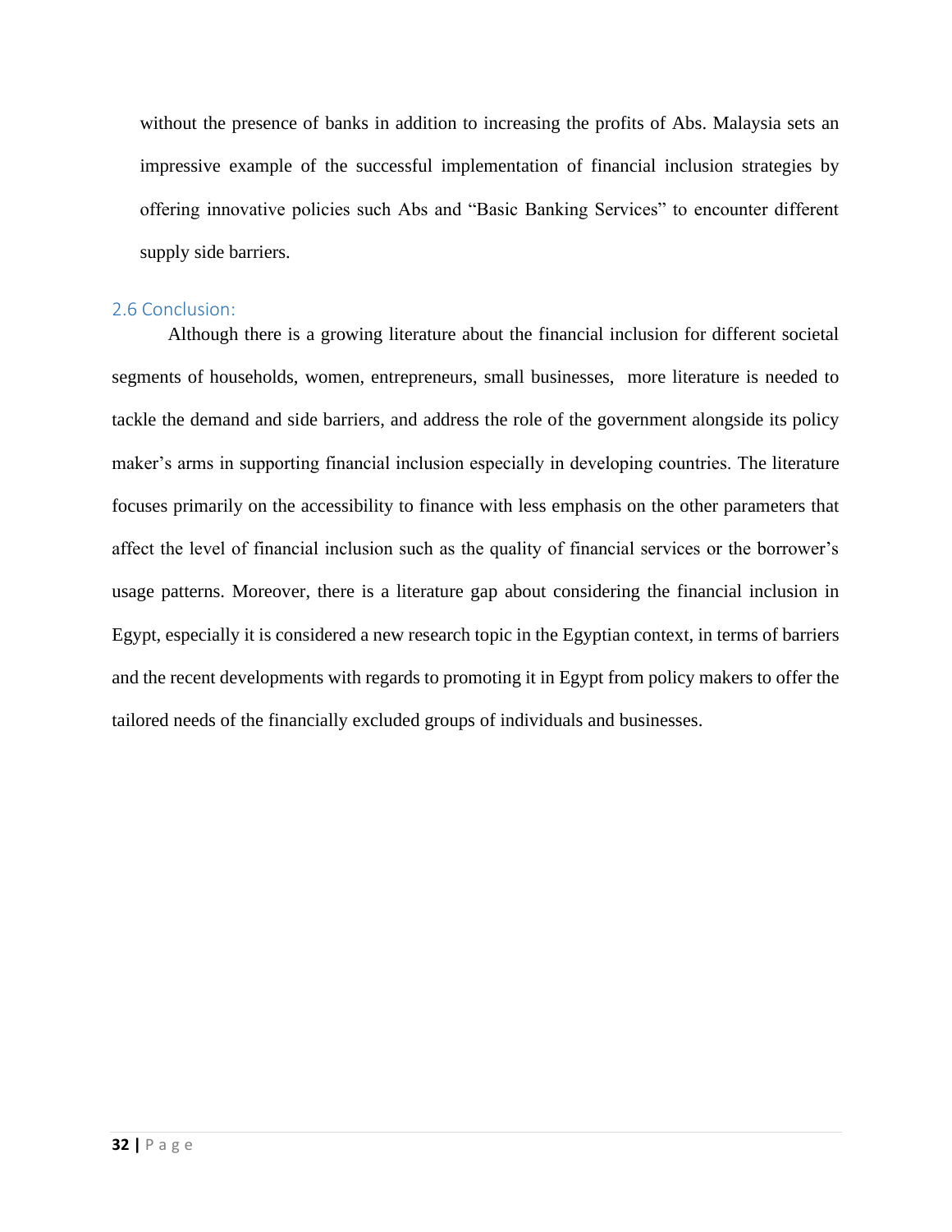without the presence of banks in addition to increasing the profits of Abs. Malaysia sets an impressive example of the successful implementation of financial inclusion strategies by offering innovative policies such Abs and "Basic Banking Services" to encounter different supply side barriers.

## 2.6 Conclusion:

Although there is a growing literature about the financial inclusion for different societal segments of households, women, entrepreneurs, small businesses, more literature is needed to tackle the demand and side barriers, and address the role of the government alongside its policy maker's arms in supporting financial inclusion especially in developing countries. The literature focuses primarily on the accessibility to finance with less emphasis on the other parameters that affect the level of financial inclusion such as the quality of financial services or the borrower's usage patterns. Moreover, there is a literature gap about considering the financial inclusion in Egypt, especially it is considered a new research topic in the Egyptian context, in terms of barriers and the recent developments with regards to promoting it in Egypt from policy makers to offer the tailored needs of the financially excluded groups of individuals and businesses.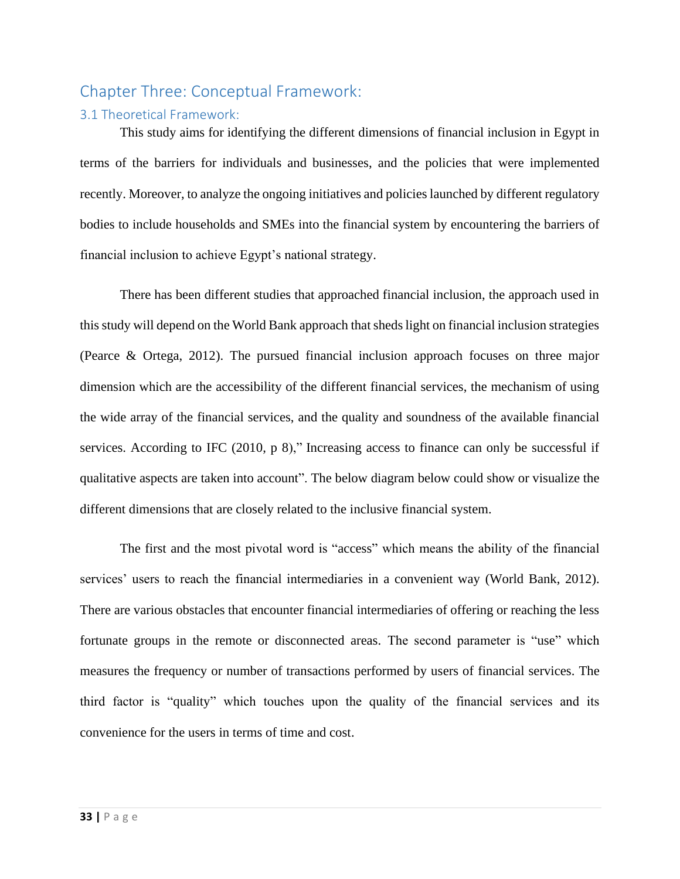# Chapter Three: Conceptual Framework:

## 3.1 Theoretical Framework:

This study aims for identifying the different dimensions of financial inclusion in Egypt in terms of the barriers for individuals and businesses, and the policies that were implemented recently. Moreover, to analyze the ongoing initiatives and policies launched by different regulatory bodies to include households and SMEs into the financial system by encountering the barriers of financial inclusion to achieve Egypt's national strategy.

There has been different studies that approached financial inclusion, the approach used in this study will depend on the World Bank approach that sheds light on financial inclusion strategies (Pearce & Ortega, 2012). The pursued financial inclusion approach focuses on three major dimension which are the accessibility of the different financial services, the mechanism of using the wide array of the financial services, and the quality and soundness of the available financial services. According to IFC (2010, p 8)," Increasing access to finance can only be successful if qualitative aspects are taken into account". The below diagram below could show or visualize the different dimensions that are closely related to the inclusive financial system.

The first and the most pivotal word is "access" which means the ability of the financial services' users to reach the financial intermediaries in a convenient way (World Bank, 2012). There are various obstacles that encounter financial intermediaries of offering or reaching the less fortunate groups in the remote or disconnected areas. The second parameter is "use" which measures the frequency or number of transactions performed by users of financial services. The third factor is "quality" which touches upon the quality of the financial services and its convenience for the users in terms of time and cost.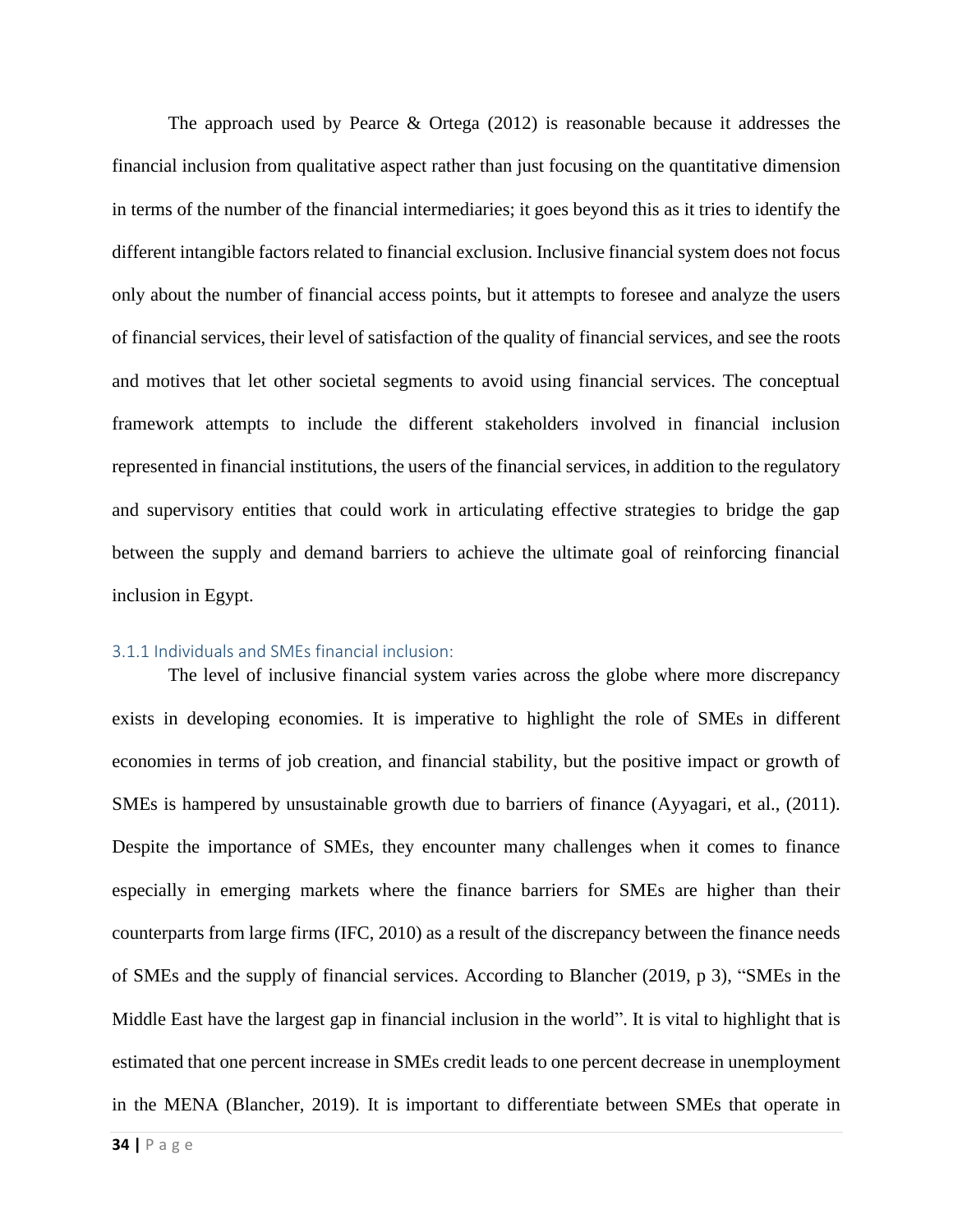The approach used by Pearce & Ortega (2012) is reasonable because it addresses the financial inclusion from qualitative aspect rather than just focusing on the quantitative dimension in terms of the number of the financial intermediaries; it goes beyond this as it tries to identify the different intangible factors related to financial exclusion. Inclusive financial system does not focus only about the number of financial access points, but it attempts to foresee and analyze the users of financial services, their level of satisfaction of the quality of financial services, and see the roots and motives that let other societal segments to avoid using financial services. The conceptual framework attempts to include the different stakeholders involved in financial inclusion represented in financial institutions, the users of the financial services, in addition to the regulatory and supervisory entities that could work in articulating effective strategies to bridge the gap between the supply and demand barriers to achieve the ultimate goal of reinforcing financial inclusion in Egypt.

### 3.1.1 Individuals and SMEs financial inclusion:

The level of inclusive financial system varies across the globe where more discrepancy exists in developing economies. It is imperative to highlight the role of SMEs in different economies in terms of job creation, and financial stability, but the positive impact or growth of SMEs is hampered by unsustainable growth due to barriers of finance (Ayyagari, et al., (2011). Despite the importance of SMEs, they encounter many challenges when it comes to finance especially in emerging markets where the finance barriers for SMEs are higher than their counterparts from large firms (IFC, 2010) as a result of the discrepancy between the finance needs of SMEs and the supply of financial services. According to Blancher (2019, p 3), "SMEs in the Middle East have the largest gap in financial inclusion in the world". It is vital to highlight that is estimated that one percent increase in SMEs credit leads to one percent decrease in unemployment in the MENA (Blancher, 2019). It is important to differentiate between SMEs that operate in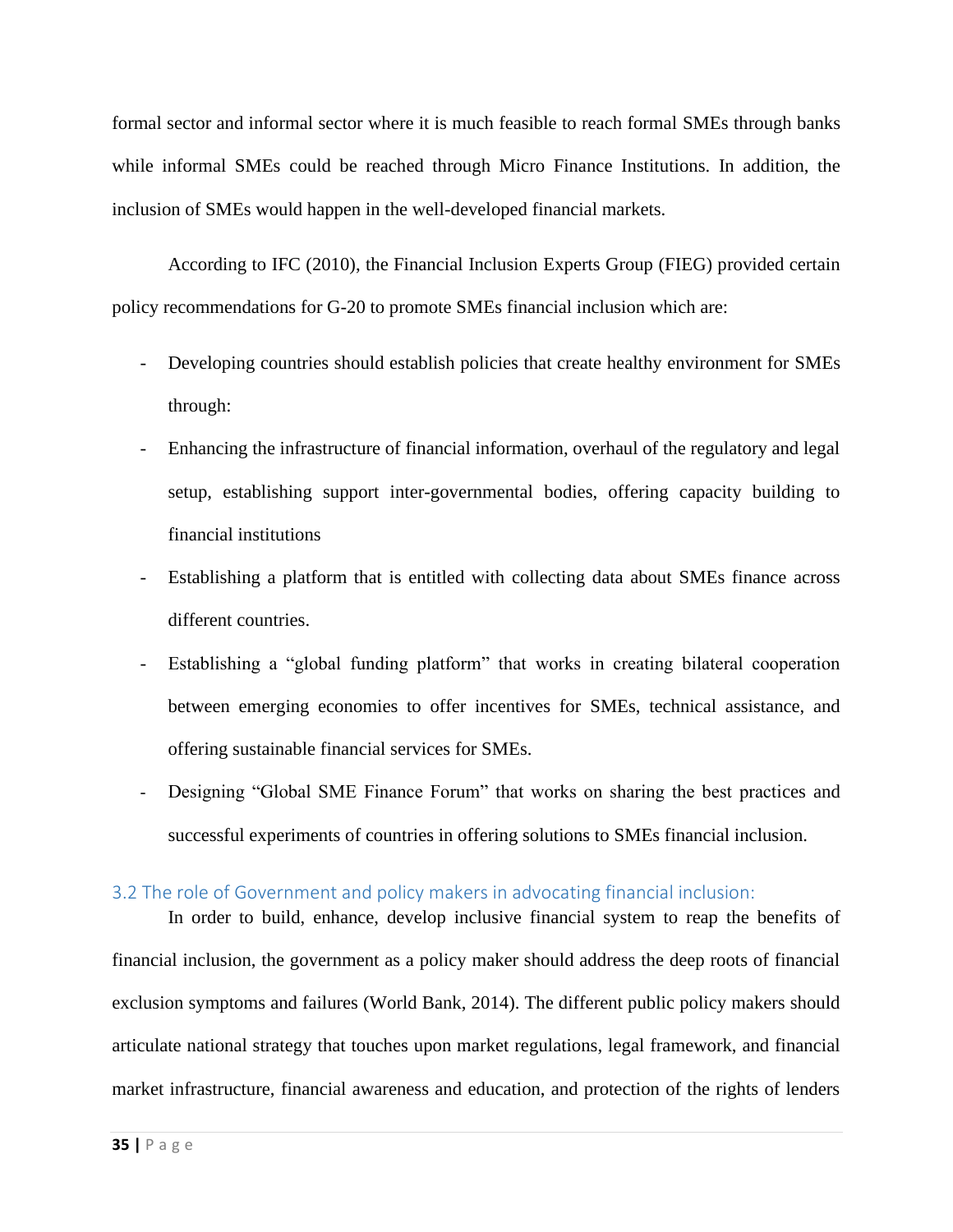formal sector and informal sector where it is much feasible to reach formal SMEs through banks while informal SMEs could be reached through Micro Finance Institutions. In addition, the inclusion of SMEs would happen in the well-developed financial markets.

According to IFC (2010), the Financial Inclusion Experts Group (FIEG) provided certain policy recommendations for G-20 to promote SMEs financial inclusion which are:

- Developing countries should establish policies that create healthy environment for SMEs through:
- Enhancing the infrastructure of financial information, overhaul of the regulatory and legal setup, establishing support inter-governmental bodies, offering capacity building to financial institutions
- Establishing a platform that is entitled with collecting data about SMEs finance across different countries.
- Establishing a "global funding platform" that works in creating bilateral cooperation between emerging economies to offer incentives for SMEs, technical assistance, and offering sustainable financial services for SMEs.
- Designing "Global SME Finance Forum" that works on sharing the best practices and successful experiments of countries in offering solutions to SMEs financial inclusion.

## 3.2 The role of Government and policy makers in advocating financial inclusion:

In order to build, enhance, develop inclusive financial system to reap the benefits of financial inclusion, the government as a policy maker should address the deep roots of financial exclusion symptoms and failures (World Bank, 2014). The different public policy makers should articulate national strategy that touches upon market regulations, legal framework, and financial market infrastructure, financial awareness and education, and protection of the rights of lenders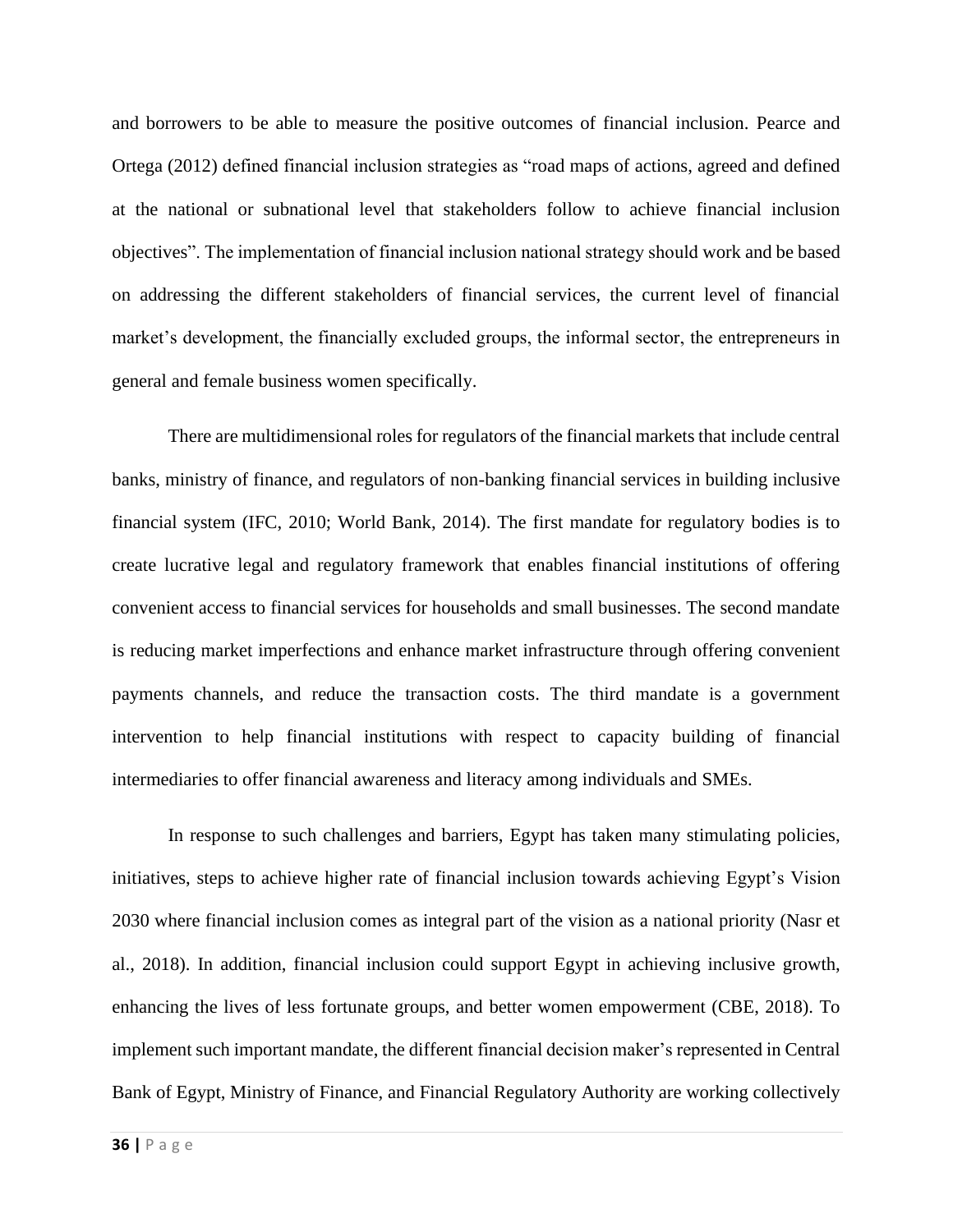and borrowers to be able to measure the positive outcomes of financial inclusion. Pearce and Ortega (2012) defined financial inclusion strategies as "road maps of actions, agreed and defined at the national or subnational level that stakeholders follow to achieve financial inclusion objectives". The implementation of financial inclusion national strategy should work and be based on addressing the different stakeholders of financial services, the current level of financial market's development, the financially excluded groups, the informal sector, the entrepreneurs in general and female business women specifically.

There are multidimensional roles for regulators of the financial markets that include central banks, ministry of finance, and regulators of non-banking financial services in building inclusive financial system (IFC, 2010; World Bank, 2014). The first mandate for regulatory bodies is to create lucrative legal and regulatory framework that enables financial institutions of offering convenient access to financial services for households and small businesses. The second mandate is reducing market imperfections and enhance market infrastructure through offering convenient payments channels, and reduce the transaction costs. The third mandate is a government intervention to help financial institutions with respect to capacity building of financial intermediaries to offer financial awareness and literacy among individuals and SMEs.

In response to such challenges and barriers, Egypt has taken many stimulating policies, initiatives, steps to achieve higher rate of financial inclusion towards achieving Egypt's Vision 2030 where financial inclusion comes as integral part of the vision as a national priority (Nasr et al., 2018). In addition, financial inclusion could support Egypt in achieving inclusive growth, enhancing the lives of less fortunate groups, and better women empowerment (CBE, 2018). To implement such important mandate, the different financial decision maker's represented in Central Bank of Egypt, Ministry of Finance, and Financial Regulatory Authority are working collectively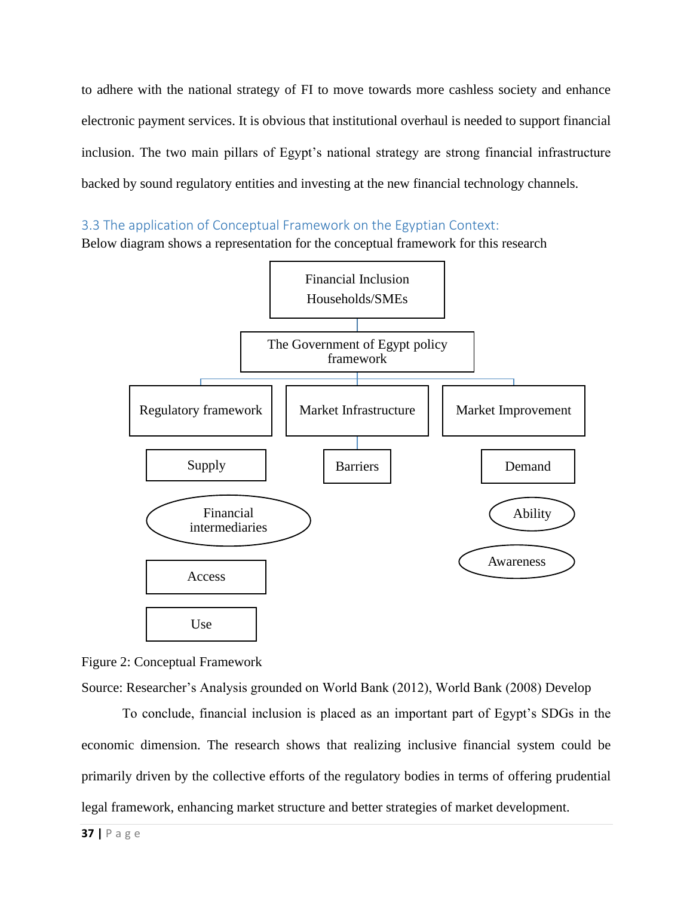to adhere with the national strategy of FI to move towards more cashless society and enhance electronic payment services. It is obvious that institutional overhaul is needed to support financial inclusion. The two main pillars of Egypt's national strategy are strong financial infrastructure backed by sound regulatory entities and investing at the new financial technology channels.

### 3.3 The application of Conceptual Framework on the Egyptian Context:

Below diagram shows a representation for the conceptual framework for this research

Financial Inclusion Households/SMEs

The Government of Egypt policy framework

Regulatory framework | Market Infrastructure | Market Improvement

Supply | Barriers | Demand

Financial intermediaries | Ability

Awareness

Access

Use

Figure 2: Conceptual Framework

Source: Researcher's Analysis grounded on World Bank (2012), World Bank (2008) Develop

To conclude, financial inclusion is placed as an important part of Egypt's SDGs in the economic dimension. The research shows that realizing inclusive financial system could be primarily driven by the collective efforts of the regulatory bodies in terms of offering prudential legal framework, enhancing market structure and better strategies of market development.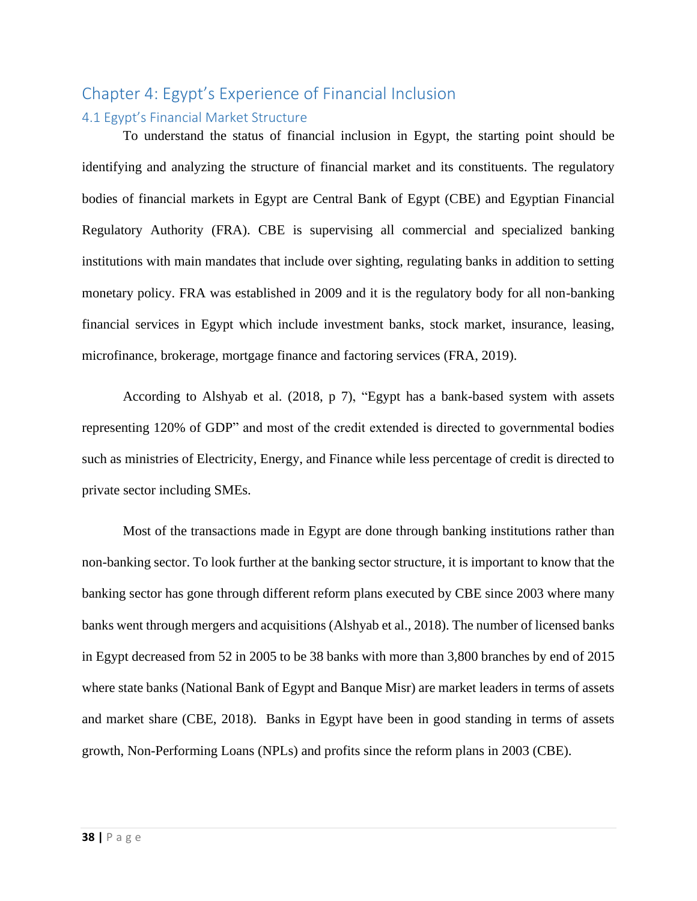# Chapter 4: Egypt's Experience of Financial Inclusion

## 4.1 Egypt's Financial Market Structure

To understand the status of financial inclusion in Egypt, the starting point should be identifying and analyzing the structure of financial market and its constituents. The regulatory bodies of financial markets in Egypt are Central Bank of Egypt (CBE) and Egyptian Financial Regulatory Authority (FRA). CBE is supervising all commercial and specialized banking institutions with main mandates that include over sighting, regulating banks in addition to setting monetary policy. FRA was established in 2009 and it is the regulatory body for all non-banking financial services in Egypt which include investment banks, stock market, insurance, leasing, microfinance, brokerage, mortgage finance and factoring services (FRA, 2019).

According to Alshyab et al. (2018, p 7), "Egypt has a bank-based system with assets representing 120% of GDP" and most of the credit extended is directed to governmental bodies such as ministries of Electricity, Energy, and Finance while less percentage of credit is directed to private sector including SMEs.

Most of the transactions made in Egypt are done through banking institutions rather than non-banking sector. To look further at the banking sector structure, it is important to know that the banking sector has gone through different reform plans executed by CBE since 2003 where many banks went through mergers and acquisitions (Alshyab et al., 2018). The number of licensed banks in Egypt decreased from 52 in 2005 to be 38 banks with more than 3,800 branches by end of 2015 where state banks (National Bank of Egypt and Banque Misr) are market leaders in terms of assets and market share (CBE, 2018). Banks in Egypt have been in good standing in terms of assets growth, Non-Performing Loans (NPLs) and profits since the reform plans in 2003 (CBE).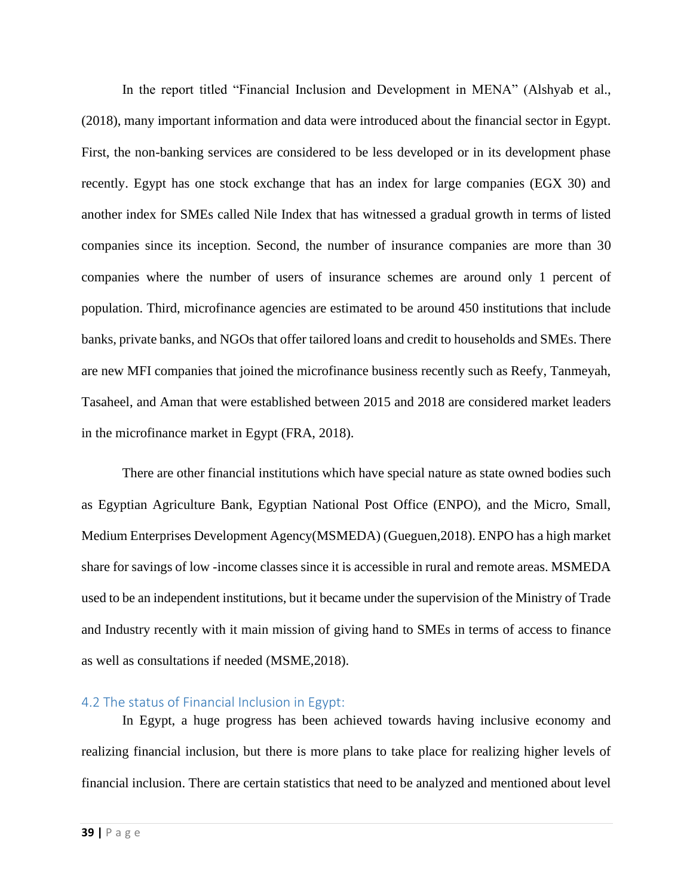In the report titled "Financial Inclusion and Development in MENA" (Alshyab et al., (2018), many important information and data were introduced about the financial sector in Egypt. First, the non-banking services are considered to be less developed or in its development phase recently. Egypt has one stock exchange that has an index for large companies (EGX 30) and another index for SMEs called Nile Index that has witnessed a gradual growth in terms of listed companies since its inception. Second, the number of insurance companies are more than 30 companies where the number of users of insurance schemes are around only 1 percent of population. Third, microfinance agencies are estimated to be around 450 institutions that include banks, private banks, and NGOs that offer tailored loans and credit to households and SMEs. There are new MFI companies that joined the microfinance business recently such as Reefy, Tanmeyah, Tasaheel, and Aman that were established between 2015 and 2018 are considered market leaders in the microfinance market in Egypt (FRA, 2018).

There are other financial institutions which have special nature as state owned bodies such as Egyptian Agriculture Bank, Egyptian National Post Office (ENPO), and the Micro, Small, Medium Enterprises Development Agency(MSMEDA) (Gueguen,2018). ENPO has a high market share for savings of low -income classes since it is accessible in rural and remote areas. MSMEDA used to be an independent institutions, but it became under the supervision of the Ministry of Trade and Industry recently with it main mission of giving hand to SMEs in terms of access to finance as well as consultations if needed (MSME,2018).

## 4.2 The status of Financial Inclusion in Egypt:

In Egypt, a huge progress has been achieved towards having inclusive economy and realizing financial inclusion, but there is more plans to take place for realizing higher levels of financial inclusion. There are certain statistics that need to be analyzed and mentioned about level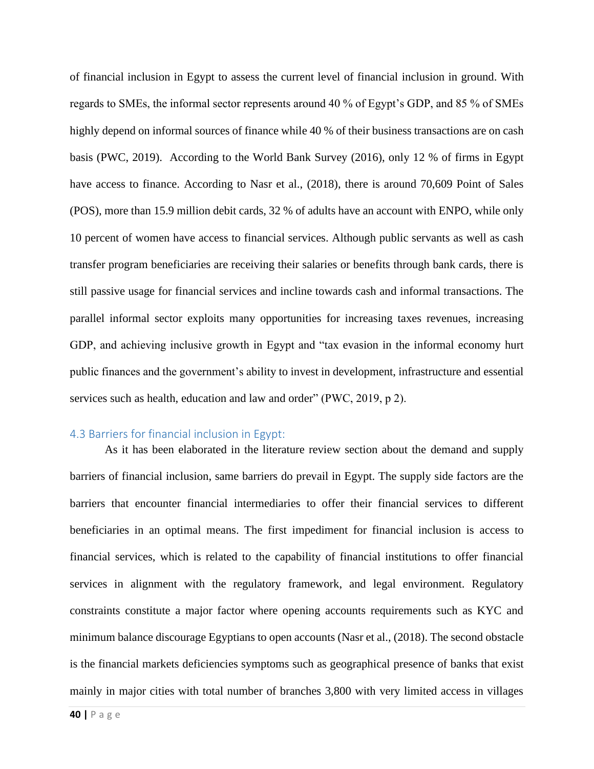of financial inclusion in Egypt to assess the current level of financial inclusion in ground. With regards to SMEs, the informal sector represents around 40 % of Egypt's GDP, and 85 % of SMEs highly depend on informal sources of finance while 40 % of their business transactions are on cash basis (PWC, 2019). According to the World Bank Survey (2016), only 12 % of firms in Egypt have access to finance. According to Nasr et al., (2018), there is around 70,609 Point of Sales (POS), more than 15.9 million debit cards, 32 % of adults have an account with ENPO, while only 10 percent of women have access to financial services. Although public servants as well as cash transfer program beneficiaries are receiving their salaries or benefits through bank cards, there is still passive usage for financial services and incline towards cash and informal transactions. The parallel informal sector exploits many opportunities for increasing taxes revenues, increasing GDP, and achieving inclusive growth in Egypt and "tax evasion in the informal economy hurt public finances and the government's ability to invest in development, infrastructure and essential services such as health, education and law and order" (PWC, 2019, p 2).

### 4.3 Barriers for financial inclusion in Egypt:

As it has been elaborated in the literature review section about the demand and supply barriers of financial inclusion, same barriers do prevail in Egypt. The supply side factors are the barriers that encounter financial intermediaries to offer their financial services to different beneficiaries in an optimal means. The first impediment for financial inclusion is access to financial services, which is related to the capability of financial institutions to offer financial services in alignment with the regulatory framework, and legal environment. Regulatory constraints constitute a major factor where opening accounts requirements such as KYC and minimum balance discourage Egyptians to open accounts (Nasr et al., (2018). The second obstacle is the financial markets deficiencies symptoms such as geographical presence of banks that exist mainly in major cities with total number of branches 3,800 with very limited access in villages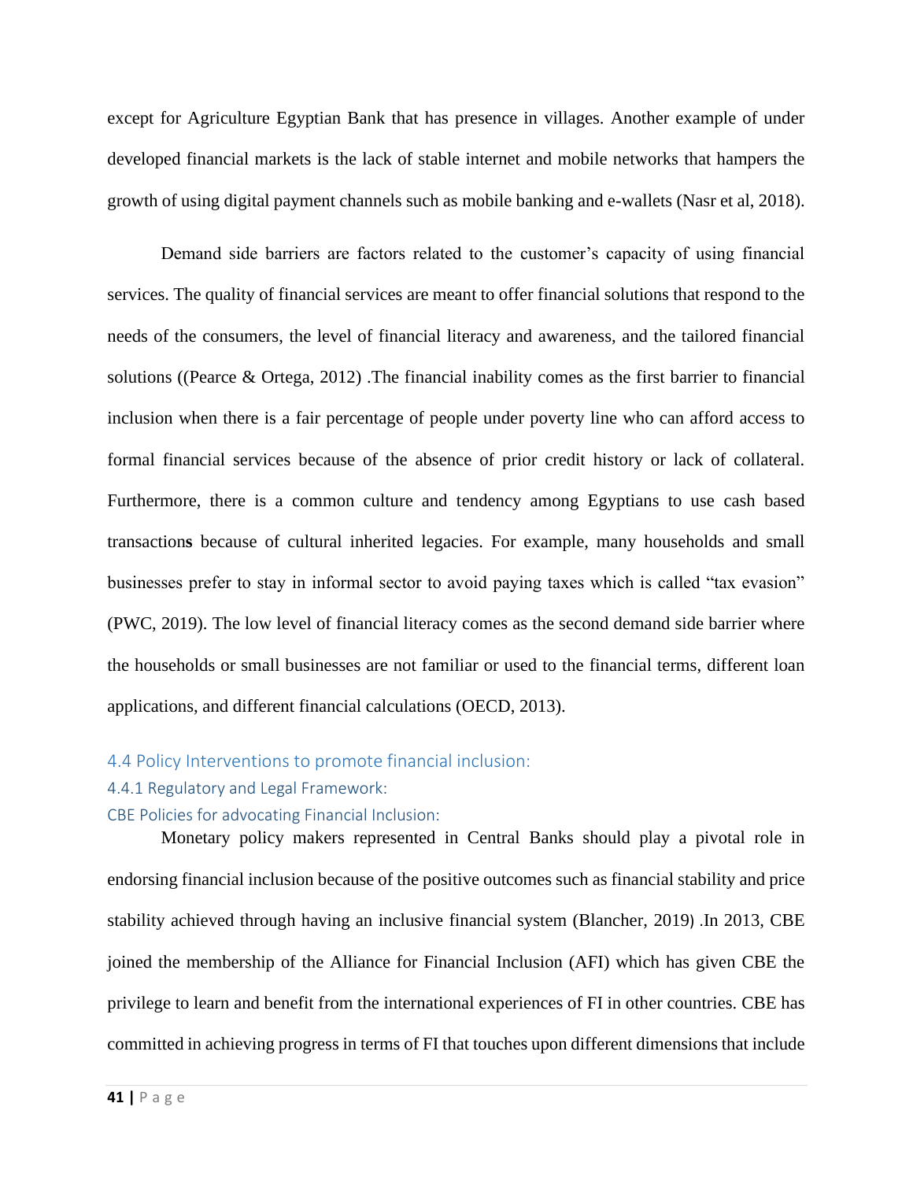except for Agriculture Egyptian Bank that has presence in villages. Another example of under developed financial markets is the lack of stable internet and mobile networks that hampers the growth of using digital payment channels such as mobile banking and e-wallets (Nasr et al, 2018).

Demand side barriers are factors related to the customer's capacity of using financial services. The quality of financial services are meant to offer financial solutions that respond to the needs of the consumers, the level of financial literacy and awareness, and the tailored financial solutions ((Pearce & Ortega, 2012) .The financial inability comes as the first barrier to financial inclusion when there is a fair percentage of people under poverty line who can afford access to formal financial services because of the absence of prior credit history or lack of collateral. Furthermore, there is a common culture and tendency among Egyptians to use cash based transaction**s** because of cultural inherited legacies. For example, many households and small businesses prefer to stay in informal sector to avoid paying taxes which is called "tax evasion" (PWC, 2019). The low level of financial literacy comes as the second demand side barrier where the households or small businesses are not familiar or used to the financial terms, different loan applications, and different financial calculations (OECD, 2013).

## 4.4 Policy Interventions to promote financial inclusion:

### 4.4.1 Regulatory and Legal Framework:

#### CBE Policies for advocating Financial Inclusion:

Monetary policy makers represented in Central Banks should play a pivotal role in endorsing financial inclusion because of the positive outcomes such as financial stability and price stability achieved through having an inclusive financial system (Blancher, 2019) .In 2013, CBE joined the membership of the Alliance for Financial Inclusion (AFI) which has given CBE the privilege to learn and benefit from the international experiences of FI in other countries. CBE has committed in achieving progress in terms of FI that touches upon different dimensions that include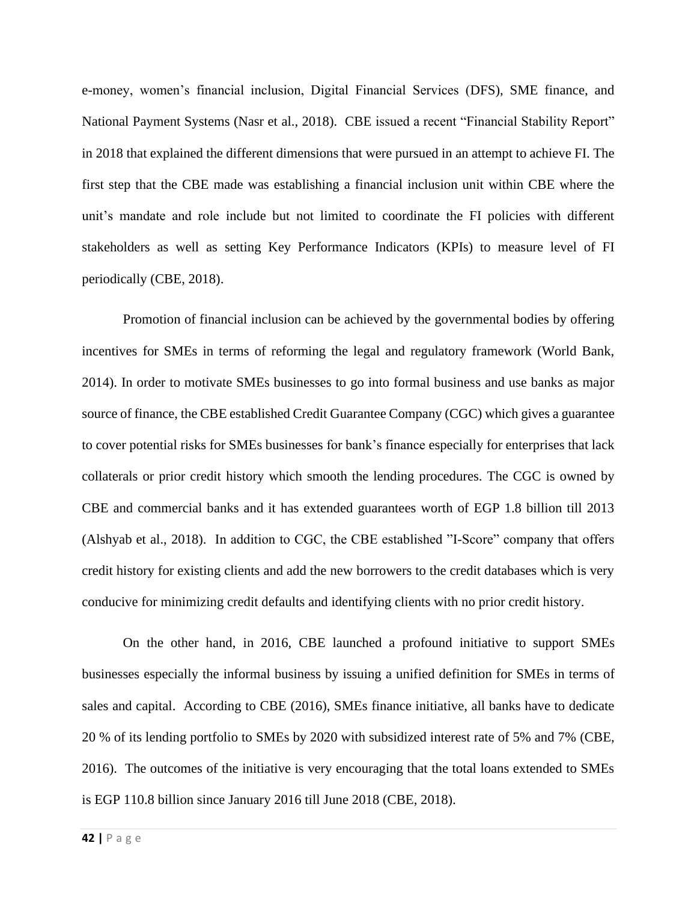e-money, women's financial inclusion, Digital Financial Services (DFS), SME finance, and National Payment Systems (Nasr et al., 2018). CBE issued a recent "Financial Stability Report" in 2018 that explained the different dimensions that were pursued in an attempt to achieve FI. The first step that the CBE made was establishing a financial inclusion unit within CBE where the unit's mandate and role include but not limited to coordinate the FI policies with different stakeholders as well as setting Key Performance Indicators (KPIs) to measure level of FI periodically (CBE, 2018).

Promotion of financial inclusion can be achieved by the governmental bodies by offering incentives for SMEs in terms of reforming the legal and regulatory framework (World Bank, 2014). In order to motivate SMEs businesses to go into formal business and use banks as major source of finance, the CBE established Credit Guarantee Company (CGC) which gives a guarantee to cover potential risks for SMEs businesses for bank's finance especially for enterprises that lack collaterals or prior credit history which smooth the lending procedures. The CGC is owned by CBE and commercial banks and it has extended guarantees worth of EGP 1.8 billion till 2013 (Alshyab et al., 2018). In addition to CGC, the CBE established "I-Score" company that offers credit history for existing clients and add the new borrowers to the credit databases which is very conducive for minimizing credit defaults and identifying clients with no prior credit history.

On the other hand, in 2016, CBE launched a profound initiative to support SMEs businesses especially the informal business by issuing a unified definition for SMEs in terms of sales and capital. According to CBE (2016), SMEs finance initiative, all banks have to dedicate 20 % of its lending portfolio to SMEs by 2020 with subsidized interest rate of 5% and 7% (CBE, 2016). The outcomes of the initiative is very encouraging that the total loans extended to SMEs is EGP 110.8 billion since January 2016 till June 2018 (CBE, 2018).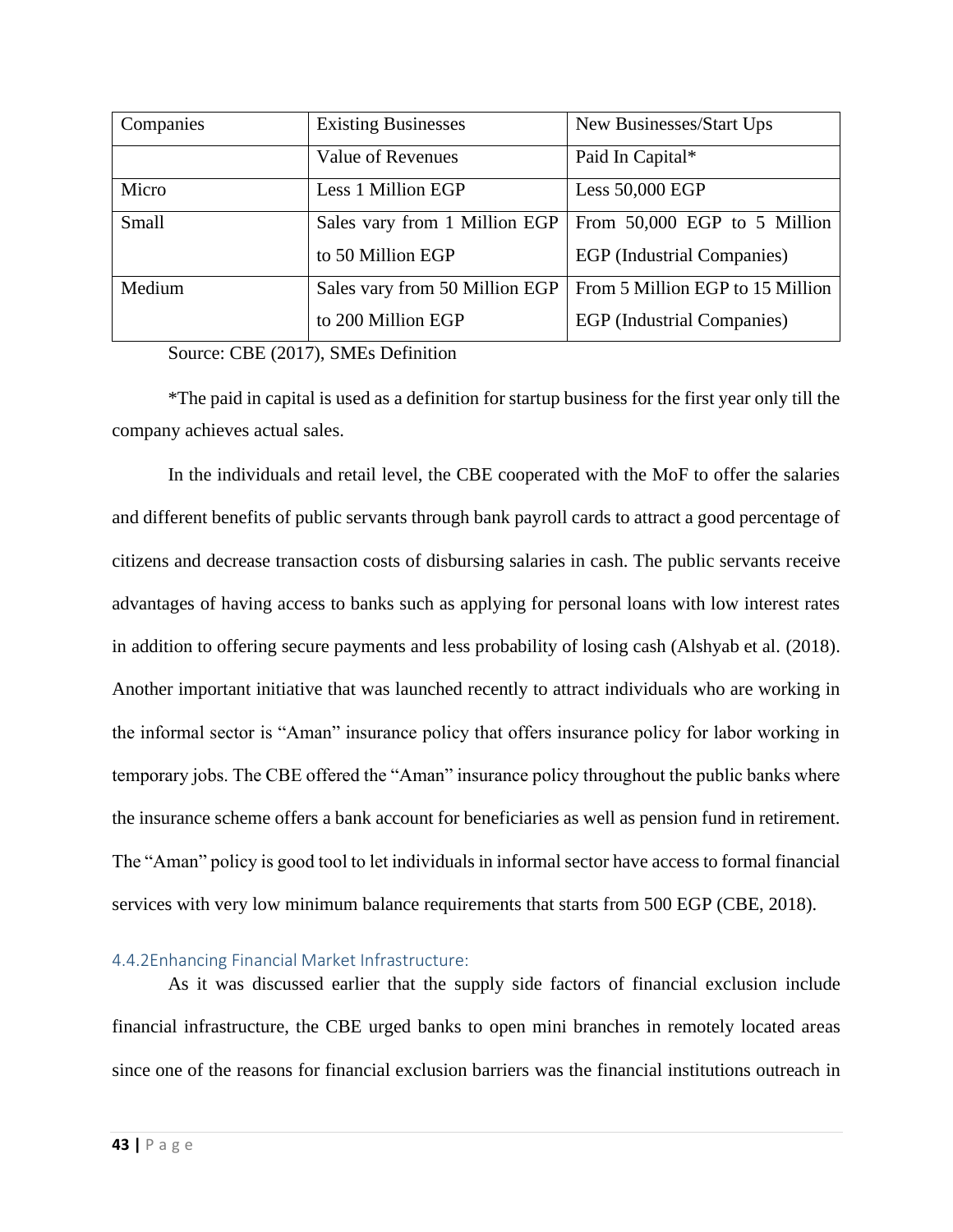| Companies | Existing Businesses | New Businesses/Start Ups |
| --- | --- | --- |
| | Value of Revenues | Paid In Capital* |
| Micro | Less 1 Million EGP | Less 50,000 EGP |
| Small | Sales vary from 1 Million EGP to 50 Million EGP | From 50,000 EGP to 5 Million EGP (Industrial Companies) |
| Medium | Sales vary from 50 Million EGP to 200 Million EGP | From 5 Million EGP to 15 Million EGP (Industrial Companies) |

Source: CBE (2017), SMEs Definition

*The paid in capital is used as a definition for startup business for the first year only till the company achieves actual sales.

In the individuals and retail level, the CBE cooperated with the MoF to offer the salaries and different benefits of public servants through bank payroll cards to attract a good percentage of citizens and decrease transaction costs of disbursing salaries in cash. The public servants receive advantages of having access to banks such as applying for personal loans with low interest rates in addition to offering secure payments and less probability of losing cash (Alshyab et al. (2018). Another important initiative that was launched recently to attract individuals who are working in the informal sector is "Aman" insurance policy that offers insurance policy for labor working in temporary jobs. The CBE offered the "Aman" insurance policy throughout the public banks where the insurance scheme offers a bank account for beneficiaries as well as pension fund in retirement. The "Aman" policy is good tool to let individuals in informal sector have access to formal financial services with very low minimum balance requirements that starts from 500 EGP (CBE, 2018).

### 4.4.2Enhancing Financial Market Infrastructure:

As it was discussed earlier that the supply side factors of financial exclusion include financial infrastructure, the CBE urged banks to open mini branches in remotely located areas since one of the reasons for financial exclusion barriers was the financial institutions outreach in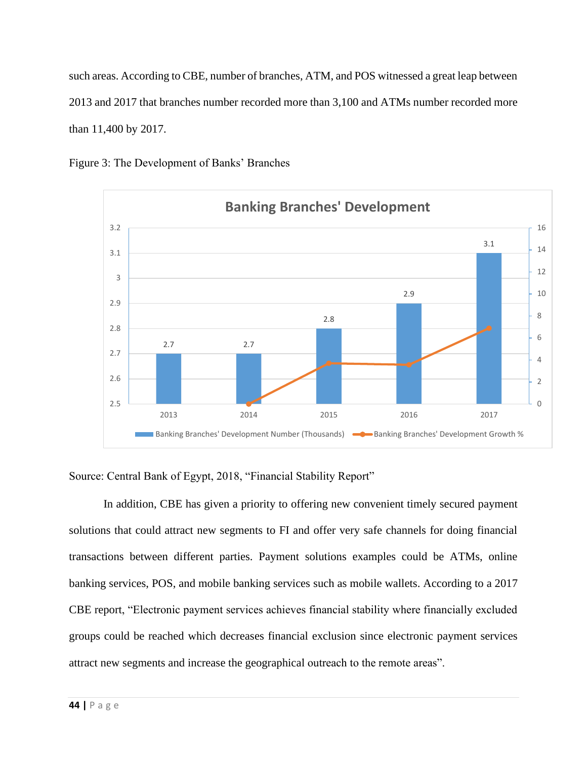such areas. According to CBE, number of branches, ATM, and POS witnessed a great leap between 2013 and 2017 that branches number recorded more than 3,100 and ATMs number recorded more than 11,400 by 2017.

Figure 3: The Development of Banks' Branches

Source: Central Bank of Egypt, 2018, "Financial Stability Report"

In addition, CBE has given a priority to offering new convenient timely secured payment solutions that could attract new segments to FI and offer very safe channels for doing financial transactions between different parties. Payment solutions examples could be ATMs, online banking services, POS, and mobile banking services such as mobile wallets. According to a 2017 CBE report, "Electronic payment services achieves financial stability where financially excluded groups could be reached which decreases financial exclusion since electronic payment services attract new segments and increase the geographical outreach to the remote areas".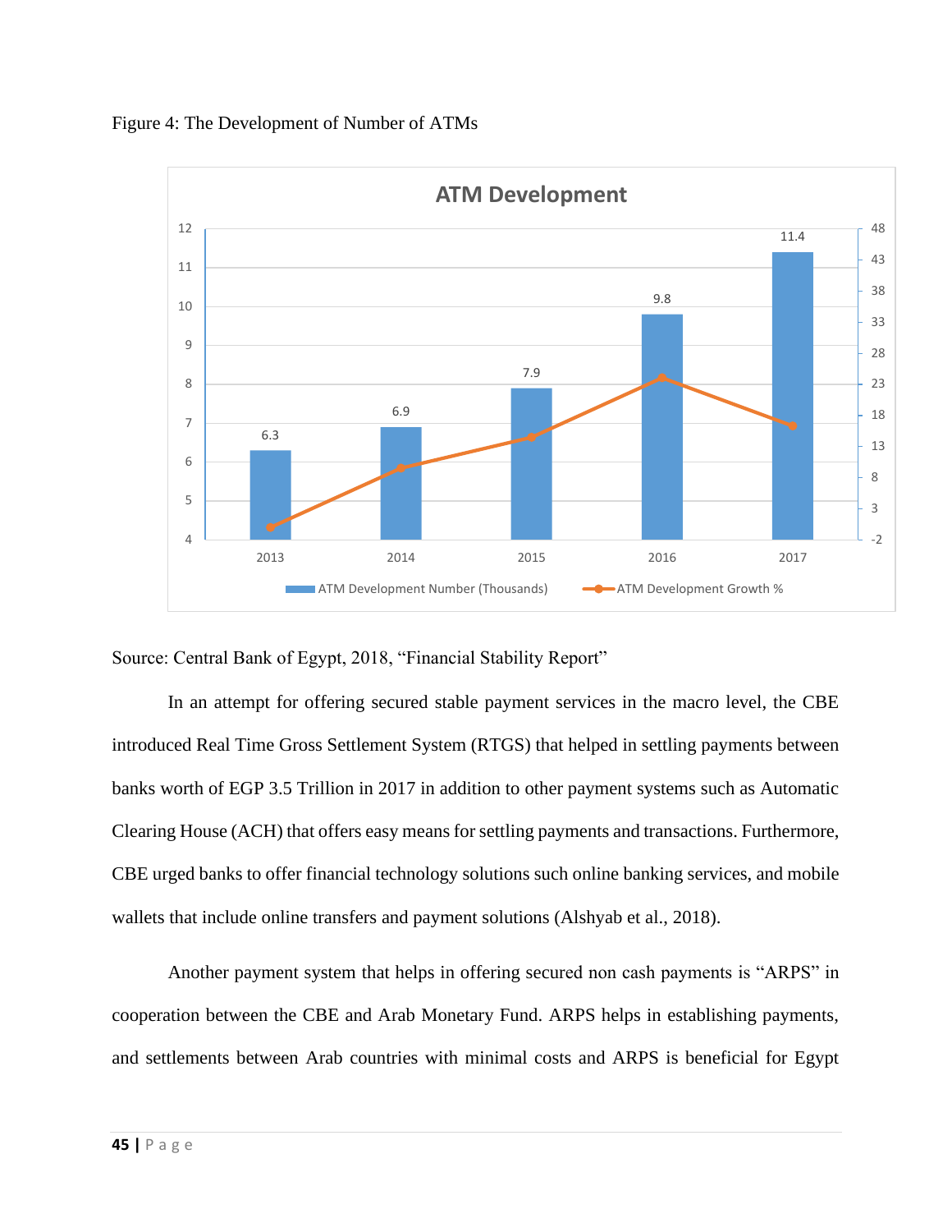Figure 4: The Development of Number of ATMs

Source: Central Bank of Egypt, 2018, “Financial Stability Report”

In an attempt for offering secured stable payment services in the macro level, the CBE introduced Real Time Gross Settlement System (RTGS) that helped in settling payments between banks worth of EGP 3.5 Trillion in 2017 in addition to other payment systems such as Automatic Clearing House (ACH) that offers easy means for settling payments and transactions. Furthermore, CBE urged banks to offer financial technology solutions such online banking services, and mobile wallets that include online transfers and payment solutions (Alshyab et al., 2018).

Another payment system that helps in offering secured non cash payments is “ARPS” in cooperation between the CBE and Arab Monetary Fund. ARPS helps in establishing payments, and settlements between Arab countries with minimal costs and ARPS is beneficial for Egypt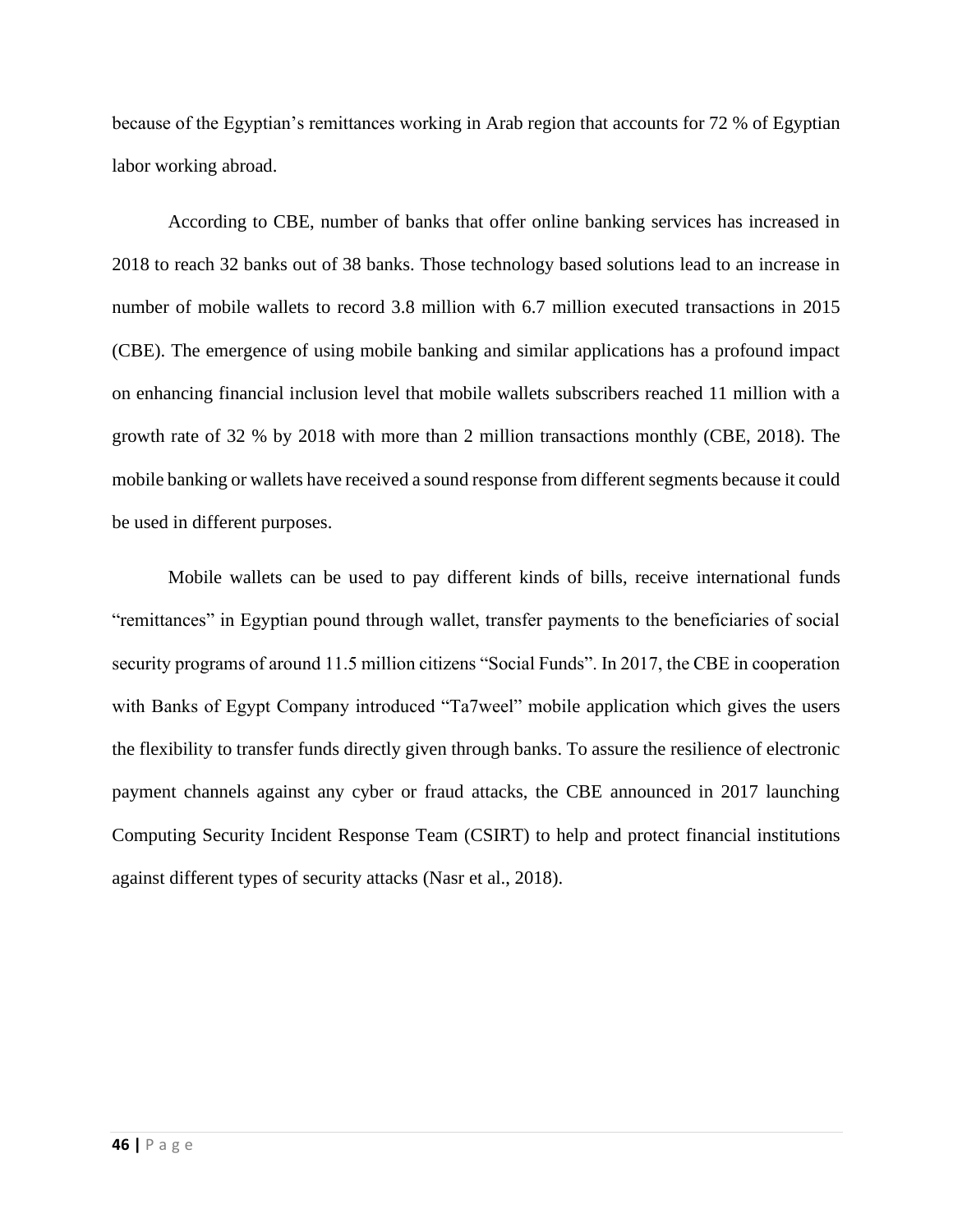because of the Egyptian's remittances working in Arab region that accounts for 72 % of Egyptian labor working abroad.

According to CBE, number of banks that offer online banking services has increased in 2018 to reach 32 banks out of 38 banks. Those technology based solutions lead to an increase in number of mobile wallets to record 3.8 million with 6.7 million executed transactions in 2015 (CBE). The emergence of using mobile banking and similar applications has a profound impact on enhancing financial inclusion level that mobile wallets subscribers reached 11 million with a growth rate of 32 % by 2018 with more than 2 million transactions monthly (CBE, 2018). The mobile banking or wallets have received a sound response from different segments because it could be used in different purposes.

Mobile wallets can be used to pay different kinds of bills, receive international funds "remittances" in Egyptian pound through wallet, transfer payments to the beneficiaries of social security programs of around 11.5 million citizens "Social Funds". In 2017, the CBE in cooperation with Banks of Egypt Company introduced "Ta7weel" mobile application which gives the users the flexibility to transfer funds directly given through banks. To assure the resilience of electronic payment channels against any cyber or fraud attacks, the CBE announced in 2017 launching Computing Security Incident Response Team (CSIRT) to help and protect financial institutions against different types of security attacks (Nasr et al., 2018).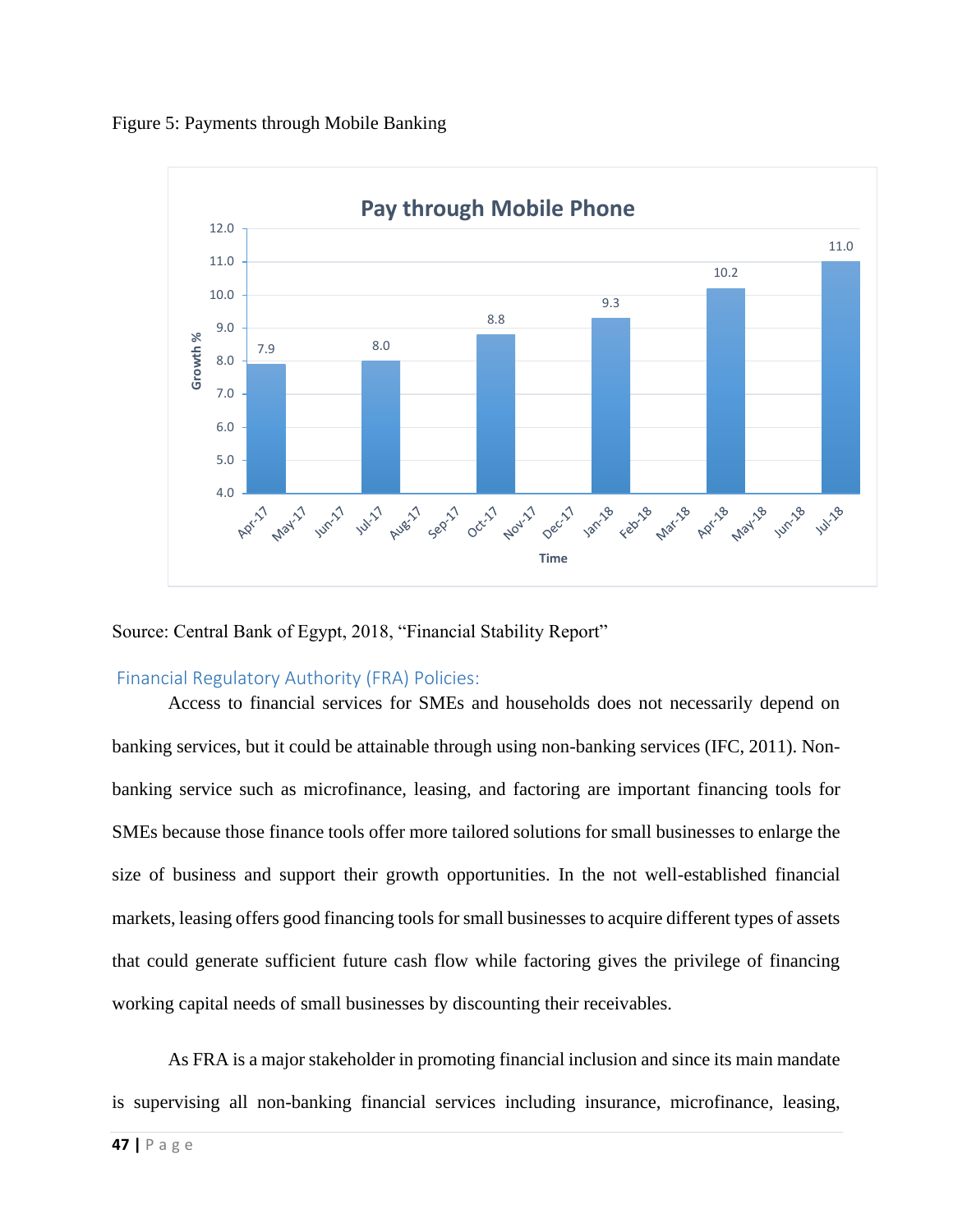Figure 5: Payments through Mobile Banking

Source: Central Bank of Egypt, 2018, "Financial Stability Report"

## Financial Regulatory Authority (FRA) Policies:

Access to financial services for SMEs and households does not necessarily depend on banking services, but it could be attainable through using non-banking services (IFC, 2011). Non-banking service such as microfinance, leasing, and factoring are important financing tools for SMEs because those finance tools offer more tailored solutions for small businesses to enlarge the size of business and support their growth opportunities. In the not well-established financial markets, leasing offers good financing tools for small businesses to acquire different types of assets that could generate sufficient future cash flow while factoring gives the privilege of financing working capital needs of small businesses by discounting their receivables.

As FRA is a major stakeholder in promoting financial inclusion and since its main mandate is supervising all non-banking financial services including insurance, microfinance, leasing,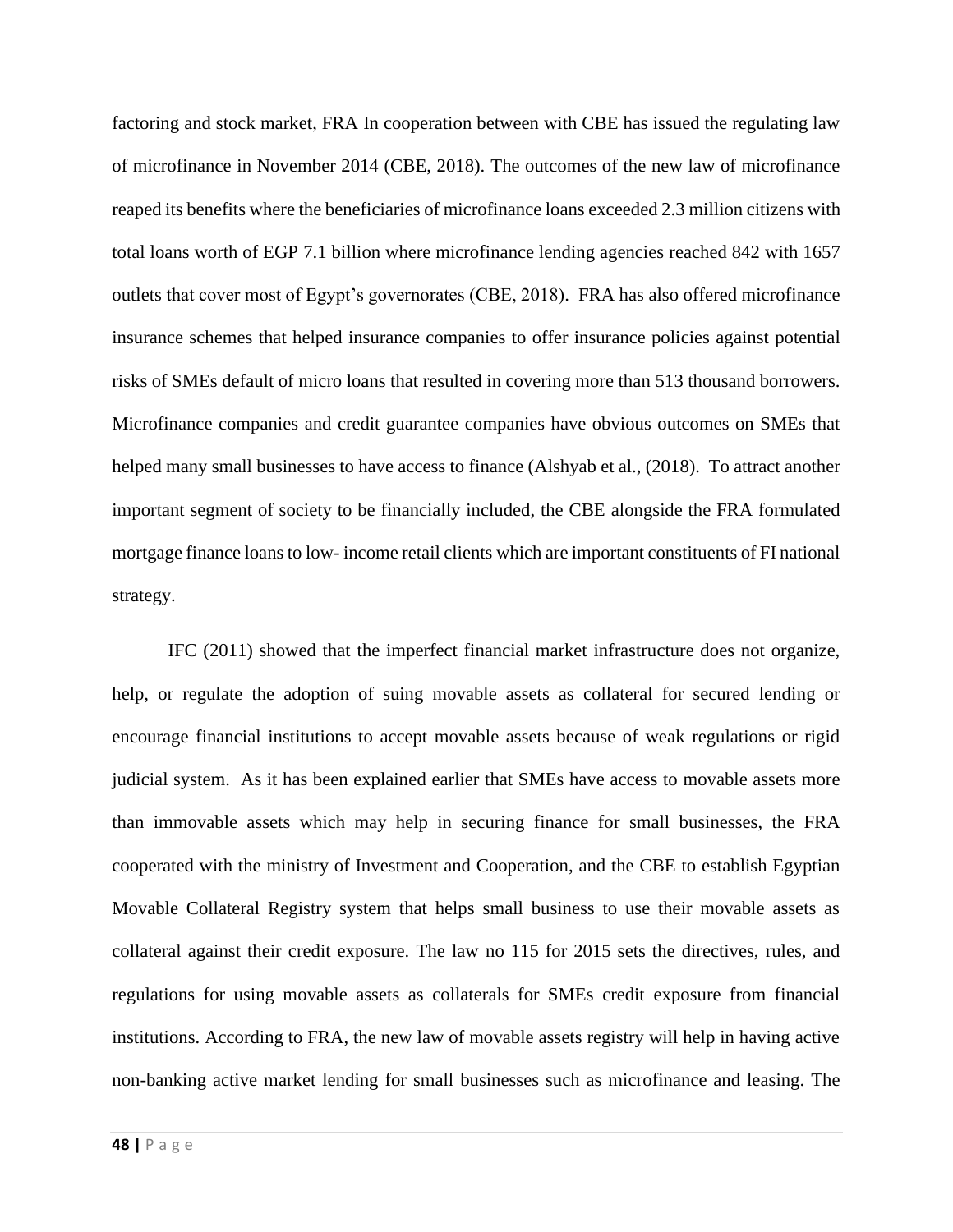factoring and stock market, FRA In cooperation between with CBE has issued the regulating law of microfinance in November 2014 (CBE, 2018). The outcomes of the new law of microfinance reaped its benefits where the beneficiaries of microfinance loans exceeded 2.3 million citizens with total loans worth of EGP 7.1 billion where microfinance lending agencies reached 842 with 1657 outlets that cover most of Egypt's governorates (CBE, 2018). FRA has also offered microfinance insurance schemes that helped insurance companies to offer insurance policies against potential risks of SMEs default of micro loans that resulted in covering more than 513 thousand borrowers. Microfinance companies and credit guarantee companies have obvious outcomes on SMEs that helped many small businesses to have access to finance (Alshyab et al., (2018). To attract another important segment of society to be financially included, the CBE alongside the FRA formulated mortgage finance loans to low- income retail clients which are important constituents of FI national strategy.

IFC (2011) showed that the imperfect financial market infrastructure does not organize, help, or regulate the adoption of suing movable assets as collateral for secured lending or encourage financial institutions to accept movable assets because of weak regulations or rigid judicial system. As it has been explained earlier that SMEs have access to movable assets more than immovable assets which may help in securing finance for small businesses, the FRA cooperated with the ministry of Investment and Cooperation, and the CBE to establish Egyptian Movable Collateral Registry system that helps small business to use their movable assets as collateral against their credit exposure. The law no 115 for 2015 sets the directives, rules, and regulations for using movable assets as collaterals for SMEs credit exposure from financial institutions. According to FRA, the new law of movable assets registry will help in having active non-banking active market lending for small businesses such as microfinance and leasing. The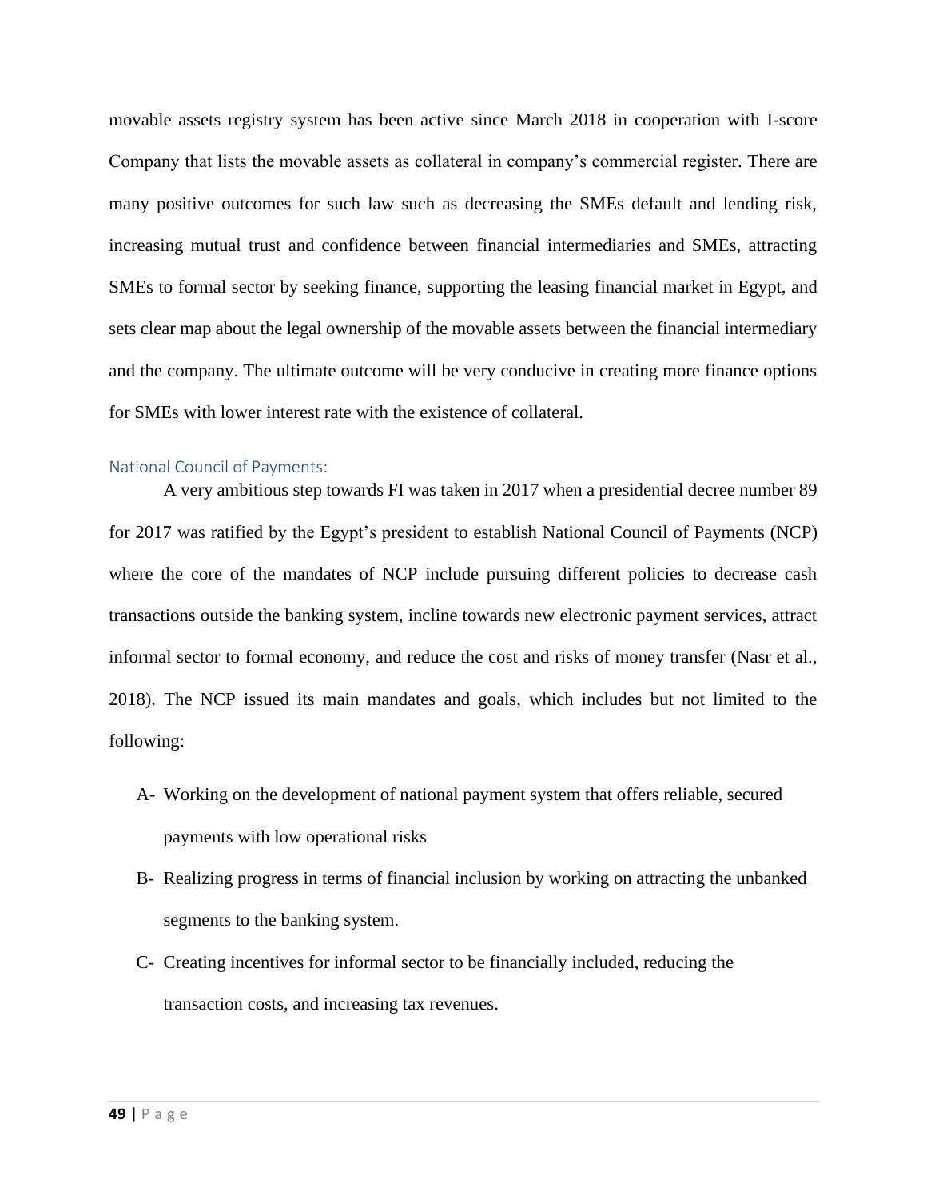movable assets registry system has been active since March 2018 in cooperation with I-score Company that lists the movable assets as collateral in company's commercial register. There are many positive outcomes for such law such as decreasing the SMEs default and lending risk, increasing mutual trust and confidence between financial intermediaries and SMEs, attracting SMEs to formal sector by seeking finance, supporting the leasing financial market in Egypt, and sets clear map about the legal ownership of the movable assets between the financial intermediary and the company. The ultimate outcome will be very conducive in creating more finance options for SMEs with lower interest rate with the existence of collateral.

### National Council of Payments:

A very ambitious step towards FI was taken in 2017 when a presidential decree number 89 for 2017 was ratified by the Egypt's president to establish National Council of Payments (NCP) where the core of the mandates of NCP include pursuing different policies to decrease cash transactions outside the banking system, incline towards new electronic payment services, attract informal sector to formal economy, and reduce the cost and risks of money transfer (Nasr et al., 2018). The NCP issued its main mandates and goals, which includes but not limited to the following:

A- Working on the development of national payment system that offers reliable, secured payments with low operational risks

B- Realizing progress in terms of financial inclusion by working on attracting the unbanked segments to the banking system.

C- Creating incentives for informal sector to be financially included, reducing the transaction costs, and increasing tax revenues.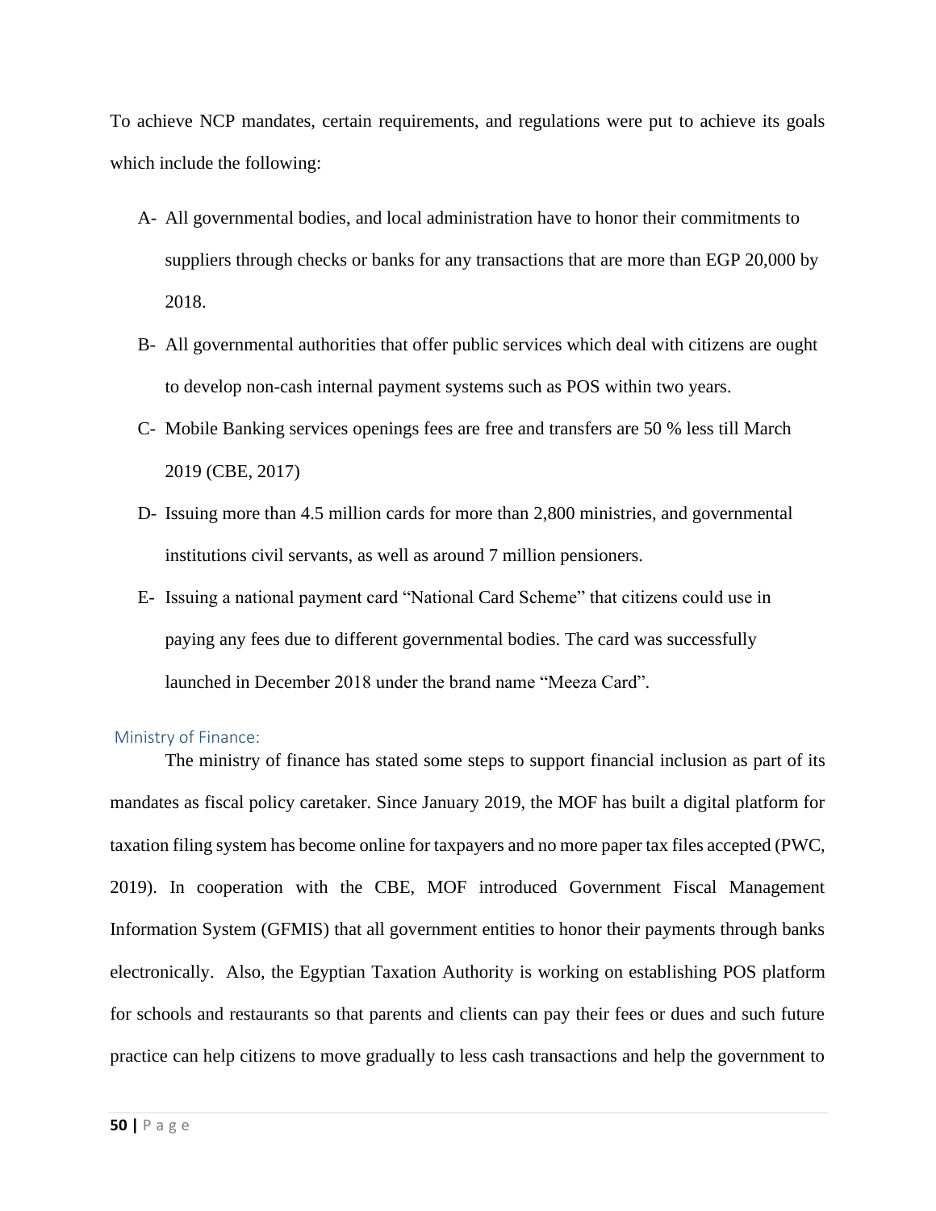To achieve NCP mandates, certain requirements, and regulations were put to achieve its goals which include the following:

A- All governmental bodies, and local administration have to honor their commitments to suppliers through checks or banks for any transactions that are more than EGP 20,000 by 2018.

B- All governmental authorities that offer public services which deal with citizens are ought to develop non-cash internal payment systems such as POS within two years.

C- Mobile Banking services openings fees are free and transfers are 50 % less till March 2019 (CBE, 2017)

D- Issuing more than 4.5 million cards for more than 2,800 ministries, and governmental institutions civil servants, as well as around 7 million pensioners.

E- Issuing a national payment card "National Card Scheme" that citizens could use in paying any fees due to different governmental bodies. The card was successfully launched in December 2018 under the brand name "Meeza Card".

### Ministry of Finance:

The ministry of finance has stated some steps to support financial inclusion as part of its mandates as fiscal policy caretaker. Since January 2019, the MOF has built a digital platform for taxation filing system has become online for taxpayers and no more paper tax files accepted (PWC, 2019). In cooperation with the CBE, MOF introduced Government Fiscal Management Information System (GFMIS) that all government entities to honor their payments through banks electronically. Also, the Egyptian Taxation Authority is working on establishing POS platform for schools and restaurants so that parents and clients can pay their fees or dues and such future practice can help citizens to move gradually to less cash transactions and help the government to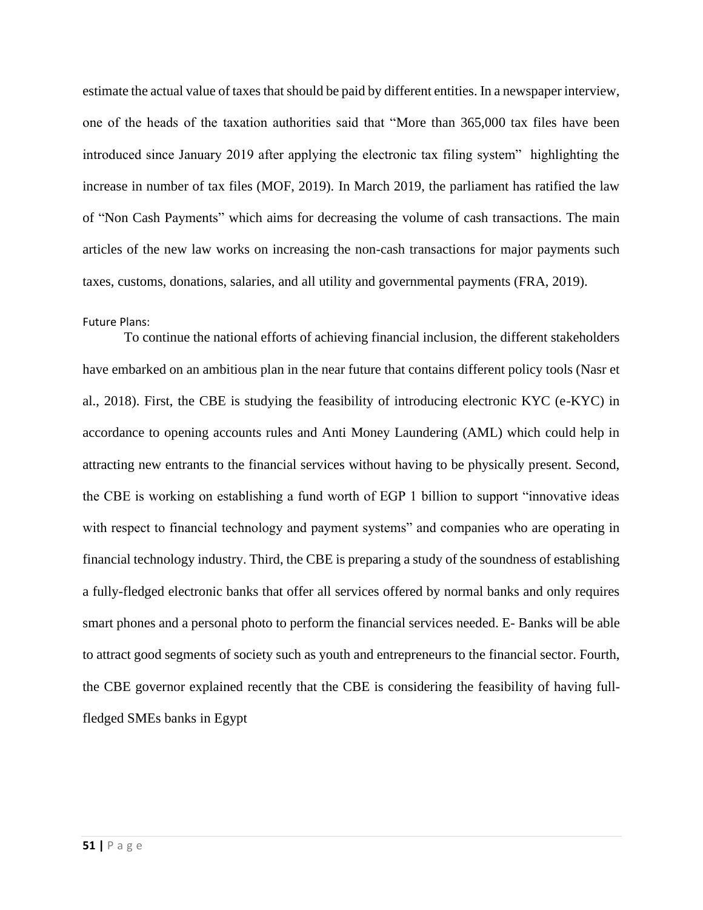estimate the actual value of taxes that should be paid by different entities. In a newspaper interview, one of the heads of the taxation authorities said that "More than 365,000 tax files have been introduced since January 2019 after applying the electronic tax filing system" highlighting the increase in number of tax files (MOF, 2019). In March 2019, the parliament has ratified the law of "Non Cash Payments" which aims for decreasing the volume of cash transactions. The main articles of the new law works on increasing the non-cash transactions for major payments such taxes, customs, donations, salaries, and all utility and governmental payments (FRA, 2019).

#### Future Plans:

To continue the national efforts of achieving financial inclusion, the different stakeholders have embarked on an ambitious plan in the near future that contains different policy tools (Nasr et al., 2018). First, the CBE is studying the feasibility of introducing electronic KYC (e-KYC) in accordance to opening accounts rules and Anti Money Laundering (AML) which could help in attracting new entrants to the financial services without having to be physically present. Second, the CBE is working on establishing a fund worth of EGP 1 billion to support "innovative ideas with respect to financial technology and payment systems" and companies who are operating in financial technology industry. Third, the CBE is preparing a study of the soundness of establishing a fully-fledged electronic banks that offer all services offered by normal banks and only requires smart phones and a personal photo to perform the financial services needed. E- Banks will be able to attract good segments of society such as youth and entrepreneurs to the financial sector. Fourth, the CBE governor explained recently that the CBE is considering the feasibility of having full-fledged SMEs banks in Egypt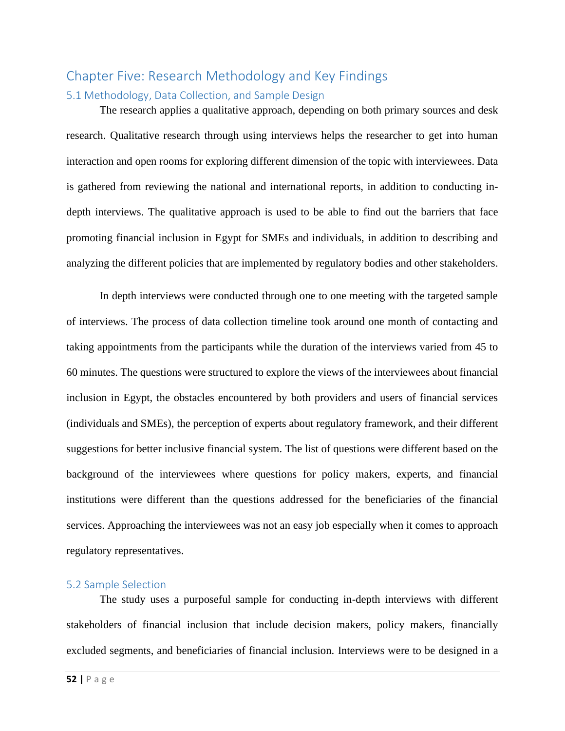# Chapter Five: Research Methodology and Key Findings

## 5.1 Methodology, Data Collection, and Sample Design

The research applies a qualitative approach, depending on both primary sources and desk research. Qualitative research through using interviews helps the researcher to get into human interaction and open rooms for exploring different dimension of the topic with interviewees. Data is gathered from reviewing the national and international reports, in addition to conducting in-depth interviews. The qualitative approach is used to be able to find out the barriers that face promoting financial inclusion in Egypt for SMEs and individuals, in addition to describing and analyzing the different policies that are implemented by regulatory bodies and other stakeholders.

In depth interviews were conducted through one to one meeting with the targeted sample of interviews. The process of data collection timeline took around one month of contacting and taking appointments from the participants while the duration of the interviews varied from 45 to 60 minutes. The questions were structured to explore the views of the interviewees about financial inclusion in Egypt, the obstacles encountered by both providers and users of financial services (individuals and SMEs), the perception of experts about regulatory framework, and their different suggestions for better inclusive financial system. The list of questions were different based on the background of the interviewees where questions for policy makers, experts, and financial institutions were different than the questions addressed for the beneficiaries of the financial services. Approaching the interviewees was not an easy job especially when it comes to approach regulatory representatives.

## 5.2 Sample Selection

The study uses a purposeful sample for conducting in-depth interviews with different stakeholders of financial inclusion that include decision makers, policy makers, financially excluded segments, and beneficiaries of financial inclusion. Interviews were to be designed in a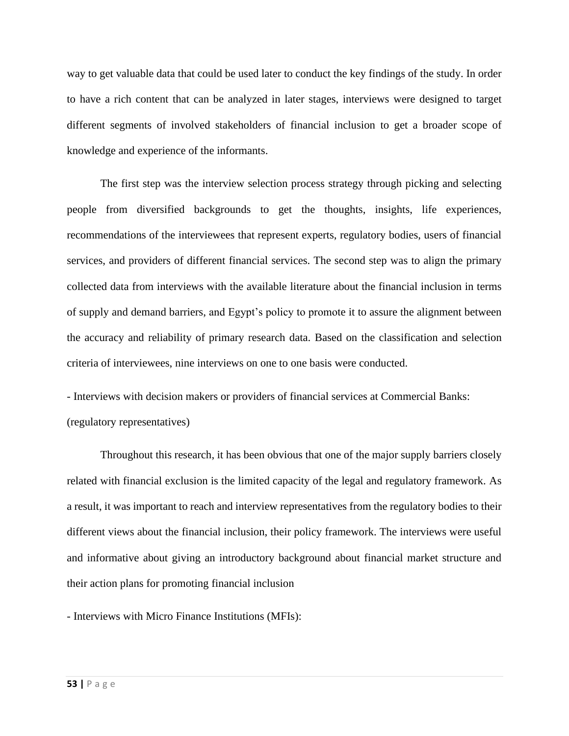way to get valuable data that could be used later to conduct the key findings of the study. In order to have a rich content that can be analyzed in later stages, interviews were designed to target different segments of involved stakeholders of financial inclusion to get a broader scope of knowledge and experience of the informants.

The first step was the interview selection process strategy through picking and selecting people from diversified backgrounds to get the thoughts, insights, life experiences, recommendations of the interviewees that represent experts, regulatory bodies, users of financial services, and providers of different financial services. The second step was to align the primary collected data from interviews with the available literature about the financial inclusion in terms of supply and demand barriers, and Egypt's policy to promote it to assure the alignment between the accuracy and reliability of primary research data. Based on the classification and selection criteria of interviewees, nine interviews on one to one basis were conducted.

- Interviews with decision makers or providers of financial services at Commercial Banks: (regulatory representatives)

Throughout this research, it has been obvious that one of the major supply barriers closely related with financial exclusion is the limited capacity of the legal and regulatory framework. As a result, it was important to reach and interview representatives from the regulatory bodies to their different views about the financial inclusion, their policy framework. The interviews were useful and informative about giving an introductory background about financial market structure and their action plans for promoting financial inclusion

- Interviews with Micro Finance Institutions (MFIs):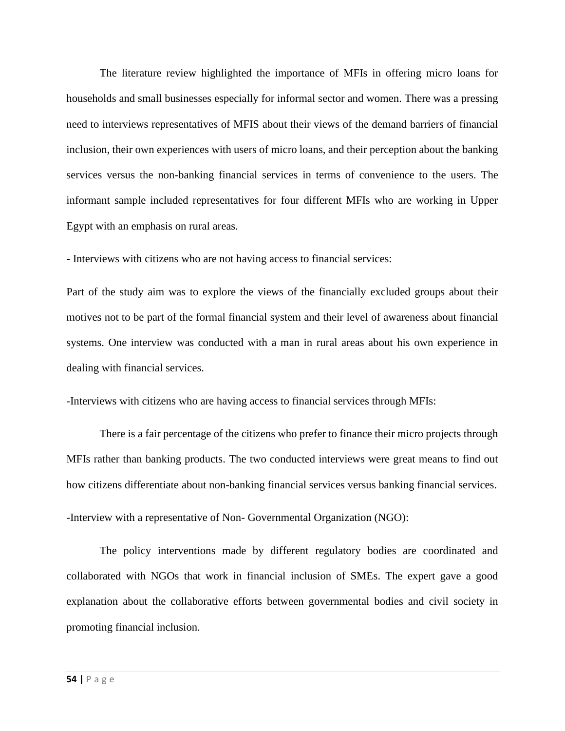The literature review highlighted the importance of MFIs in offering micro loans for households and small businesses especially for informal sector and women. There was a pressing need to interviews representatives of MFIS about their views of the demand barriers of financial inclusion, their own experiences with users of micro loans, and their perception about the banking services versus the non-banking financial services in terms of convenience to the users. The informant sample included representatives for four different MFIs who are working in Upper Egypt with an emphasis on rural areas.

- Interviews with citizens who are not having access to financial services:

Part of the study aim was to explore the views of the financially excluded groups about their motives not to be part of the formal financial system and their level of awareness about financial systems. One interview was conducted with a man in rural areas about his own experience in dealing with financial services.

-Interviews with citizens who are having access to financial services through MFIs:

There is a fair percentage of the citizens who prefer to finance their micro projects through MFIs rather than banking products. The two conducted interviews were great means to find out how citizens differentiate about non-banking financial services versus banking financial services.

-Interview with a representative of Non- Governmental Organization (NGO):

The policy interventions made by different regulatory bodies are coordinated and collaborated with NGOs that work in financial inclusion of SMEs. The expert gave a good explanation about the collaborative efforts between governmental bodies and civil society in promoting financial inclusion.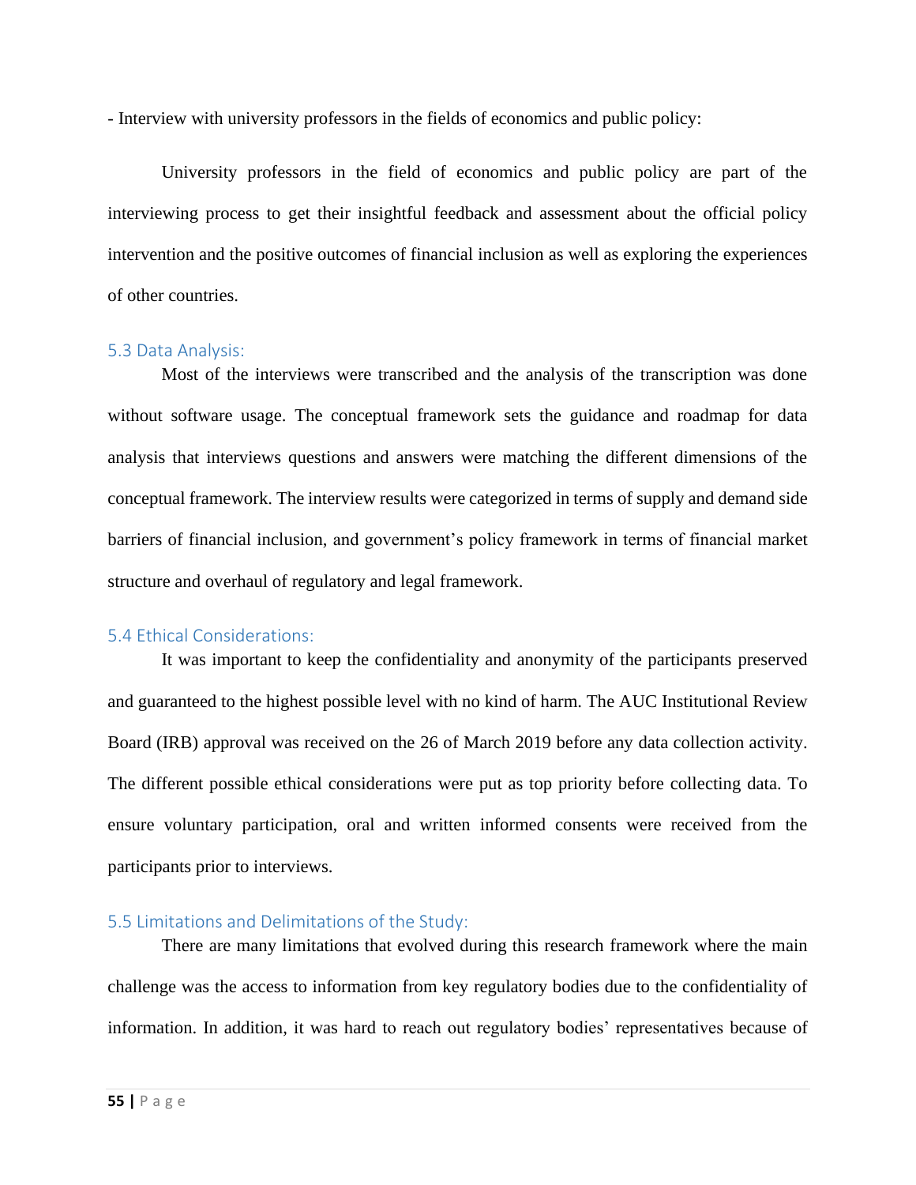- Interview with university professors in the fields of economics and public policy:

University professors in the field of economics and public policy are part of the interviewing process to get their insightful feedback and assessment about the official policy intervention and the positive outcomes of financial inclusion as well as exploring the experiences of other countries.

### 5.3 Data Analysis:

Most of the interviews were transcribed and the analysis of the transcription was done without software usage. The conceptual framework sets the guidance and roadmap for data analysis that interviews questions and answers were matching the different dimensions of the conceptual framework. The interview results were categorized in terms of supply and demand side barriers of financial inclusion, and government's policy framework in terms of financial market structure and overhaul of regulatory and legal framework.

### 5.4 Ethical Considerations:

It was important to keep the confidentiality and anonymity of the participants preserved and guaranteed to the highest possible level with no kind of harm. The AUC Institutional Review Board (IRB) approval was received on the 26 of March 2019 before any data collection activity. The different possible ethical considerations were put as top priority before collecting data. To ensure voluntary participation, oral and written informed consents were received from the participants prior to interviews.

### 5.5 Limitations and Delimitations of the Study:

There are many limitations that evolved during this research framework where the main challenge was the access to information from key regulatory bodies due to the confidentiality of information. In addition, it was hard to reach out regulatory bodies' representatives because of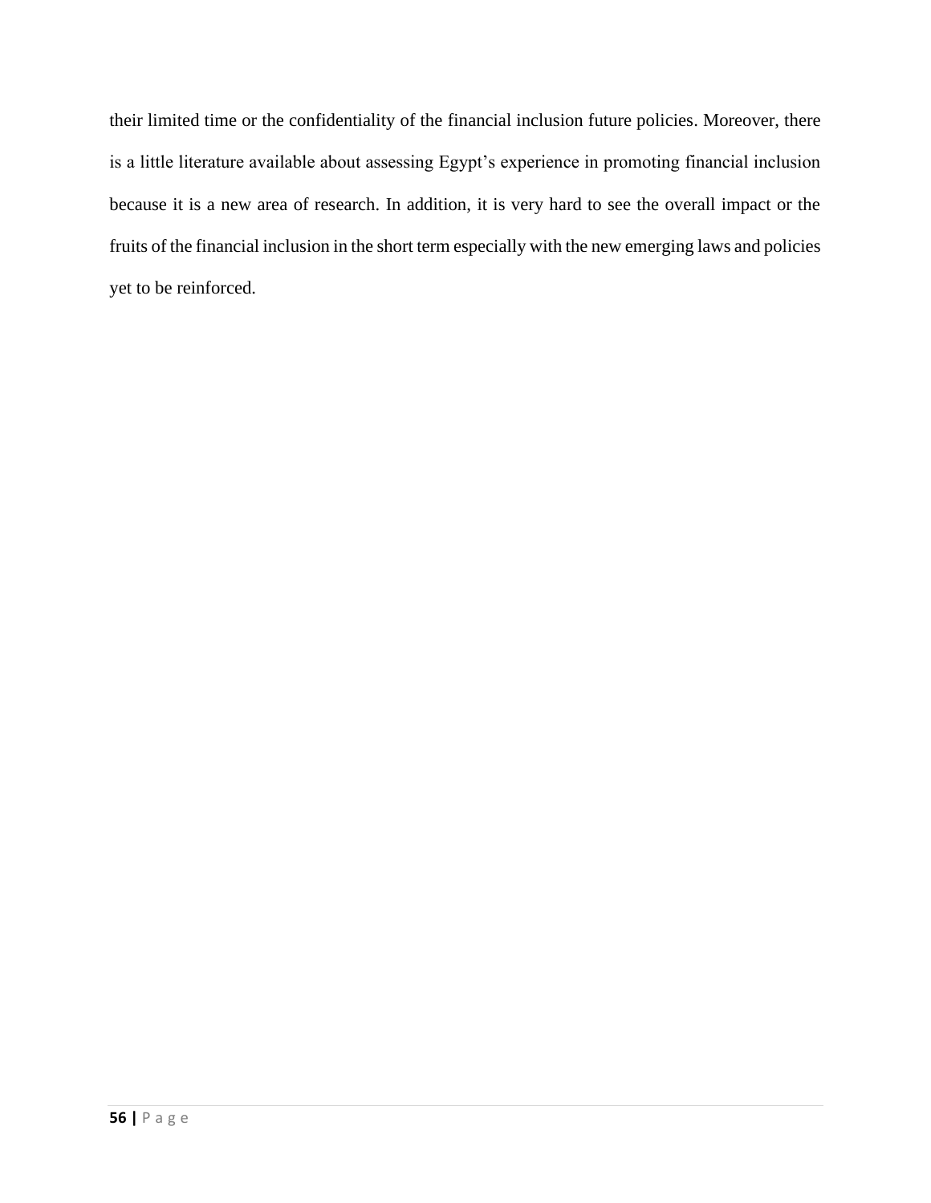their limited time or the confidentiality of the financial inclusion future policies. Moreover, there is a little literature available about assessing Egypt's experience in promoting financial inclusion because it is a new area of research. In addition, it is very hard to see the overall impact or the fruits of the financial inclusion in the short term especially with the new emerging laws and policies yet to be reinforced.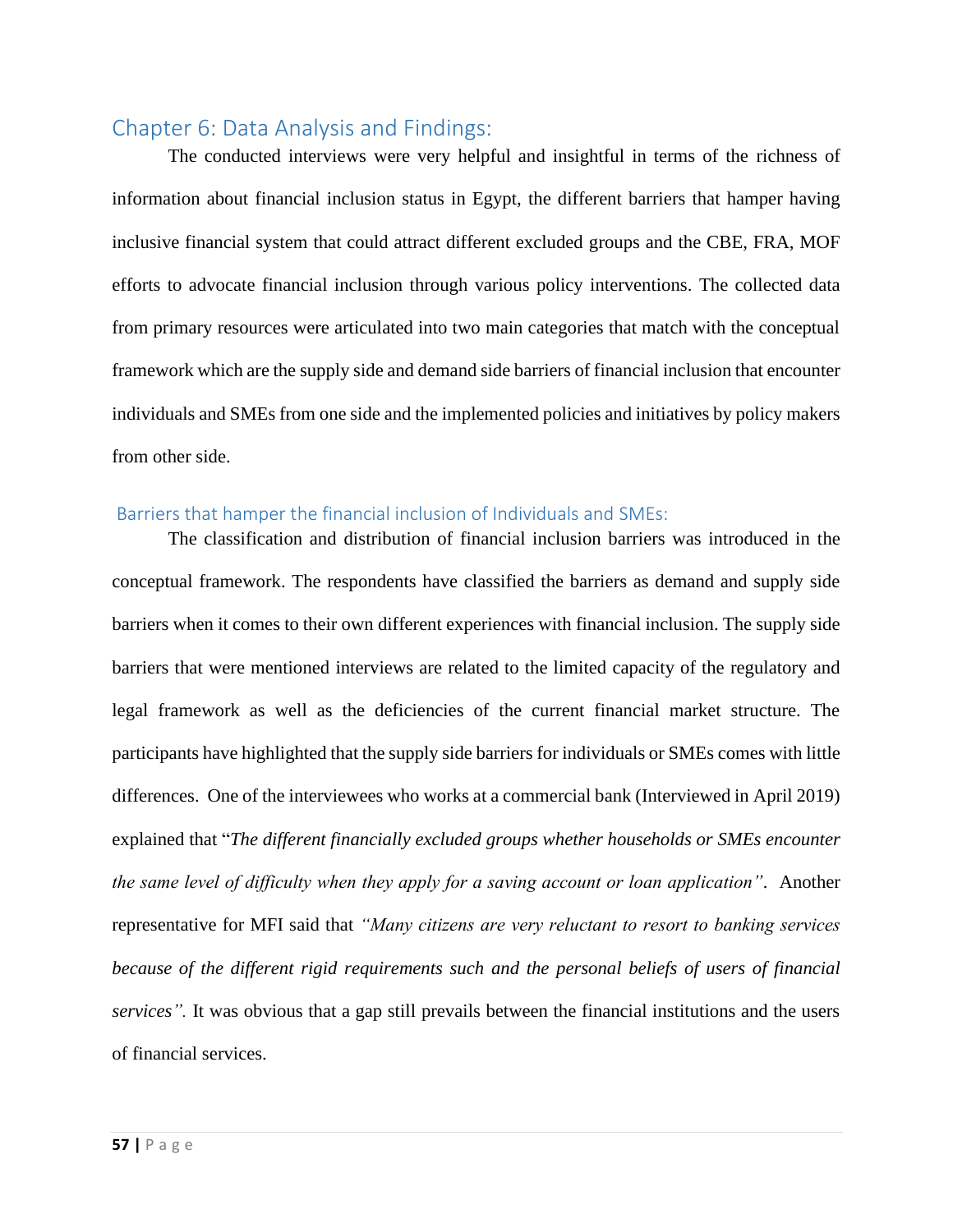## Chapter 6: Data Analysis and Findings:

The conducted interviews were very helpful and insightful in terms of the richness of information about financial inclusion status in Egypt, the different barriers that hamper having inclusive financial system that could attract different excluded groups and the CBE, FRA, MOF efforts to advocate financial inclusion through various policy interventions. The collected data from primary resources were articulated into two main categories that match with the conceptual framework which are the supply side and demand side barriers of financial inclusion that encounter individuals and SMEs from one side and the implemented policies and initiatives by policy makers from other side.

### Barriers that hamper the financial inclusion of Individuals and SMEs:

The classification and distribution of financial inclusion barriers was introduced in the conceptual framework. The respondents have classified the barriers as demand and supply side barriers when it comes to their own different experiences with financial inclusion. The supply side barriers that were mentioned interviews are related to the limited capacity of the regulatory and legal framework as well as the deficiencies of the current financial market structure. The participants have highlighted that the supply side barriers for individuals or SMEs comes with little differences. One of the interviewees who works at a commercial bank (Interviewed in April 2019) explained that "*The different financially excluded groups whether households or SMEs encounter the same level of difficulty when they apply for a saving account or loan application*". Another representative for MFI said that *"Many citizens are very reluctant to resort to banking services because of the different rigid requirements such and the personal beliefs of users of financial services".* It was obvious that a gap still prevails between the financial institutions and the users of financial services.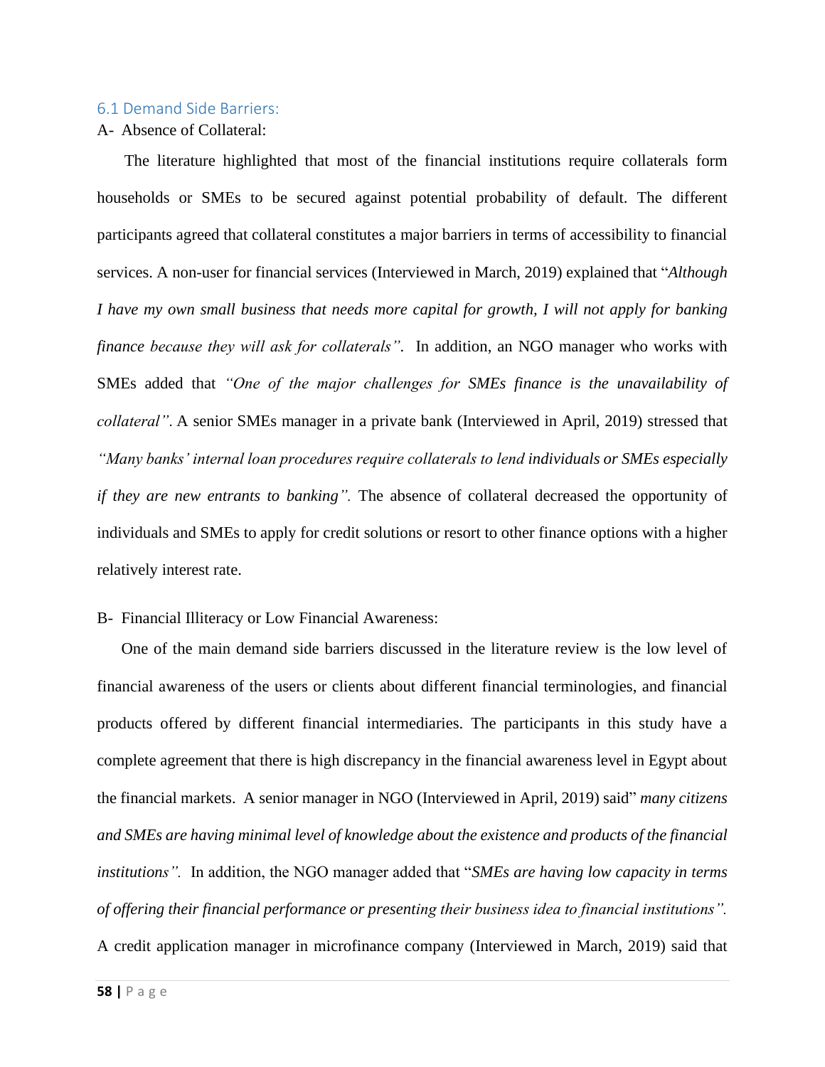### 6.1 Demand Side Barriers:

A- Absence of Collateral:

The literature highlighted that most of the financial institutions require collaterals form households or SMEs to be secured against potential probability of default. The different participants agreed that collateral constitutes a major barriers in terms of accessibility to financial services. A non-user for financial services (Interviewed in March, 2019) explained that "*Although I have my own small business that needs more capital for growth, I will not apply for banking finance because they will ask for collaterals".* In addition, an NGO manager who works with SMEs added that *"One of the major challenges for SMEs finance is the unavailability of collateral".* A senior SMEs manager in a private bank (Interviewed in April, 2019) stressed that *"Many banks' internal loan procedures require collaterals to lend individuals or SMEs especially if they are new entrants to banking".* The absence of collateral decreased the opportunity of individuals and SMEs to apply for credit solutions or resort to other finance options with a higher relatively interest rate.

B- Financial Illiteracy or Low Financial Awareness:

One of the main demand side barriers discussed in the literature review is the low level of financial awareness of the users or clients about different financial terminologies, and financial products offered by different financial intermediaries. The participants in this study have a complete agreement that there is high discrepancy in the financial awareness level in Egypt about the financial markets. A senior manager in NGO (Interviewed in April, 2019) said" *many citizens and SMEs are having minimal level of knowledge about the existence and products of the financial institutions".* In addition, the NGO manager added that "*SMEs are having low capacity in terms of offering their financial performance or presenting their business idea to financial institutions".* A credit application manager in microfinance company (Interviewed in March, 2019) said that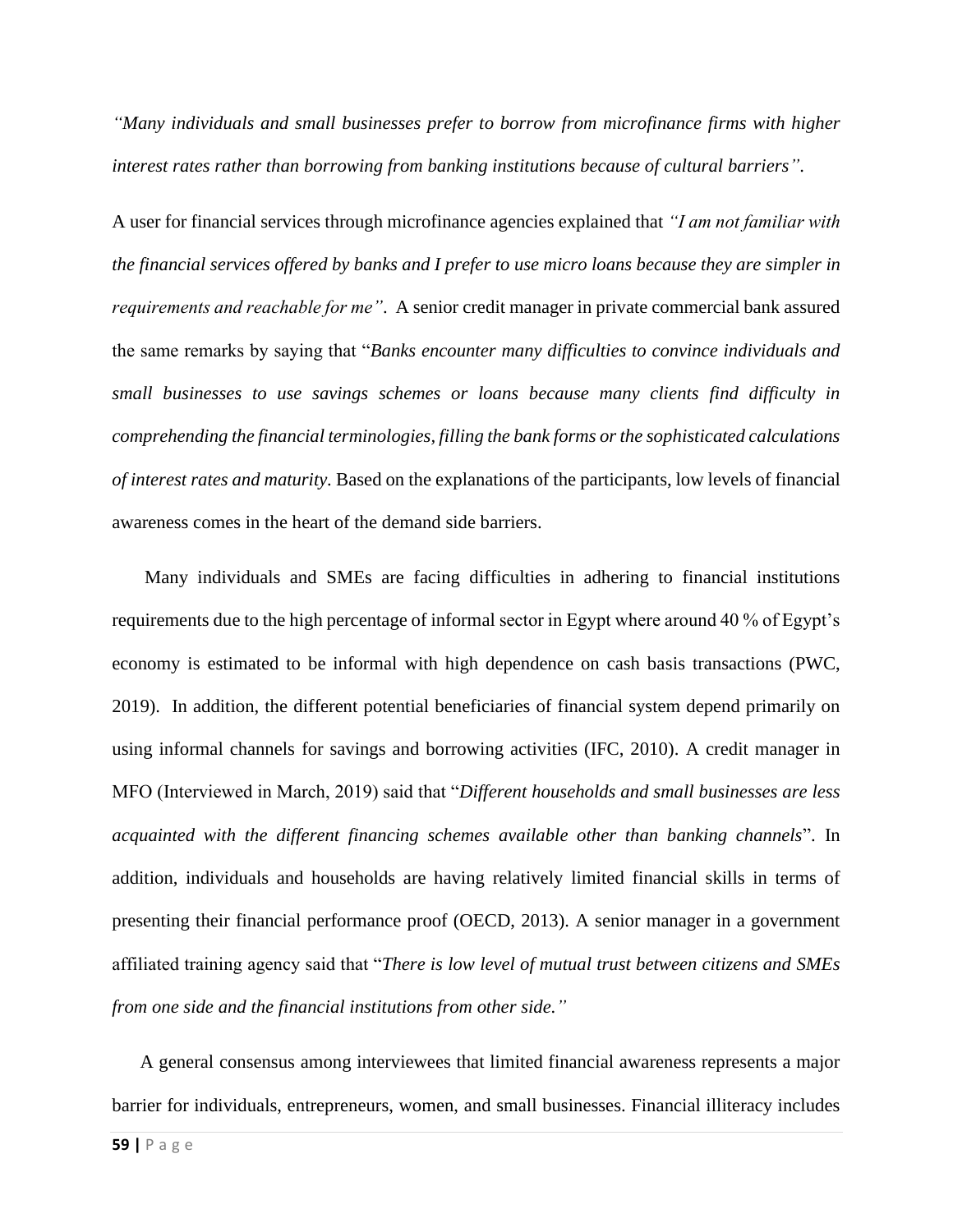*"Many individuals and small businesses prefer to borrow from microfinance firms with higher interest rates rather than borrowing from banking institutions because of cultural barriers".*

A user for financial services through microfinance agencies explained that *"I am not familiar with the financial services offered by banks and I prefer to use micro loans because they are simpler in requirements and reachable for me".* A senior credit manager in private commercial bank assured the same remarks by saying that "*Banks encounter many difficulties to convince individuals and small businesses to use savings schemes or loans because many clients find difficulty in comprehending the financial terminologies, filling the bank forms or the sophisticated calculations of interest rates and maturity*. Based on the explanations of the participants, low levels of financial awareness comes in the heart of the demand side barriers.

Many individuals and SMEs are facing difficulties in adhering to financial institutions requirements due to the high percentage of informal sector in Egypt where around 40 % of Egypt's economy is estimated to be informal with high dependence on cash basis transactions (PWC, 2019). In addition, the different potential beneficiaries of financial system depend primarily on using informal channels for savings and borrowing activities (IFC, 2010). A credit manager in MFO (Interviewed in March, 2019) said that "*Different households and small businesses are less acquainted with the different financing schemes available other than banking channels*". In addition, individuals and households are having relatively limited financial skills in terms of presenting their financial performance proof (OECD, 2013). A senior manager in a government affiliated training agency said that "*There is low level of mutual trust between citizens and SMEs from one side and the financial institutions from other side."*

A general consensus among interviewees that limited financial awareness represents a major barrier for individuals, entrepreneurs, women, and small businesses. Financial illiteracy includes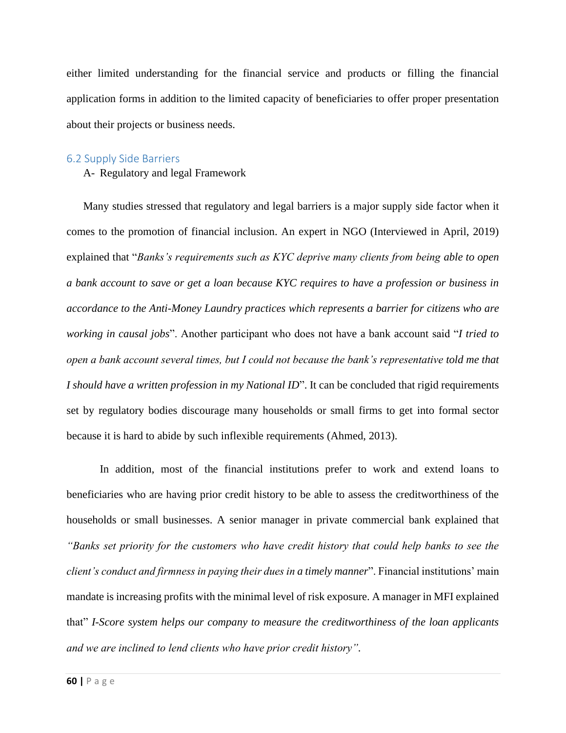either limited understanding for the financial service and products or filling the financial application forms in addition to the limited capacity of beneficiaries to offer proper presentation about their projects or business needs.

## 6.2 Supply Side Barriers

A- Regulatory and legal Framework

Many studies stressed that regulatory and legal barriers is a major supply side factor when it comes to the promotion of financial inclusion. An expert in NGO (Interviewed in April, 2019) explained that "*Banks's requirements such as KYC deprive many clients from being able to open a bank account to save or get a loan because KYC requires to have a profession or business in accordance to the Anti-Money Laundry practices which represents a barrier for citizens who are working in causal jobs*". Another participant who does not have a bank account said "*I tried to open a bank account several times, but I could not because the bank's representative told me that I should have a written profession in my National ID*". It can be concluded that rigid requirements set by regulatory bodies discourage many households or small firms to get into formal sector because it is hard to abide by such inflexible requirements (Ahmed, 2013).

In addition, most of the financial institutions prefer to work and extend loans to beneficiaries who are having prior credit history to be able to assess the creditworthiness of the households or small businesses. A senior manager in private commercial bank explained that *"Banks set priority for the customers who have credit history that could help banks to see the client's conduct and firmness in paying their dues in a timely manner*". Financial institutions' main mandate is increasing profits with the minimal level of risk exposure. A manager in MFI explained that" *I-Score system helps our company to measure the creditworthiness of the loan applicants and we are inclined to lend clients who have prior credit history"*.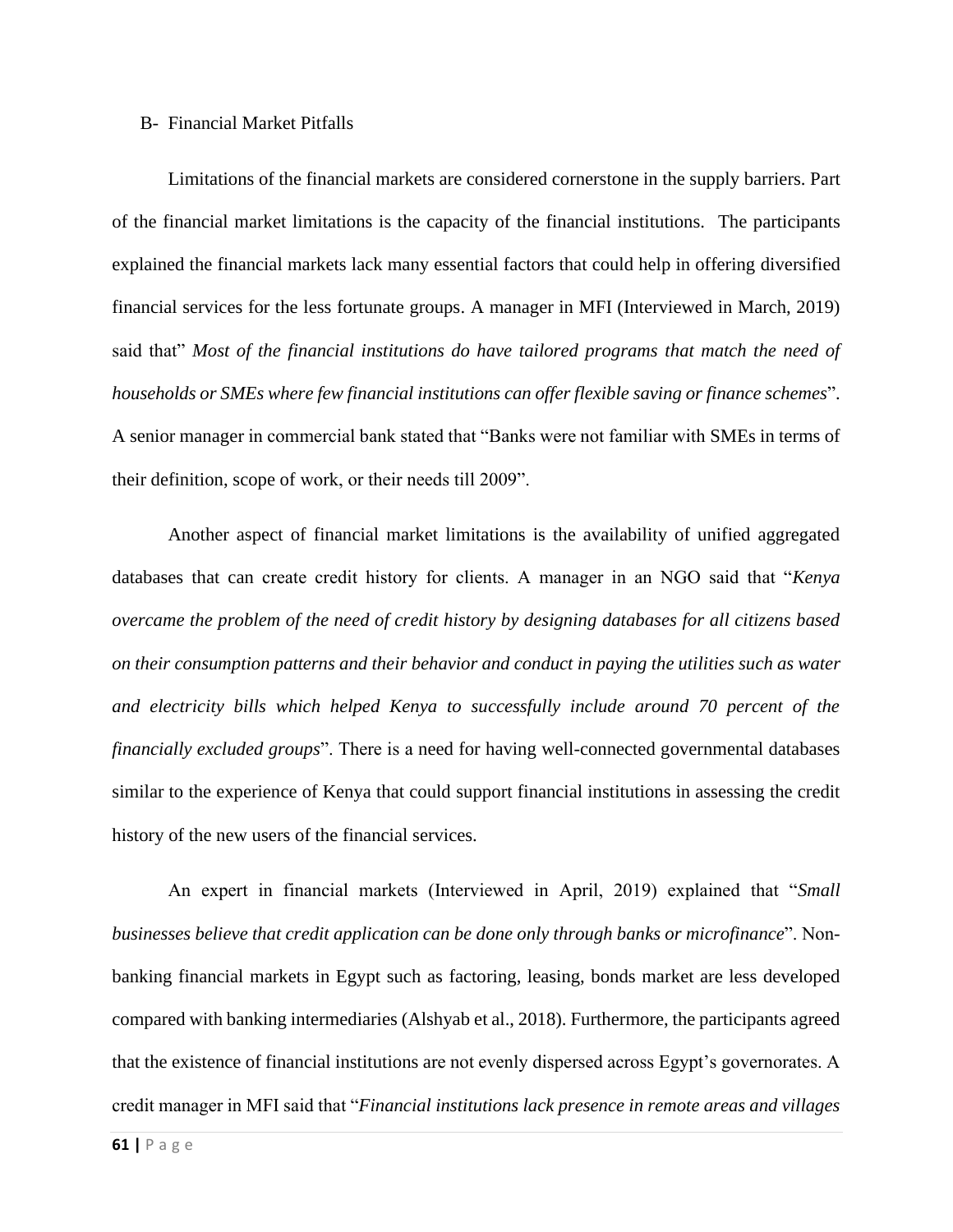B- Financial Market Pitfalls

Limitations of the financial markets are considered cornerstone in the supply barriers. Part of the financial market limitations is the capacity of the financial institutions. The participants explained the financial markets lack many essential factors that could help in offering diversified financial services for the less fortunate groups. A manager in MFI (Interviewed in March, 2019) said that" *Most of the financial institutions do have tailored programs that match the need of households or SMEs where few financial institutions can offer flexible saving or finance schemes*". A senior manager in commercial bank stated that "Banks were not familiar with SMEs in terms of their definition, scope of work, or their needs till 2009".

Another aspect of financial market limitations is the availability of unified aggregated databases that can create credit history for clients. A manager in an NGO said that "*Kenya overcame the problem of the need of credit history by designing databases for all citizens based on their consumption patterns and their behavior and conduct in paying the utilities such as water and electricity bills which helped Kenya to successfully include around 70 percent of the financially excluded groups*". There is a need for having well-connected governmental databases similar to the experience of Kenya that could support financial institutions in assessing the credit history of the new users of the financial services.

An expert in financial markets (Interviewed in April, 2019) explained that "*Small businesses believe that credit application can be done only through banks or microfinance*". Non-banking financial markets in Egypt such as factoring, leasing, bonds market are less developed compared with banking intermediaries (Alshyab et al., 2018). Furthermore, the participants agreed that the existence of financial institutions are not evenly dispersed across Egypt's governorates. A credit manager in MFI said that "*Financial institutions lack presence in remote areas and villages*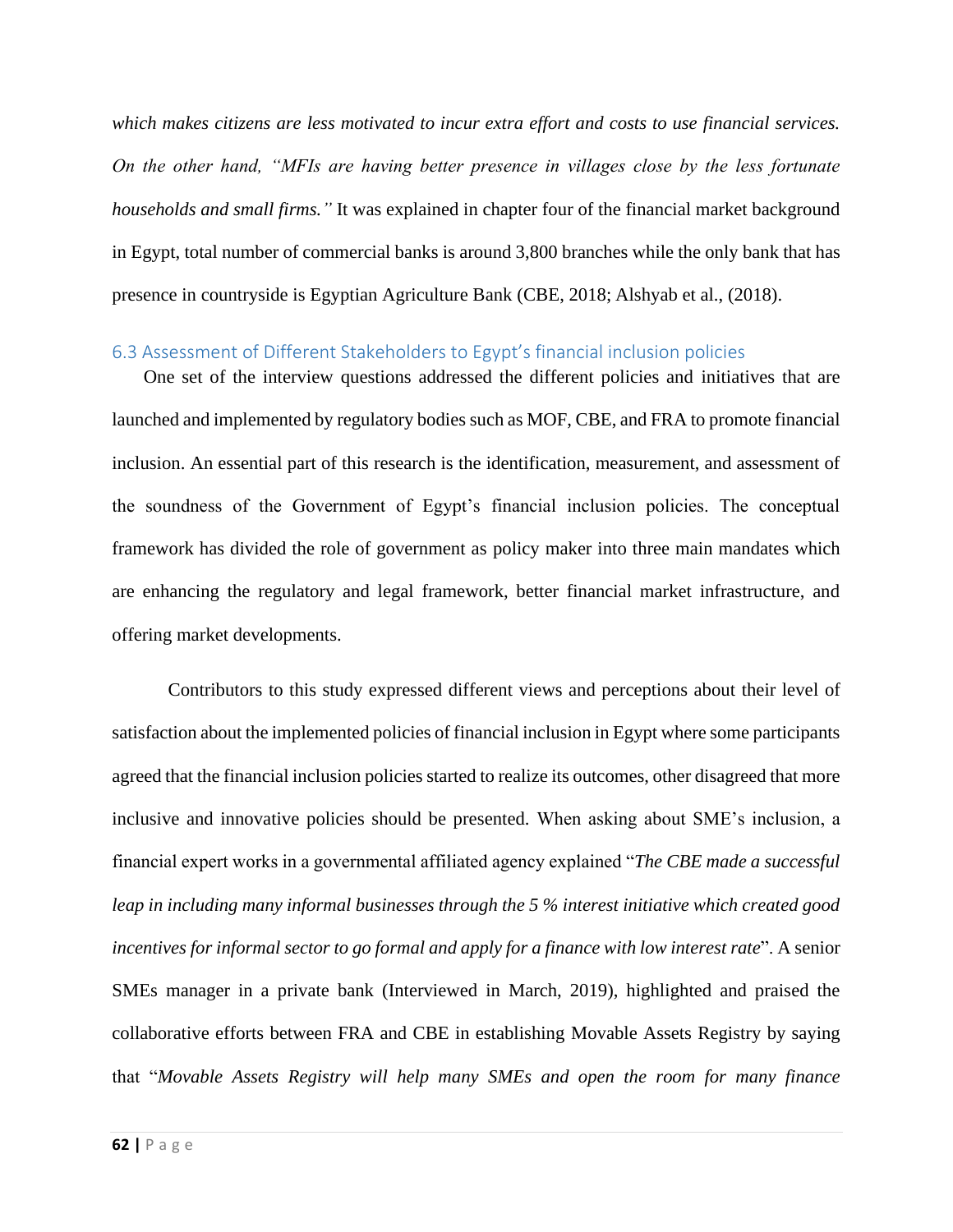*which makes citizens are less motivated to incur extra effort and costs to use financial services. On the other hand, "MFIs are having better presence in villages close by the less fortunate households and small firms."* It was explained in chapter four of the financial market background in Egypt, total number of commercial banks is around 3,800 branches while the only bank that has presence in countryside is Egyptian Agriculture Bank (CBE, 2018; Alshyab et al., (2018).

## 6.3 Assessment of Different Stakeholders to Egypt's financial inclusion policies

One set of the interview questions addressed the different policies and initiatives that are launched and implemented by regulatory bodies such as MOF, CBE, and FRA to promote financial inclusion. An essential part of this research is the identification, measurement, and assessment of the soundness of the Government of Egypt's financial inclusion policies. The conceptual framework has divided the role of government as policy maker into three main mandates which are enhancing the regulatory and legal framework, better financial market infrastructure, and offering market developments.

Contributors to this study expressed different views and perceptions about their level of satisfaction about the implemented policies of financial inclusion in Egypt where some participants agreed that the financial inclusion policies started to realize its outcomes, other disagreed that more inclusive and innovative policies should be presented. When asking about SME's inclusion, a financial expert works in a governmental affiliated agency explained "*The CBE made a successful leap in including many informal businesses through the 5 % interest initiative which created good incentives for informal sector to go formal and apply for a finance with low interest rate*". A senior SMEs manager in a private bank (Interviewed in March, 2019), highlighted and praised the collaborative efforts between FRA and CBE in establishing Movable Assets Registry by saying that "*Movable Assets Registry will help many SMEs and open the room for many finance*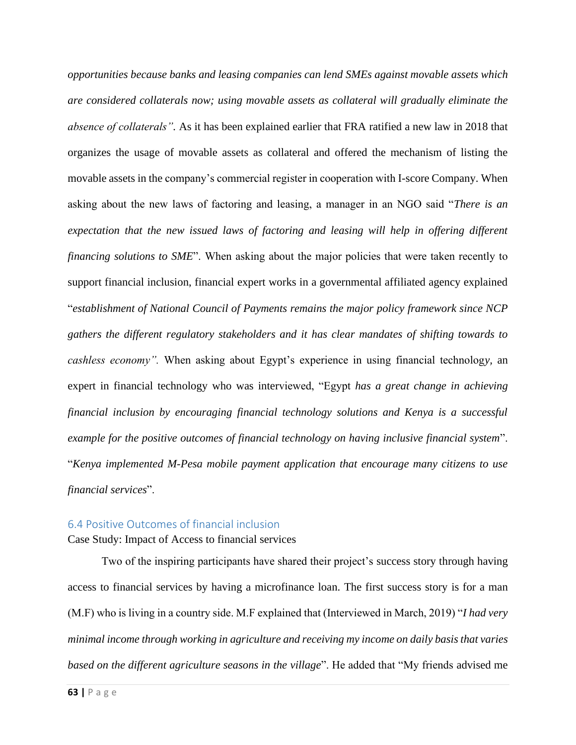*opportunities because banks and leasing companies can lend SMEs against movable assets which are considered collaterals now; using movable assets as collateral will gradually eliminate the absence of collaterals".* As it has been explained earlier that FRA ratified a new law in 2018 that organizes the usage of movable assets as collateral and offered the mechanism of listing the movable assets in the company's commercial register in cooperation with I-score Company. When asking about the new laws of factoring and leasing, a manager in an NGO said "*There is an expectation that the new issued laws of factoring and leasing will help in offering different financing solutions to SME*". When asking about the major policies that were taken recently to support financial inclusion, financial expert works in a governmental affiliated agency explained "*establishment of National Council of Payments remains the major policy framework since NCP gathers the different regulatory stakeholders and it has clear mandates of shifting towards to cashless economy".* When asking about Egypt's experience in using financial technology, an expert in financial technology who was interviewed, "Egypt *has a great change in achieving financial inclusion by encouraging financial technology solutions and Kenya is a successful example for the positive outcomes of financial technology on having inclusive financial system*". "*Kenya implemented M-Pesa mobile payment application that encourage many citizens to use financial services*".

## 6.4 Positive Outcomes of financial inclusion

Case Study: Impact of Access to financial services

Two of the inspiring participants have shared their project's success story through having access to financial services by having a microfinance loan. The first success story is for a man (M.F) who is living in a country side. M.F explained that (Interviewed in March, 2019) "*I had very minimal income through working in agriculture and receiving my income on daily basis that varies based on the different agriculture seasons in the village*". He added that "My friends advised me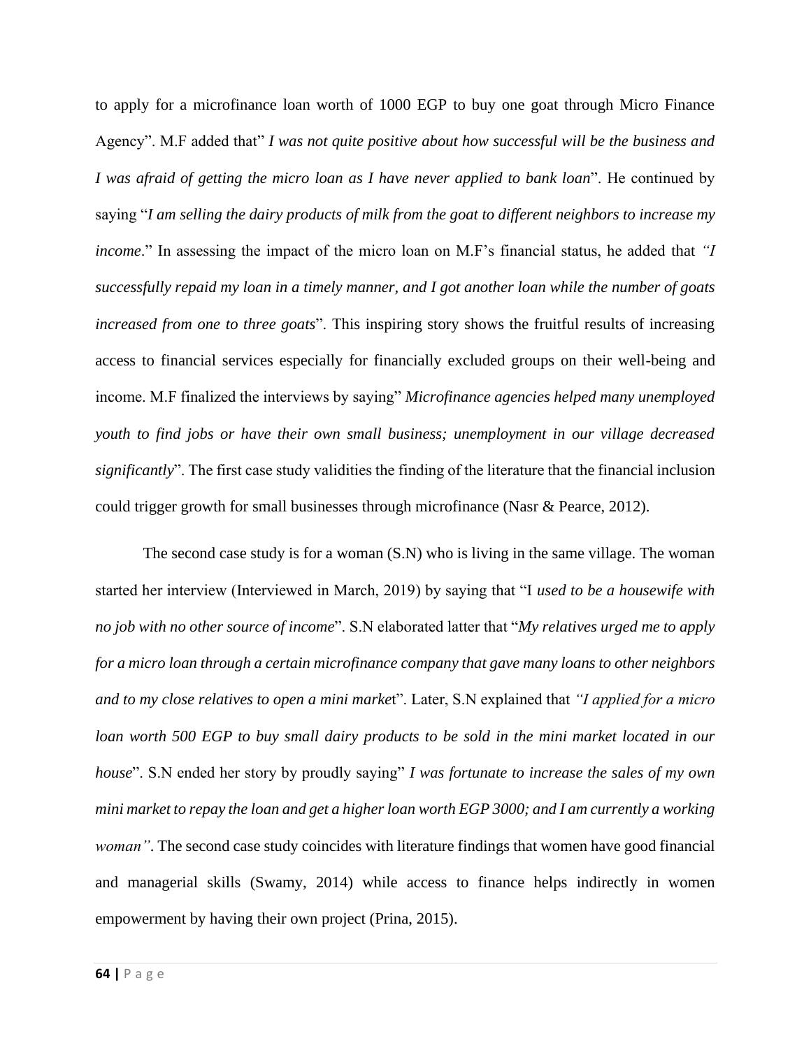to apply for a microfinance loan worth of 1000 EGP to buy one goat through Micro Finance Agency". M.F added that" *I was not quite positive about how successful will be the business and I was afraid of getting the micro loan as I have never applied to bank loan*". He continued by saying "*I am selling the dairy products of milk from the goat to different neighbors to increase my income*." In assessing the impact of the micro loan on M.F's financial status, he added that *"I successfully repaid my loan in a timely manner, and I got another loan while the number of goats increased from one to three goats*". This inspiring story shows the fruitful results of increasing access to financial services especially for financially excluded groups on their well-being and income. M.F finalized the interviews by saying" *Microfinance agencies helped many unemployed youth to find jobs or have their own small business; unemployment in our village decreased significantly*". The first case study validities the finding of the literature that the financial inclusion could trigger growth for small businesses through microfinance (Nasr & Pearce, 2012).

The second case study is for a woman (S.N) who is living in the same village. The woman started her interview (Interviewed in March, 2019) by saying that "I *used to be a housewife with no job with no other source of income*". S.N elaborated latter that "*My relatives urged me to apply for a micro loan through a certain microfinance company that gave many loans to other neighbors and to my close relatives to open a mini market*". Later, S.N explained that *"I applied for a micro loan worth 500 EGP to buy small dairy products to be sold in the mini market located in our house*". S.N ended her story by proudly saying" *I was fortunate to increase the sales of my own mini market to repay the loan and get a higher loan worth EGP 3000; and I am currently a working woman"*. The second case study coincides with literature findings that women have good financial and managerial skills (Swamy, 2014) while access to finance helps indirectly in women empowerment by having their own project (Prina, 2015).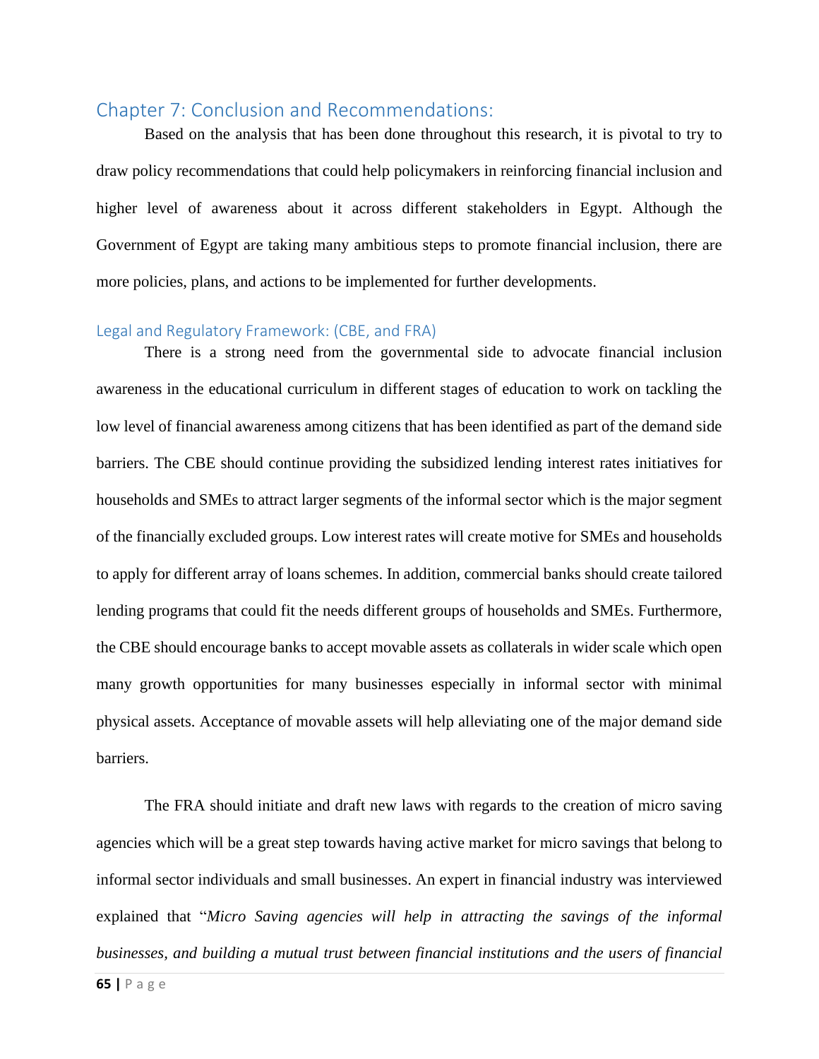## Chapter 7: Conclusion and Recommendations:

Based on the analysis that has been done throughout this research, it is pivotal to try to draw policy recommendations that could help policymakers in reinforcing financial inclusion and higher level of awareness about it across different stakeholders in Egypt. Although the Government of Egypt are taking many ambitious steps to promote financial inclusion, there are more policies, plans, and actions to be implemented for further developments.

### Legal and Regulatory Framework: (CBE, and FRA)

There is a strong need from the governmental side to advocate financial inclusion awareness in the educational curriculum in different stages of education to work on tackling the low level of financial awareness among citizens that has been identified as part of the demand side barriers. The CBE should continue providing the subsidized lending interest rates initiatives for households and SMEs to attract larger segments of the informal sector which is the major segment of the financially excluded groups. Low interest rates will create motive for SMEs and households to apply for different array of loans schemes. In addition, commercial banks should create tailored lending programs that could fit the needs different groups of households and SMEs. Furthermore, the CBE should encourage banks to accept movable assets as collaterals in wider scale which open many growth opportunities for many businesses especially in informal sector with minimal physical assets. Acceptance of movable assets will help alleviating one of the major demand side barriers.

The FRA should initiate and draft new laws with regards to the creation of micro saving agencies which will be a great step towards having active market for micro savings that belong to informal sector individuals and small businesses. An expert in financial industry was interviewed explained that "*Micro Saving agencies will help in attracting the savings of the informal businesses, and building a mutual trust between financial institutions and the users of financial*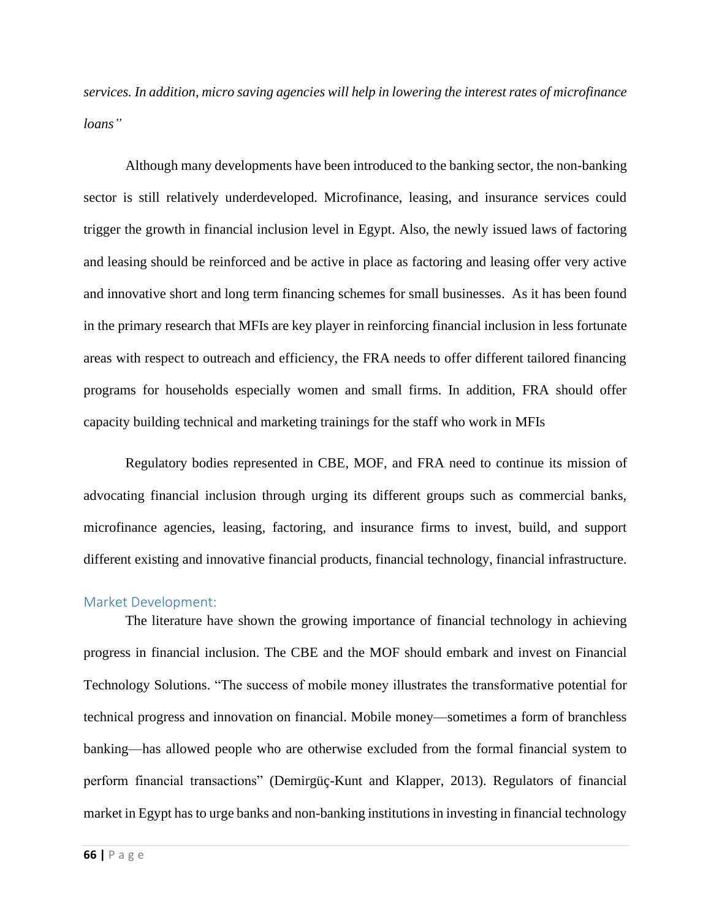*services. In addition, micro saving agencies will help in lowering the interest rates of microfinance loans"*

Although many developments have been introduced to the banking sector, the non-banking sector is still relatively underdeveloped. Microfinance, leasing, and insurance services could trigger the growth in financial inclusion level in Egypt. Also, the newly issued laws of factoring and leasing should be reinforced and be active in place as factoring and leasing offer very active and innovative short and long term financing schemes for small businesses. As it has been found in the primary research that MFIs are key player in reinforcing financial inclusion in less fortunate areas with respect to outreach and efficiency, the FRA needs to offer different tailored financing programs for households especially women and small firms. In addition, FRA should offer capacity building technical and marketing trainings for the staff who work in MFIs

Regulatory bodies represented in CBE, MOF, and FRA need to continue its mission of advocating financial inclusion through urging its different groups such as commercial banks, microfinance agencies, leasing, factoring, and insurance firms to invest, build, and support different existing and innovative financial products, financial technology, financial infrastructure.

### Market Development:

The literature have shown the growing importance of financial technology in achieving progress in financial inclusion. The CBE and the MOF should embark and invest on Financial Technology Solutions. "The success of mobile money illustrates the transformative potential for technical progress and innovation on financial. Mobile money—sometimes a form of branchless banking—has allowed people who are otherwise excluded from the formal financial system to perform financial transactions" (Demirgüç-Kunt and Klapper, 2013). Regulators of financial market in Egypt has to urge banks and non-banking institutions in investing in financial technology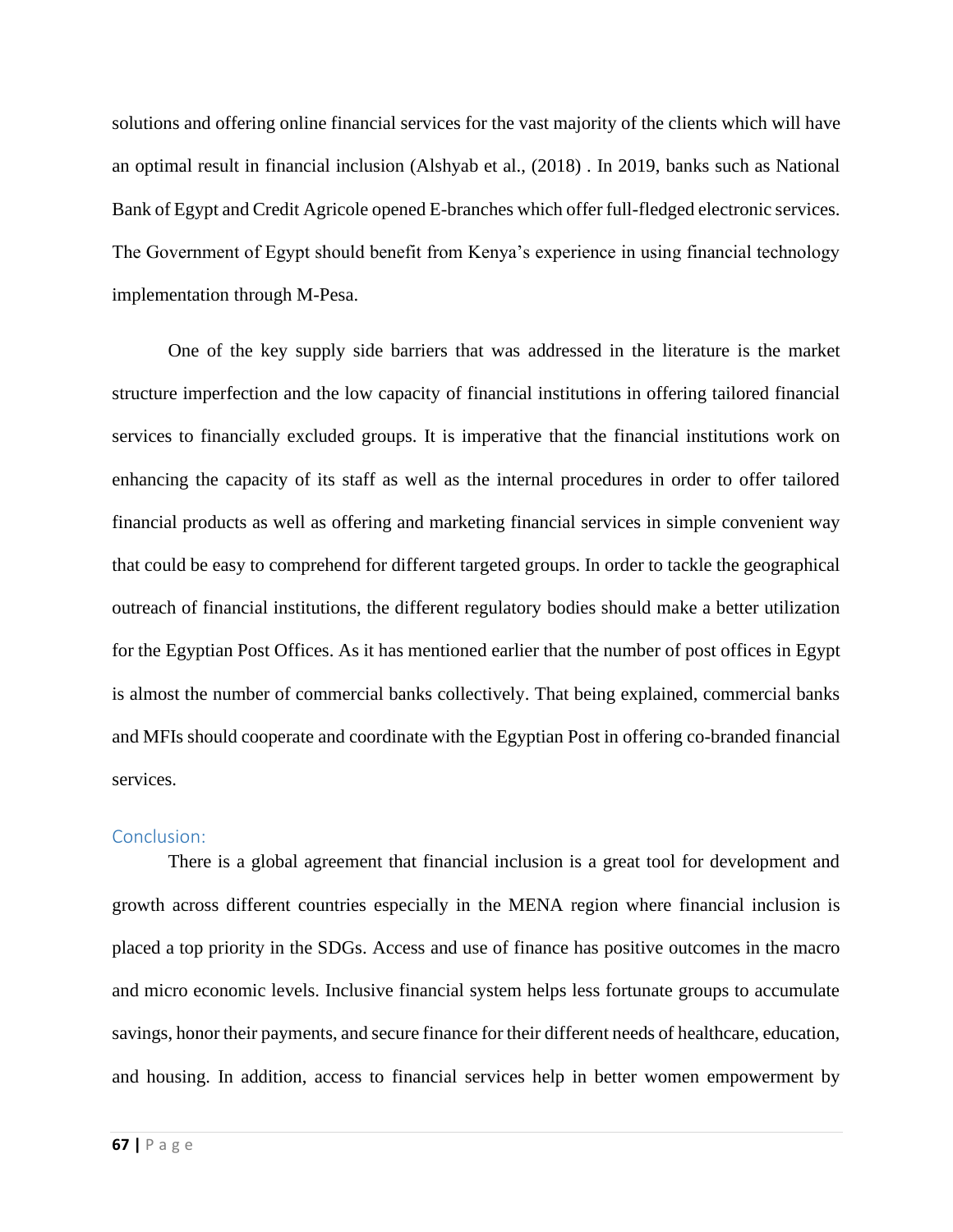solutions and offering online financial services for the vast majority of the clients which will have an optimal result in financial inclusion (Alshyab et al., (2018) . In 2019, banks such as National Bank of Egypt and Credit Agricole opened E-branches which offer full-fledged electronic services. The Government of Egypt should benefit from Kenya's experience in using financial technology implementation through M-Pesa.

One of the key supply side barriers that was addressed in the literature is the market structure imperfection and the low capacity of financial institutions in offering tailored financial services to financially excluded groups. It is imperative that the financial institutions work on enhancing the capacity of its staff as well as the internal procedures in order to offer tailored financial products as well as offering and marketing financial services in simple convenient way that could be easy to comprehend for different targeted groups. In order to tackle the geographical outreach of financial institutions, the different regulatory bodies should make a better utilization for the Egyptian Post Offices. As it has mentioned earlier that the number of post offices in Egypt is almost the number of commercial banks collectively. That being explained, commercial banks and MFIs should cooperate and coordinate with the Egyptian Post in offering co-branded financial services.

## Conclusion:

There is a global agreement that financial inclusion is a great tool for development and growth across different countries especially in the MENA region where financial inclusion is placed a top priority in the SDGs. Access and use of finance has positive outcomes in the macro and micro economic levels. Inclusive financial system helps less fortunate groups to accumulate savings, honor their payments, and secure finance for their different needs of healthcare, education, and housing. In addition, access to financial services help in better women empowerment by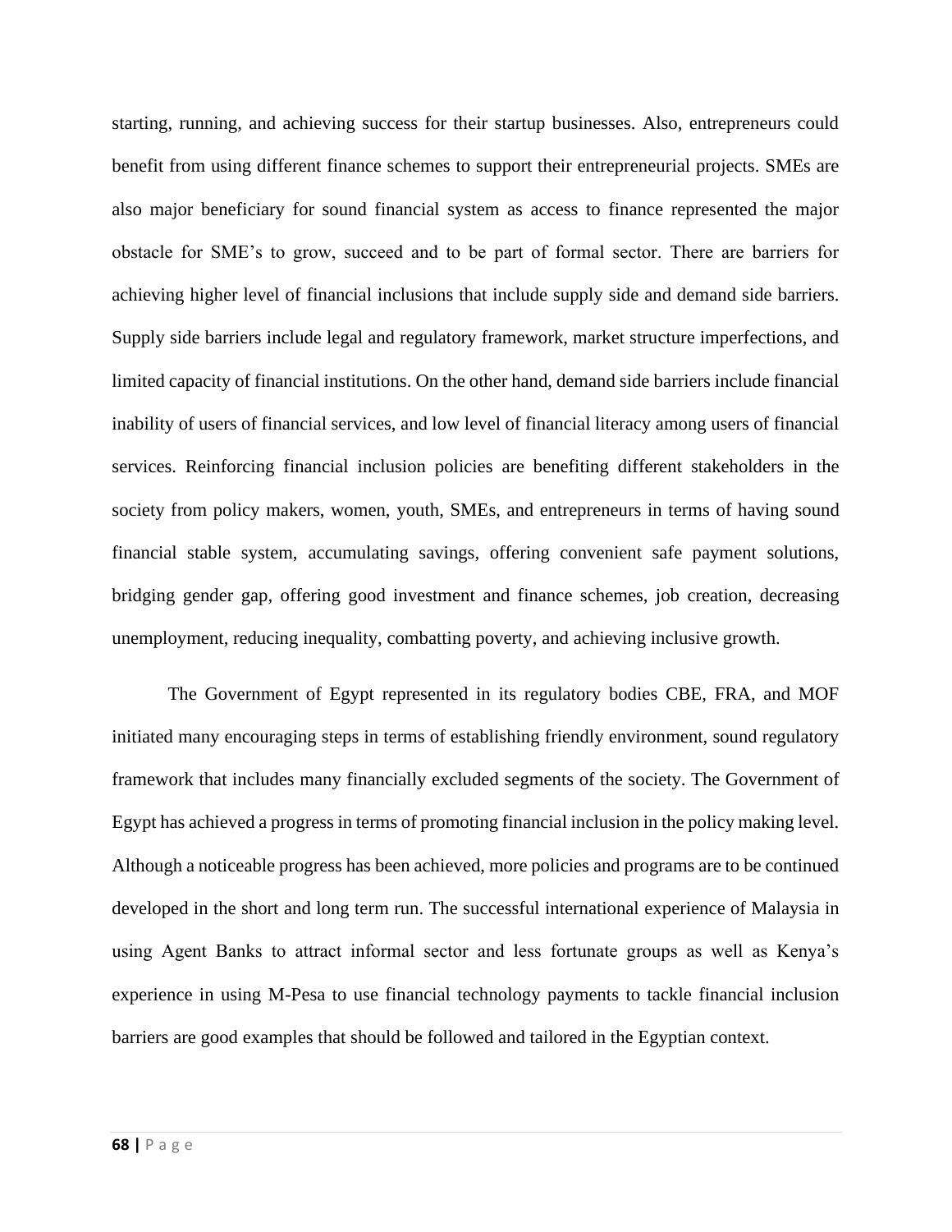starting, running, and achieving success for their startup businesses. Also, entrepreneurs could benefit from using different finance schemes to support their entrepreneurial projects. SMEs are also major beneficiary for sound financial system as access to finance represented the major obstacle for SME's to grow, succeed and to be part of formal sector. There are barriers for achieving higher level of financial inclusions that include supply side and demand side barriers. Supply side barriers include legal and regulatory framework, market structure imperfections, and limited capacity of financial institutions. On the other hand, demand side barriers include financial inability of users of financial services, and low level of financial literacy among users of financial services. Reinforcing financial inclusion policies are benefiting different stakeholders in the society from policy makers, women, youth, SMEs, and entrepreneurs in terms of having sound financial stable system, accumulating savings, offering convenient safe payment solutions, bridging gender gap, offering good investment and finance schemes, job creation, decreasing unemployment, reducing inequality, combatting poverty, and achieving inclusive growth.

The Government of Egypt represented in its regulatory bodies CBE, FRA, and MOF initiated many encouraging steps in terms of establishing friendly environment, sound regulatory framework that includes many financially excluded segments of the society. The Government of Egypt has achieved a progress in terms of promoting financial inclusion in the policy making level. Although a noticeable progress has been achieved, more policies and programs are to be continued developed in the short and long term run. The successful international experience of Malaysia in using Agent Banks to attract informal sector and less fortunate groups as well as Kenya's experience in using M-Pesa to use financial technology payments to tackle financial inclusion barriers are good examples that should be followed and tailored in the Egyptian context.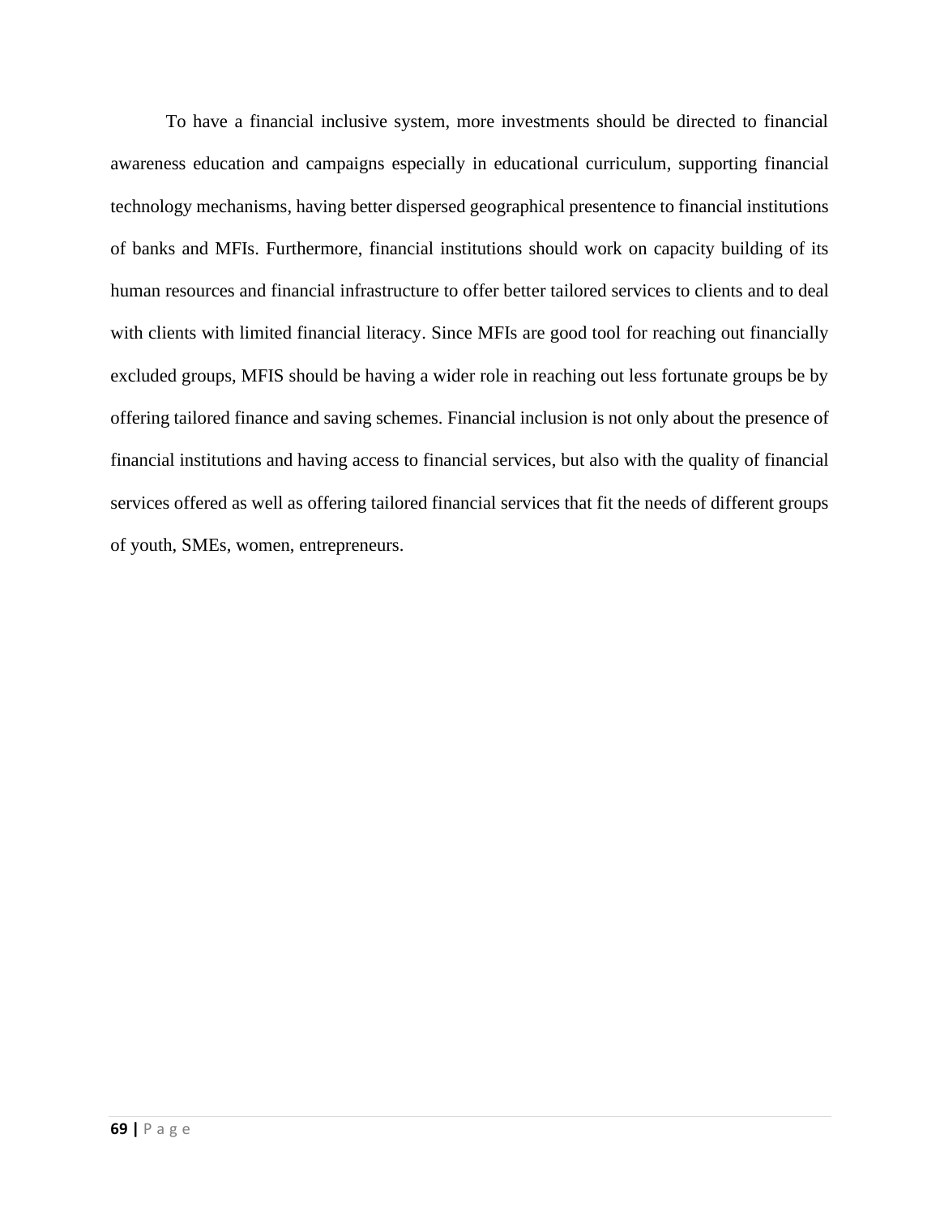To have a financial inclusive system, more investments should be directed to financial awareness education and campaigns especially in educational curriculum, supporting financial technology mechanisms, having better dispersed geographical presentence to financial institutions of banks and MFIs. Furthermore, financial institutions should work on capacity building of its human resources and financial infrastructure to offer better tailored services to clients and to deal with clients with limited financial literacy. Since MFIs are good tool for reaching out financially excluded groups, MFIS should be having a wider role in reaching out less fortunate groups be by offering tailored finance and saving schemes. Financial inclusion is not only about the presence of financial institutions and having access to financial services, but also with the quality of financial services offered as well as offering tailored financial services that fit the needs of different groups of youth, SMEs, women, entrepreneurs.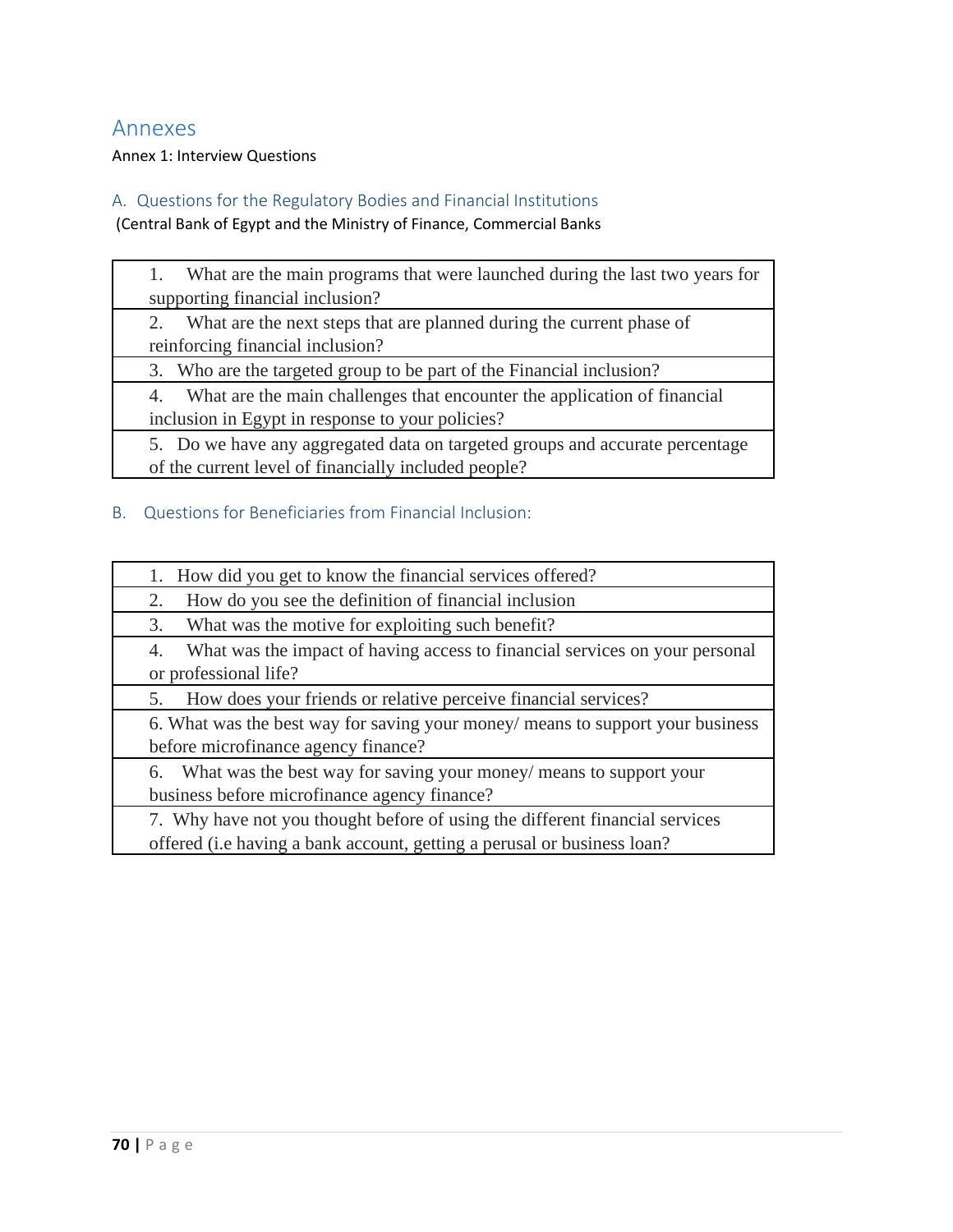# Annexes

Annex 1: Interview Questions

## A. Questions for the Regulatory Bodies and Financial Institutions

(Central Bank of Egypt and the Ministry of Finance, Commercial Banks

| |
|---|
| 1. What are the main programs that were launched during the last two years for supporting financial inclusion? |
| 2. What are the next steps that are planned during the current phase of reinforcing financial inclusion? |
| 3. Who are the targeted group to be part of the Financial inclusion? |
| 4. What are the main challenges that encounter the application of financial inclusion in Egypt in response to your policies? |
| 5. Do we have any aggregated data on targeted groups and accurate percentage of the current level of financially included people? |

## B. Questions for Beneficiaries from Financial Inclusion:

| |
|---|
| 1. How did you get to know the financial services offered? |
| 2. How do you see the definition of financial inclusion |
| 3. What was the motive for exploiting such benefit? |
| 4. What was the impact of having access to financial services on your personal or professional life? |
| 5. How does your friends or relative perceive financial services? |
| 6. What was the best way for saving your money/ means to support your business before microfinance agency finance? |
| 6. What was the best way for saving your money/ means to support your business before microfinance agency finance? |
| 7. Why have not you thought before of using the different financial services offered (i.e having a bank account, getting a perusal or business loan? |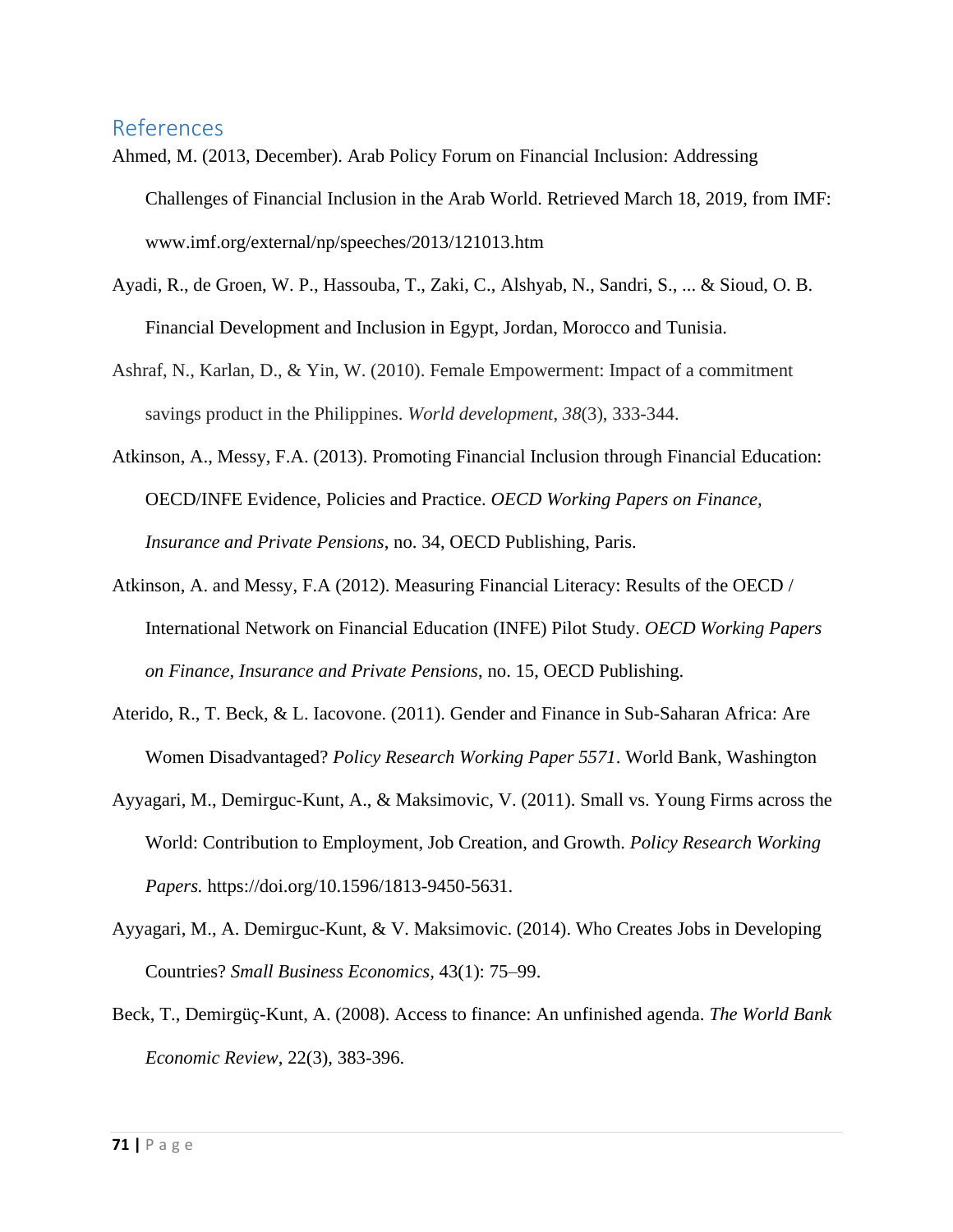## References

Ahmed, M. (2013, December). Arab Policy Forum on Financial Inclusion: Addressing Challenges of Financial Inclusion in the Arab World. Retrieved March 18, 2019, from IMF: www.imf.org/external/np/speeches/2013/121013.htm

Ayadi, R., de Groen, W. P., Hassouba, T., Zaki, C., Alshyab, N., Sandri, S., ... & Sioud, O. B. Financial Development and Inclusion in Egypt, Jordan, Morocco and Tunisia.

Ashraf, N., Karlan, D., & Yin, W. (2010). Female Empowerment: Impact of a commitment savings product in the Philippines. *World development*, *38*(3), 333-344.

Atkinson, A., Messy, F.A. (2013). Promoting Financial Inclusion through Financial Education: OECD/INFE Evidence, Policies and Practice. *OECD Working Papers on Finance, Insurance and Private Pensions*, no. 34, OECD Publishing, Paris.

Atkinson, A. and Messy, F.A (2012). Measuring Financial Literacy: Results of the OECD / International Network on Financial Education (INFE) Pilot Study. *OECD Working Papers on Finance, Insurance and Private Pensions*, no. 15, OECD Publishing.

Aterido, R., T. Beck, & L. Iacovone. (2011). Gender and Finance in Sub-Saharan Africa: Are Women Disadvantaged? *Policy Research Working Paper 5571*. World Bank, Washington

Ayyagari, M., Demirguc-Kunt, A., & Maksimovic, V. (2011). Small vs. Young Firms across the World: Contribution to Employment, Job Creation, and Growth. *Policy Research Working Papers.* https://doi.org/10.1596/1813-9450-5631.

Ayyagari, M., A. Demirguc-Kunt, & V. Maksimovic. (2014). Who Creates Jobs in Developing Countries? *Small Business Economics,* 43(1): 75–99.

Beck, T., Demirgüç-Kunt, A. (2008). Access to finance: An unfinished agenda. *The World Bank Economic Review*, 22(3), 383-396.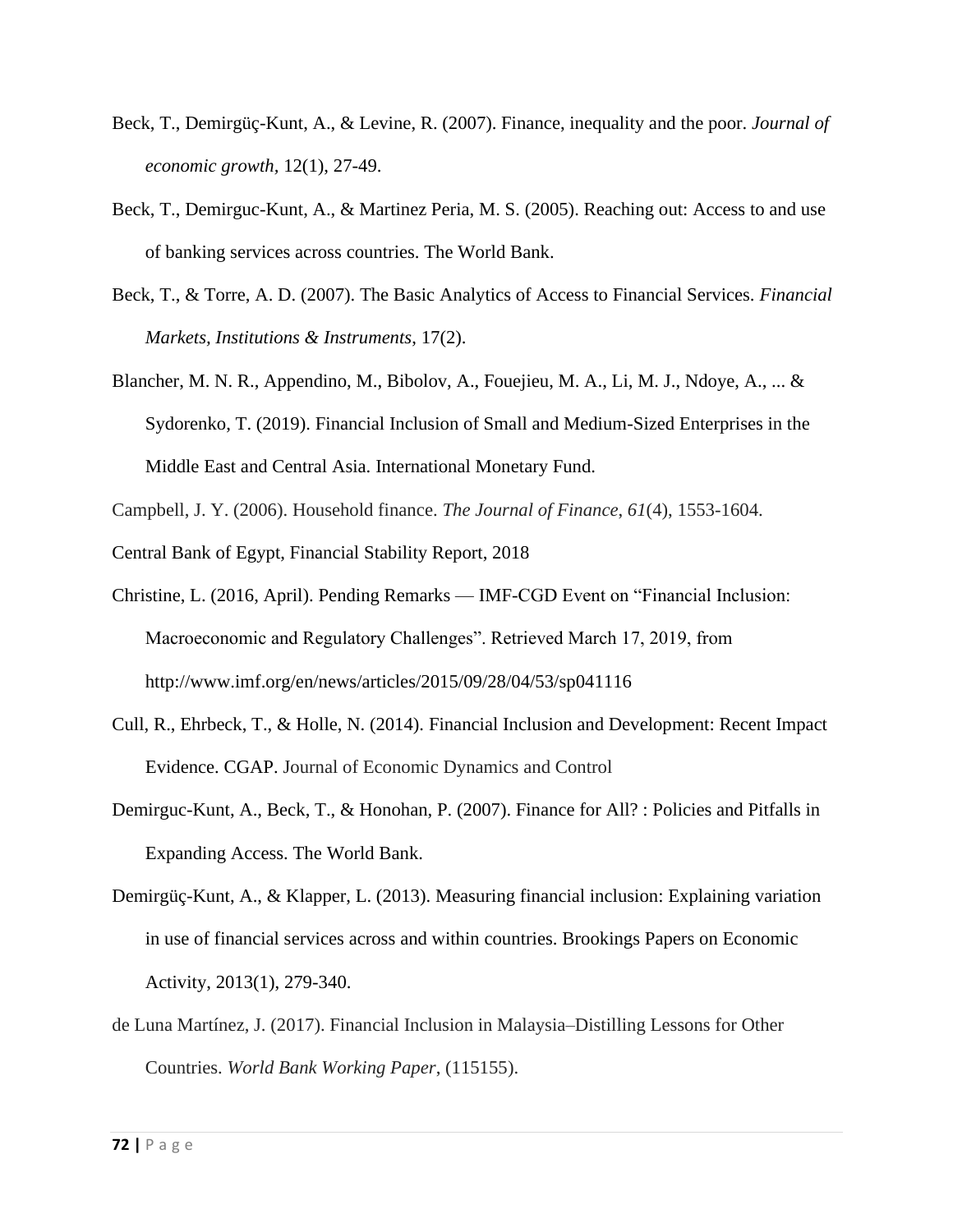Beck, T., Demirgüç-Kunt, A., & Levine, R. (2007). Finance, inequality and the poor. *Journal of economic growth*, 12(1), 27-49.

Beck, T., Demirguc-Kunt, A., & Martinez Peria, M. S. (2005). Reaching out: Access to and use of banking services across countries. The World Bank.

Beck, T., & Torre, A. D. (2007). The Basic Analytics of Access to Financial Services. *Financial Markets, Institutions & Instruments*, 17(2).

Blancher, M. N. R., Appendino, M., Bibolov, A., Fouejieu, M. A., Li, M. J., Ndoye, A., ... & Sydorenko, T. (2019). Financial Inclusion of Small and Medium-Sized Enterprises in the Middle East and Central Asia. International Monetary Fund.

Campbell, J. Y. (2006). Household finance. *The Journal of Finance*, *61*(4), 1553-1604.

Central Bank of Egypt, Financial Stability Report, 2018

Christine, L. (2016, April). Pending Remarks — IMF-CGD Event on "Financial Inclusion: Macroeconomic and Regulatory Challenges". Retrieved March 17, 2019, from http://www.imf.org/en/news/articles/2015/09/28/04/53/sp041116

Cull, R., Ehrbeck, T., & Holle, N. (2014). Financial Inclusion and Development: Recent Impact Evidence. CGAP. Journal of Economic Dynamics and Control

Demirguc-Kunt, A., Beck, T., & Honohan, P. (2007). Finance for All? : Policies and Pitfalls in Expanding Access. The World Bank.

Demirgüç-Kunt, A., & Klapper, L. (2013). Measuring financial inclusion: Explaining variation in use of financial services across and within countries. Brookings Papers on Economic Activity, 2013(1), 279-340.

de Luna Martínez, J. (2017). Financial Inclusion in Malaysia–Distilling Lessons for Other Countries. *World Bank Working Paper*, (115155).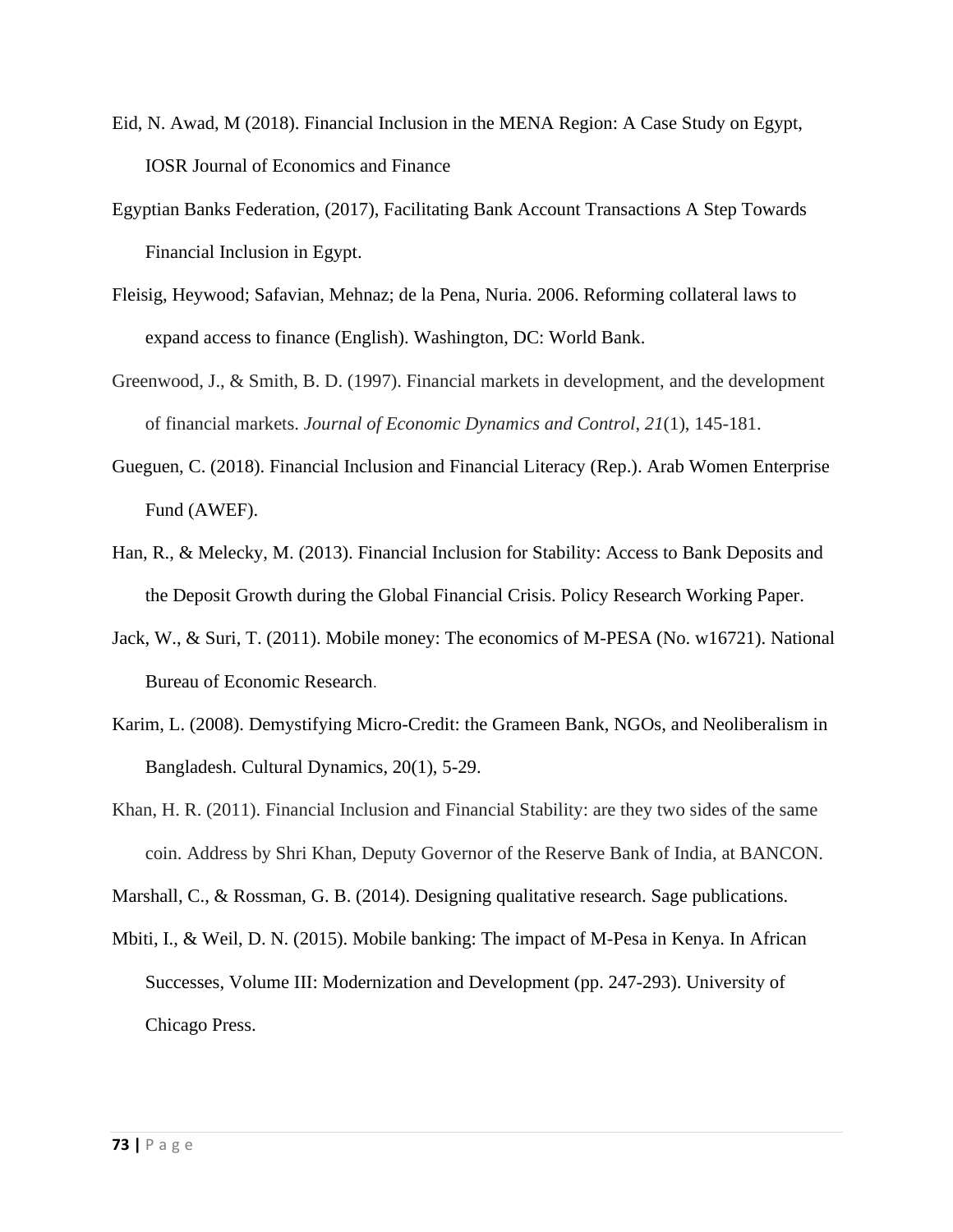Eid, N. Awad, M (2018). Financial Inclusion in the MENA Region: A Case Study on Egypt, IOSR Journal of Economics and Finance

Egyptian Banks Federation, (2017), Facilitating Bank Account Transactions A Step Towards Financial Inclusion in Egypt.

Fleisig, Heywood; Safavian, Mehnaz; de la Pena, Nuria. 2006. Reforming collateral laws to expand access to finance (English). Washington, DC: World Bank.

Greenwood, J., & Smith, B. D. (1997). Financial markets in development, and the development of financial markets. *Journal of Economic Dynamics and Control*, *21*(1), 145-181.

Gueguen, C. (2018). Financial Inclusion and Financial Literacy (Rep.). Arab Women Enterprise Fund (AWEF).

Han, R., & Melecky, M. (2013). Financial Inclusion for Stability: Access to Bank Deposits and the Deposit Growth during the Global Financial Crisis. Policy Research Working Paper.

Jack, W., & Suri, T. (2011). Mobile money: The economics of M-PESA (No. w16721). National Bureau of Economic Research.

Karim, L. (2008). Demystifying Micro-Credit: the Grameen Bank, NGOs, and Neoliberalism in Bangladesh. Cultural Dynamics, 20(1), 5-29.

Khan, H. R. (2011). Financial Inclusion and Financial Stability: are they two sides of the same coin. Address by Shri Khan, Deputy Governor of the Reserve Bank of India, at BANCON.

Marshall, C., & Rossman, G. B. (2014). Designing qualitative research. Sage publications.

Mbiti, I., & Weil, D. N. (2015). Mobile banking: The impact of M-Pesa in Kenya. In African Successes, Volume III: Modernization and Development (pp. 247-293). University of Chicago Press.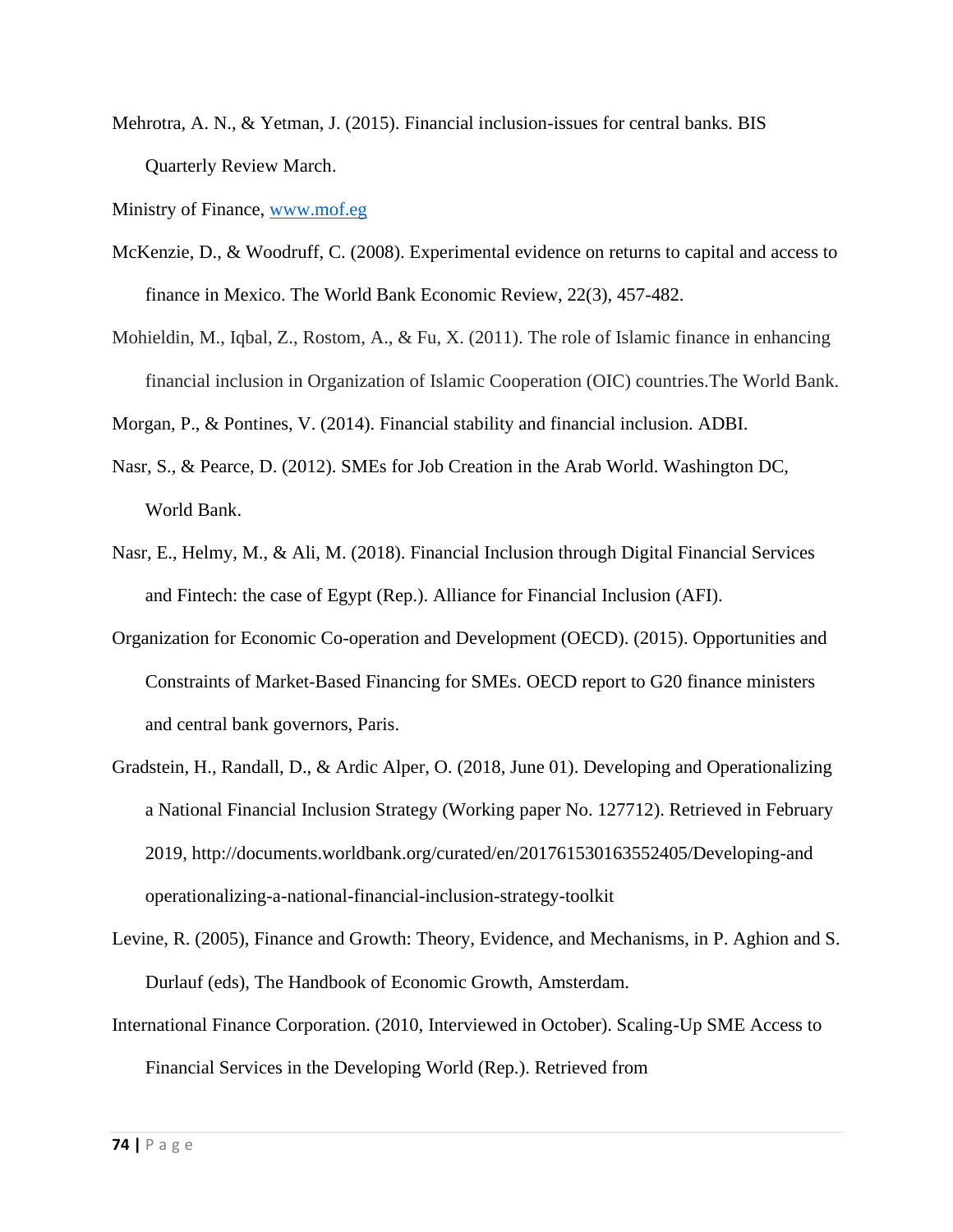Mehrotra, A. N., & Yetman, J. (2015). Financial inclusion-issues for central banks. BIS Quarterly Review March.

Ministry of Finance, [www.mof.eg](http://www.mof.eg)

McKenzie, D., & Woodruff, C. (2008). Experimental evidence on returns to capital and access to finance in Mexico. The World Bank Economic Review, 22(3), 457-482.

Mohieldin, M., Iqbal, Z., Rostom, A., & Fu, X. (2011). The role of Islamic finance in enhancing financial inclusion in Organization of Islamic Cooperation (OIC) countries.The World Bank.

Morgan, P., & Pontines, V. (2014). Financial stability and financial inclusion. ADBI.

Nasr, S., & Pearce, D. (2012). SMEs for Job Creation in the Arab World. Washington DC, World Bank.

Nasr, E., Helmy, M., & Ali, M. (2018). Financial Inclusion through Digital Financial Services and Fintech: the case of Egypt (Rep.). Alliance for Financial Inclusion (AFI).

Organization for Economic Co-operation and Development (OECD). (2015). Opportunities and Constraints of Market-Based Financing for SMEs. OECD report to G20 finance ministers and central bank governors, Paris.

Gradstein, H., Randall, D., & Ardic Alper, O. (2018, June 01). Developing and Operationalizing a National Financial Inclusion Strategy (Working paper No. 127712). Retrieved in February 2019, http://documents.worldbank.org/curated/en/201761530163552405/Developing-and operationalizing-a-national-financial-inclusion-strategy-toolkit

Levine, R. (2005), Finance and Growth: Theory, Evidence, and Mechanisms, in P. Aghion and S. Durlauf (eds), The Handbook of Economic Growth, Amsterdam.

International Finance Corporation. (2010, Interviewed in October). Scaling-Up SME Access to Financial Services in the Developing World (Rep.). Retrieved from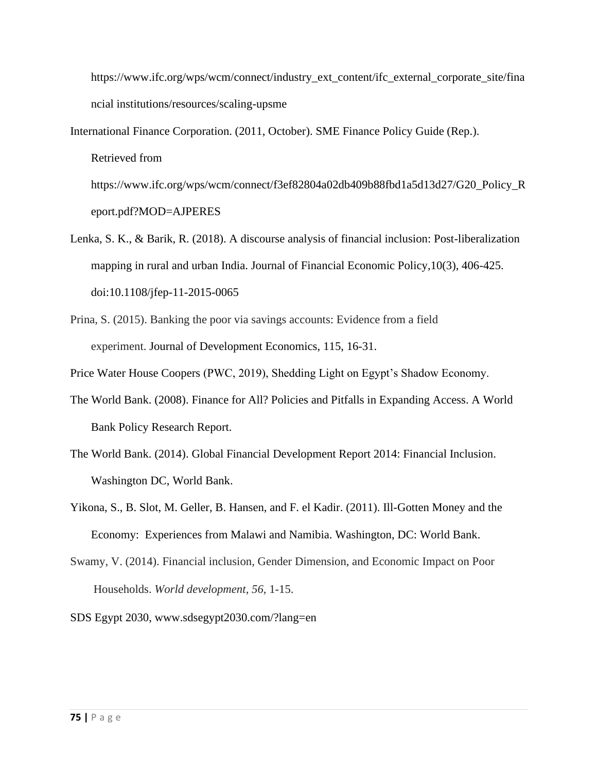https://www.ifc.org/wps/wcm/connect/industry_ext_content/ifc_external_corporate_site/financial institutions/resources/scaling-upsme

International Finance Corporation. (2011, October). SME Finance Policy Guide (Rep.). Retrieved from https://www.ifc.org/wps/wcm/connect/f3ef82804a02db409b88fbd1a5d13d27/G20_Policy_Report.pdf?MOD=AJPERES

Lenka, S. K., & Barik, R. (2018). A discourse analysis of financial inclusion: Post-liberalization mapping in rural and urban India. Journal of Financial Economic Policy,10(3), 406-425. doi:10.1108/jfep-11-2015-0065

Prina, S. (2015). Banking the poor via savings accounts: Evidence from a field experiment. Journal of Development Economics, 115, 16-31.

Price Water House Coopers (PWC, 2019), Shedding Light on Egypt's Shadow Economy.

The World Bank. (2008). Finance for All? Policies and Pitfalls in Expanding Access. A World Bank Policy Research Report.

The World Bank. (2014). Global Financial Development Report 2014: Financial Inclusion. Washington DC, World Bank.

Yikona, S., B. Slot, M. Geller, B. Hansen, and F. el Kadir. (2011). Ill-Gotten Money and the Economy: Experiences from Malawi and Namibia. Washington, DC: World Bank.

Swamy, V. (2014). Financial inclusion, Gender Dimension, and Economic Impact on Poor Households. *World development*, *56*, 1-15.

SDS Egypt 2030, www.sdsegypt2030.com/?lang=en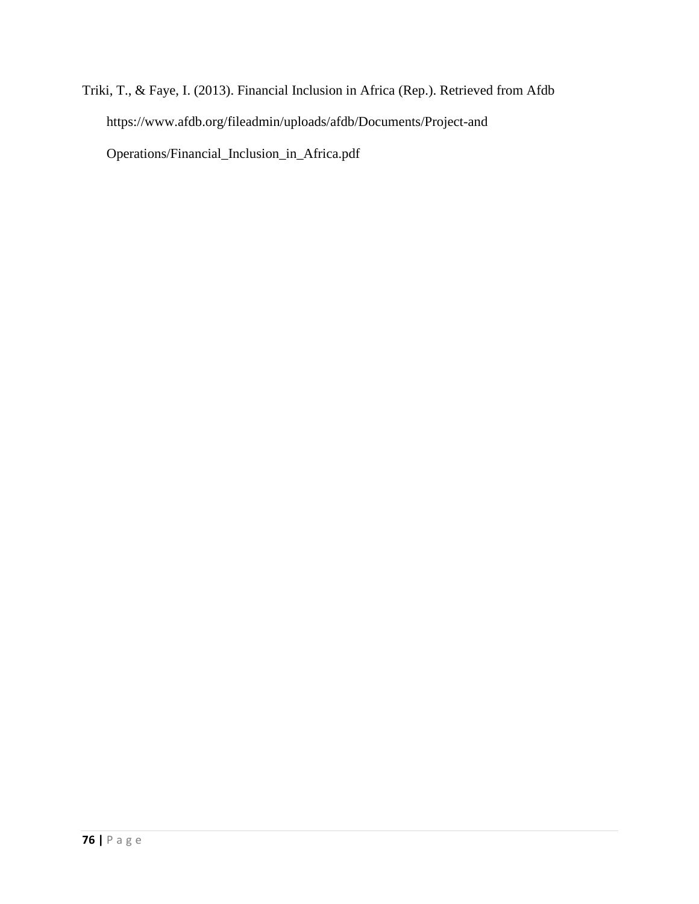Triki, T., & Faye, I. (2013). Financial Inclusion in Africa (Rep.). Retrieved from Afdb https://www.afdb.org/fileadmin/uploads/afdb/Documents/Project-and Operations/Financial_Inclusion_in_Africa.pdf